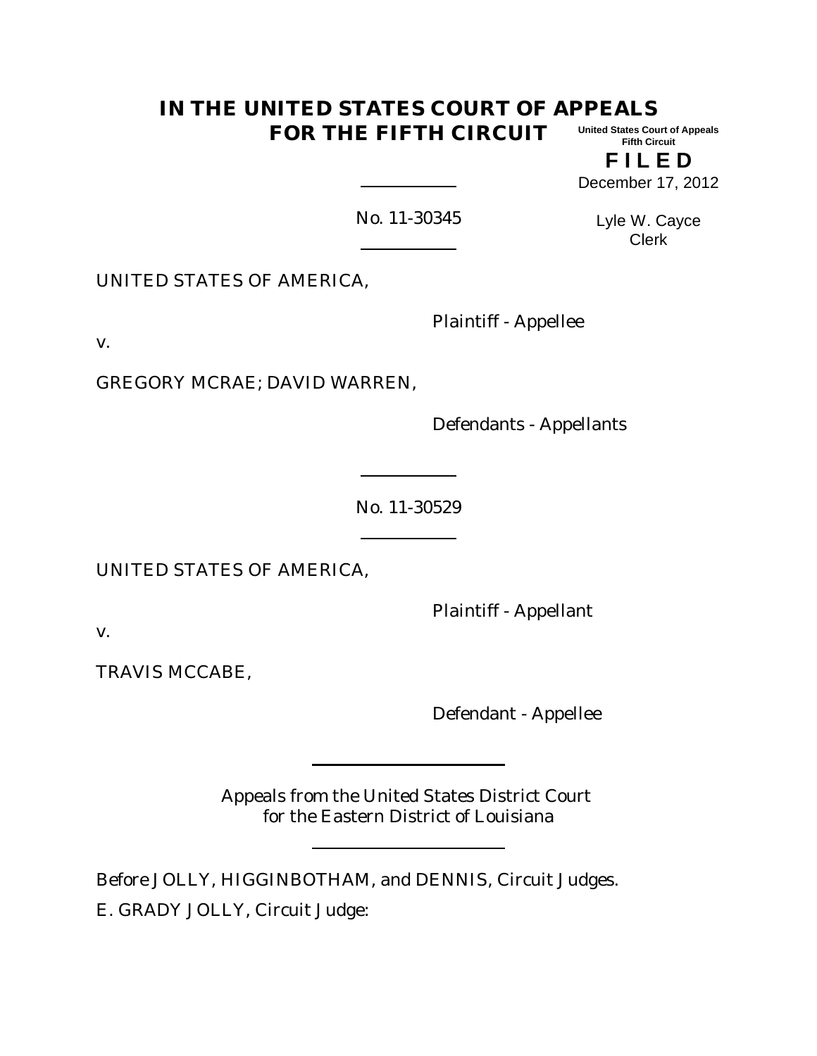# IN THE UNITED STATES COURT OF APPEALS FOR THE FIFTH CIRCUIT

United States Court of Appeals
Fifth Circuit

**FILED**

December 17, 2012

Lyle W. Cayce
Clerk

No. 11-30345

UNITED STATES OF AMERICA,

Plaintiff - Appellee

v.

GREGORY MCRAE; DAVID WARREN,

Defendants - Appellants

No. 11-30529

UNITED STATES OF AMERICA,

Plaintiff - Appellant

v.

TRAVIS MCCABE,

Defendant - Appellee

Appeals from the United States District Court
for the Eastern District of Louisiana

Before JOLLY, HIGGINBOTHAM, and DENNIS, Circuit Judges.

E. GRADY JOLLY, Circuit Judge: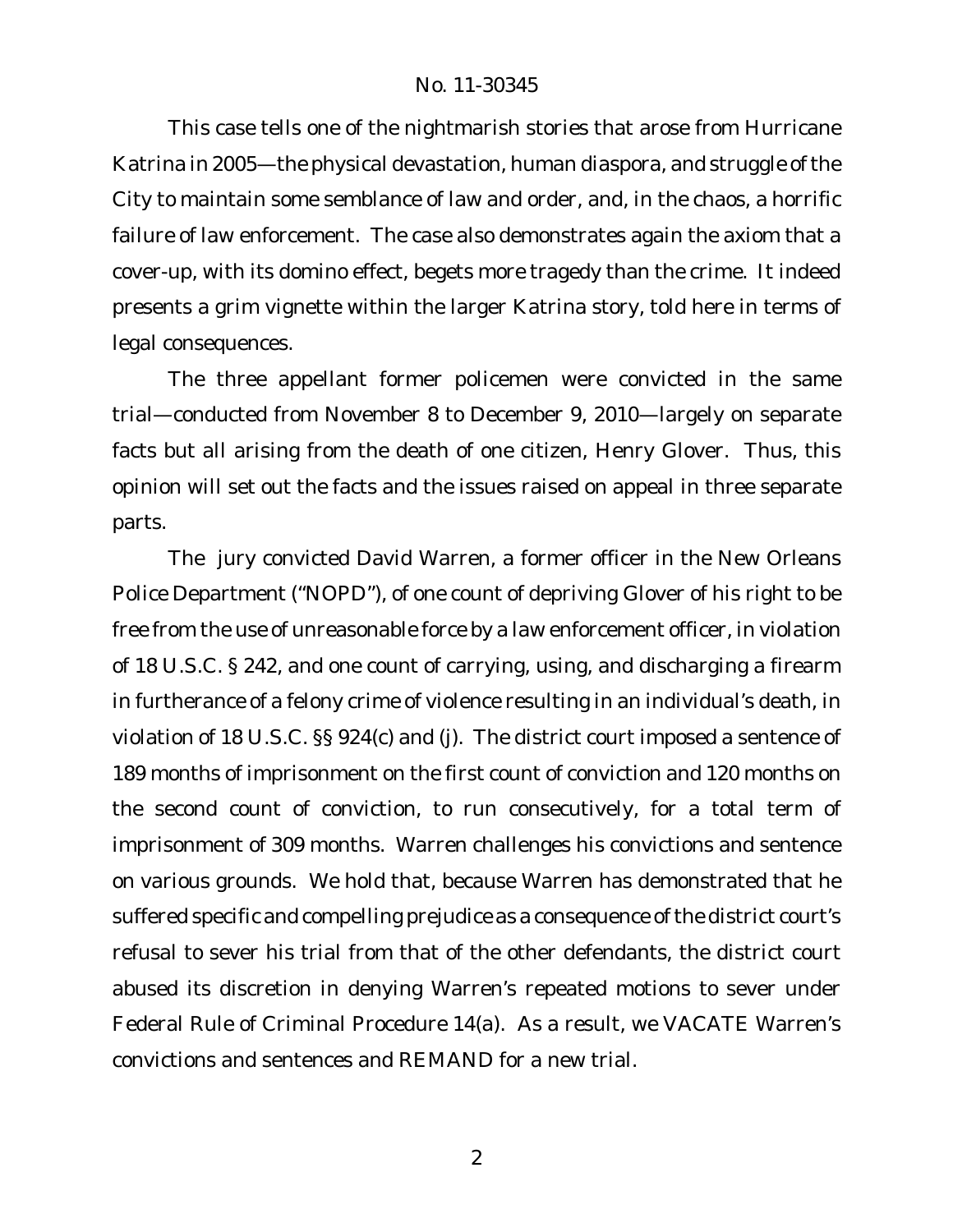This case tells one of the nightmarish stories that arose from Hurricane Katrina in 2005—the physical devastation, human diaspora, and struggle of the City to maintain some semblance of law and order, and, in the chaos, a horrific failure of law enforcement. The case also demonstrates again the axiom that a cover-up, with its domino effect, begets more tragedy than the crime. It indeed presents a grim vignette within the larger Katrina story, told here in terms of legal consequences.

The three appellant former policemen were convicted in the same trial—conducted from November 8 to December 9, 2010—largely on separate facts but all arising from the death of one citizen, Henry Glover. Thus, this opinion will set out the facts and the issues raised on appeal in three separate parts.

The jury convicted David Warren, a former officer in the New Orleans Police Department ("NOPD"), of one count of depriving Glover of his right to be free from the use of unreasonable force by a law enforcement officer, in violation of 18 U.S.C. § 242, and one count of carrying, using, and discharging a firearm in furtherance of a felony crime of violence resulting in an individual's death, in violation of 18 U.S.C. §§ 924(c) and (j). The district court imposed a sentence of 189 months of imprisonment on the first count of conviction and 120 months on the second count of conviction, to run consecutively, for a total term of imprisonment of 309 months. Warren challenges his convictions and sentence on various grounds. We hold that, because Warren has demonstrated that he suffered specific and compelling prejudice as a consequence of the district court's refusal to sever his trial from that of the other defendants, the district court abused its discretion in denying Warren's repeated motions to sever under Federal Rule of Criminal Procedure 14(a). As a result, we VACATE Warren's convictions and sentences and REMAND for a new trial.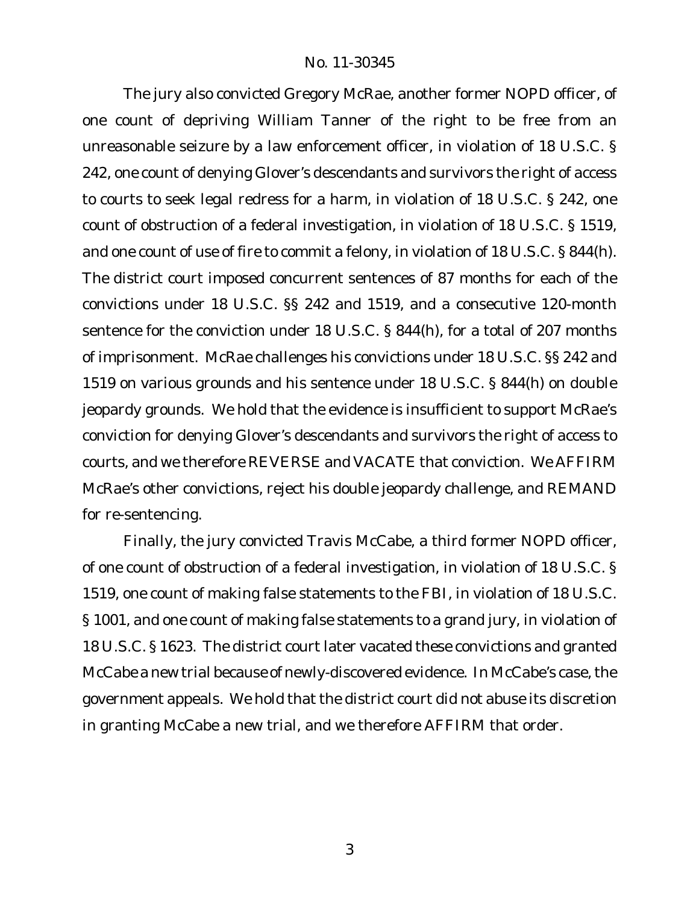The jury also convicted Gregory McRae, another former NOPD officer, of one count of depriving William Tanner of the right to be free from an unreasonable seizure by a law enforcement officer, in violation of 18 U.S.C. § 242, one count of denying Glover's descendants and survivors the right of access to courts to seek legal redress for a harm, in violation of 18 U.S.C. § 242, one count of obstruction of a federal investigation, in violation of 18 U.S.C. § 1519, and one count of use of fire to commit a felony, in violation of 18 U.S.C. § 844(h). The district court imposed concurrent sentences of 87 months for each of the convictions under 18 U.S.C. §§ 242 and 1519, and a consecutive 120-month sentence for the conviction under 18 U.S.C. § 844(h), for a total of 207 months of imprisonment. McRae challenges his convictions under 18 U.S.C. §§ 242 and 1519 on various grounds and his sentence under 18 U.S.C. § 844(h) on double jeopardy grounds. We hold that the evidence is insufficient to support McRae's conviction for denying Glover's descendants and survivors the right of access to courts, and we therefore REVERSE and VACATE that conviction. We AFFIRM McRae's other convictions, reject his double jeopardy challenge, and REMAND for re-sentencing.

Finally, the jury convicted Travis McCabe, a third former NOPD officer, of one count of obstruction of a federal investigation, in violation of 18 U.S.C. § 1519, one count of making false statements to the FBI, in violation of 18 U.S.C. § 1001, and one count of making false statements to a grand jury, in violation of 18 U.S.C. § 1623. The district court later vacated these convictions and granted McCabe a new trial because of newly-discovered evidence. In McCabe's case, the government appeals. We hold that the district court did not abuse its discretion in granting McCabe a new trial, and we therefore AFFIRM that order.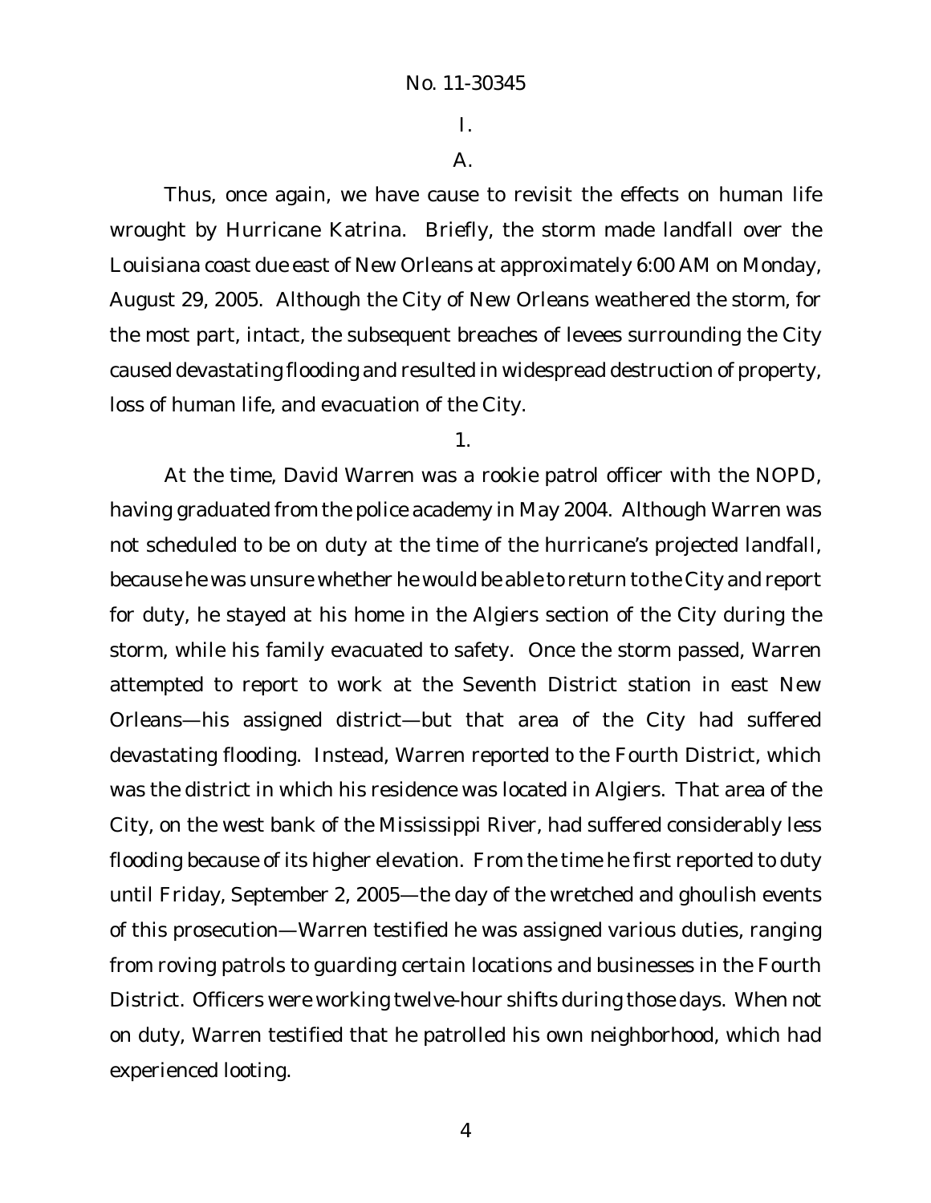## I.

### A.

Thus, once again, we have cause to revisit the effects on human life wrought by Hurricane Katrina. Briefly, the storm made landfall over the Louisiana coast due east of New Orleans at approximately 6:00 AM on Monday, August 29, 2005. Although the City of New Orleans weathered the storm, for the most part, intact, the subsequent breaches of levees surrounding the City caused devastating flooding and resulted in widespread destruction of property, loss of human life, and evacuation of the City.

#### 1.

At the time, David Warren was a rookie patrol officer with the NOPD, having graduated from the police academy in May 2004. Although Warren was not scheduled to be on duty at the time of the hurricane's projected landfall, because he was unsure whether he would be able to return to the City and report for duty, he stayed at his home in the Algiers section of the City during the storm, while his family evacuated to safety. Once the storm passed, Warren attempted to report to work at the Seventh District station in east New Orleans—his assigned district—but that area of the City had suffered devastating flooding. Instead, Warren reported to the Fourth District, which was the district in which his residence was located in Algiers. That area of the City, on the west bank of the Mississippi River, had suffered considerably less flooding because of its higher elevation. From the time he first reported to duty until Friday, September 2, 2005—the day of the wretched and ghoulish events of this prosecution—Warren testified he was assigned various duties, ranging from roving patrols to guarding certain locations and businesses in the Fourth District. Officers were working twelve-hour shifts during those days. When not on duty, Warren testified that he patrolled his own neighborhood, which had experienced looting.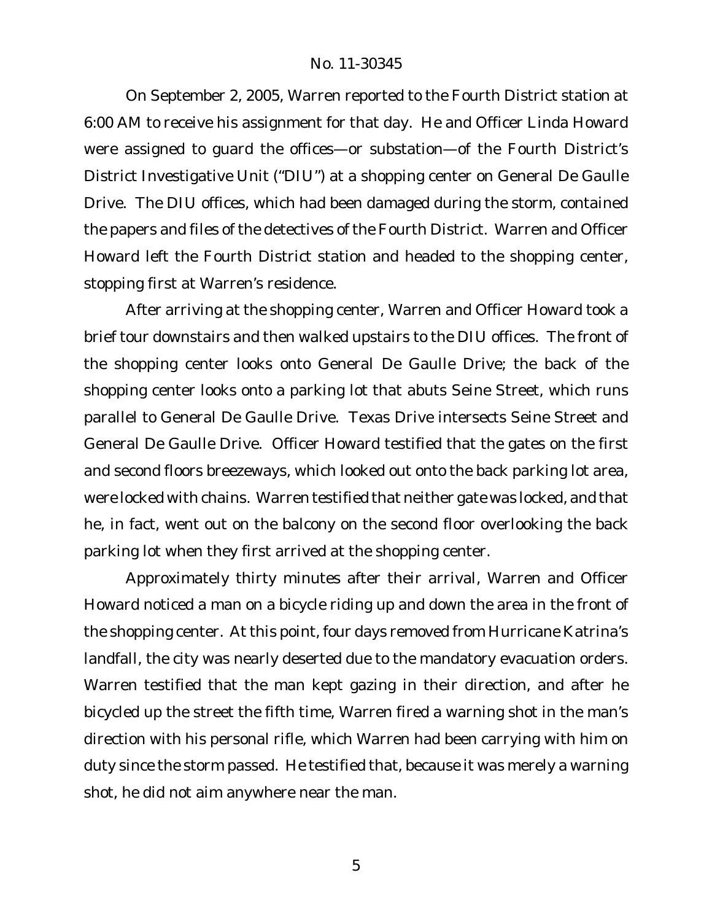On September 2, 2005, Warren reported to the Fourth District station at 6:00 AM to receive his assignment for that day. He and Officer Linda Howard were assigned to guard the offices—or substation—of the Fourth District's District Investigative Unit ("DIU") at a shopping center on General De Gaulle Drive. The DIU offices, which had been damaged during the storm, contained the papers and files of the detectives of the Fourth District. Warren and Officer Howard left the Fourth District station and headed to the shopping center, stopping first at Warren's residence.

After arriving at the shopping center, Warren and Officer Howard took a brief tour downstairs and then walked upstairs to the DIU offices. The front of the shopping center looks onto General De Gaulle Drive; the back of the shopping center looks onto a parking lot that abuts Seine Street, which runs parallel to General De Gaulle Drive. Texas Drive intersects Seine Street and General De Gaulle Drive. Officer Howard testified that the gates on the first and second floors breezeways, which looked out onto the back parking lot area, were locked with chains. Warren testified that neither gate was locked, and that he, in fact, went out on the balcony on the second floor overlooking the back parking lot when they first arrived at the shopping center.

Approximately thirty minutes after their arrival, Warren and Officer Howard noticed a man on a bicycle riding up and down the area in the front of the shopping center. At this point, four days removed from Hurricane Katrina's landfall, the city was nearly deserted due to the mandatory evacuation orders. Warren testified that the man kept gazing in their direction, and after he bicycled up the street the fifth time, Warren fired a warning shot in the man's direction with his personal rifle, which Warren had been carrying with him on duty since the storm passed. He testified that, because it was merely a warning shot, he did not aim anywhere near the man.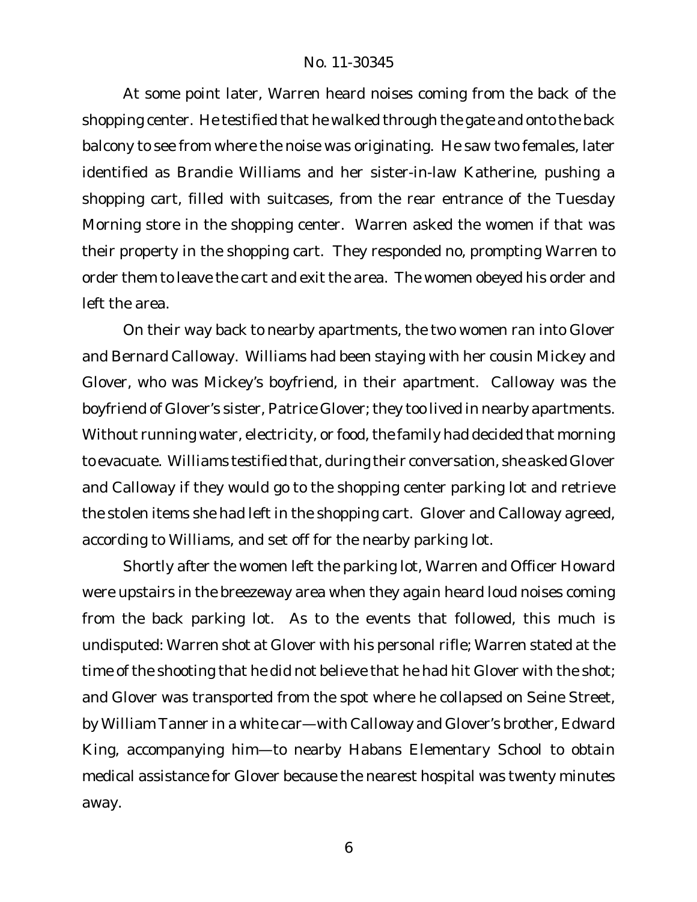At some point later, Warren heard noises coming from the back of the shopping center. He testified that he walked through the gate and onto the back balcony to see from where the noise was originating. He saw two females, later identified as Brandie Williams and her sister-in-law Katherine, pushing a shopping cart, filled with suitcases, from the rear entrance of the Tuesday Morning store in the shopping center. Warren asked the women if that was their property in the shopping cart. They responded no, prompting Warren to order them to leave the cart and exit the area. The women obeyed his order and left the area.

On their way back to nearby apartments, the two women ran into Glover and Bernard Calloway. Williams had been staying with her cousin Mickey and Glover, who was Mickey's boyfriend, in their apartment. Calloway was the boyfriend of Glover's sister, Patrice Glover; they too lived in nearby apartments. Without running water, electricity, or food, the family had decided that morning to evacuate. Williams testified that, during their conversation, she asked Glover and Calloway if they would go to the shopping center parking lot and retrieve the stolen items she had left in the shopping cart. Glover and Calloway agreed, according to Williams, and set off for the nearby parking lot.

Shortly after the women left the parking lot, Warren and Officer Howard were upstairs in the breezeway area when they again heard loud noises coming from the back parking lot. As to the events that followed, this much is undisputed: Warren shot at Glover with his personal rifle; Warren stated at the time of the shooting that he did not believe that he had hit Glover with the shot; and Glover was transported from the spot where he collapsed on Seine Street, by William Tanner in a white car—with Calloway and Glover's brother, Edward King, accompanying him—to nearby Habans Elementary School to obtain medical assistance for Glover because the nearest hospital was twenty minutes away.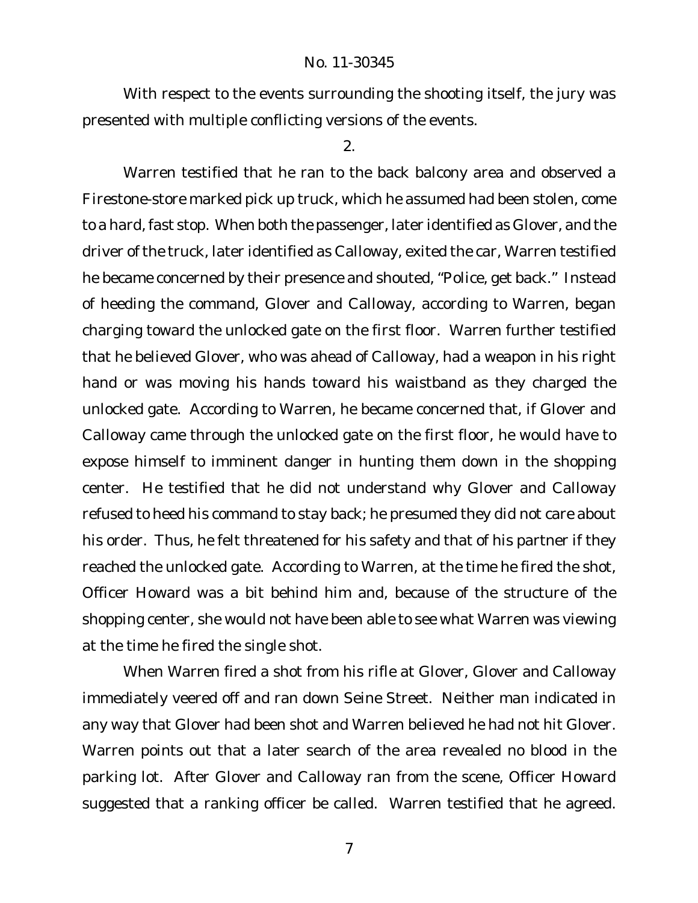With respect to the events surrounding the shooting itself, the jury was presented with multiple conflicting versions of the events.

2.

Warren testified that he ran to the back balcony area and observed a Firestone-store marked pick up truck, which he assumed had been stolen, come to a hard, fast stop. When both the passenger, later identified as Glover, and the driver of the truck, later identified as Calloway, exited the car, Warren testified he became concerned by their presence and shouted, "Police, get back." Instead of heeding the command, Glover and Calloway, according to Warren, began charging toward the unlocked gate on the first floor. Warren further testified that he believed Glover, who was ahead of Calloway, had a weapon in his right hand or was moving his hands toward his waistband as they charged the unlocked gate. According to Warren, he became concerned that, if Glover and Calloway came through the unlocked gate on the first floor, he would have to expose himself to imminent danger in hunting them down in the shopping center. He testified that he did not understand why Glover and Calloway refused to heed his command to stay back; he presumed they did not care about his order. Thus, he felt threatened for his safety and that of his partner if they reached the unlocked gate. According to Warren, at the time he fired the shot, Officer Howard was a bit behind him and, because of the structure of the shopping center, she would not have been able to see what Warren was viewing at the time he fired the single shot.

When Warren fired a shot from his rifle at Glover, Glover and Calloway immediately veered off and ran down Seine Street. Neither man indicated in any way that Glover had been shot and Warren believed he had not hit Glover. Warren points out that a later search of the area revealed no blood in the parking lot. After Glover and Calloway ran from the scene, Officer Howard suggested that a ranking officer be called. Warren testified that he agreed.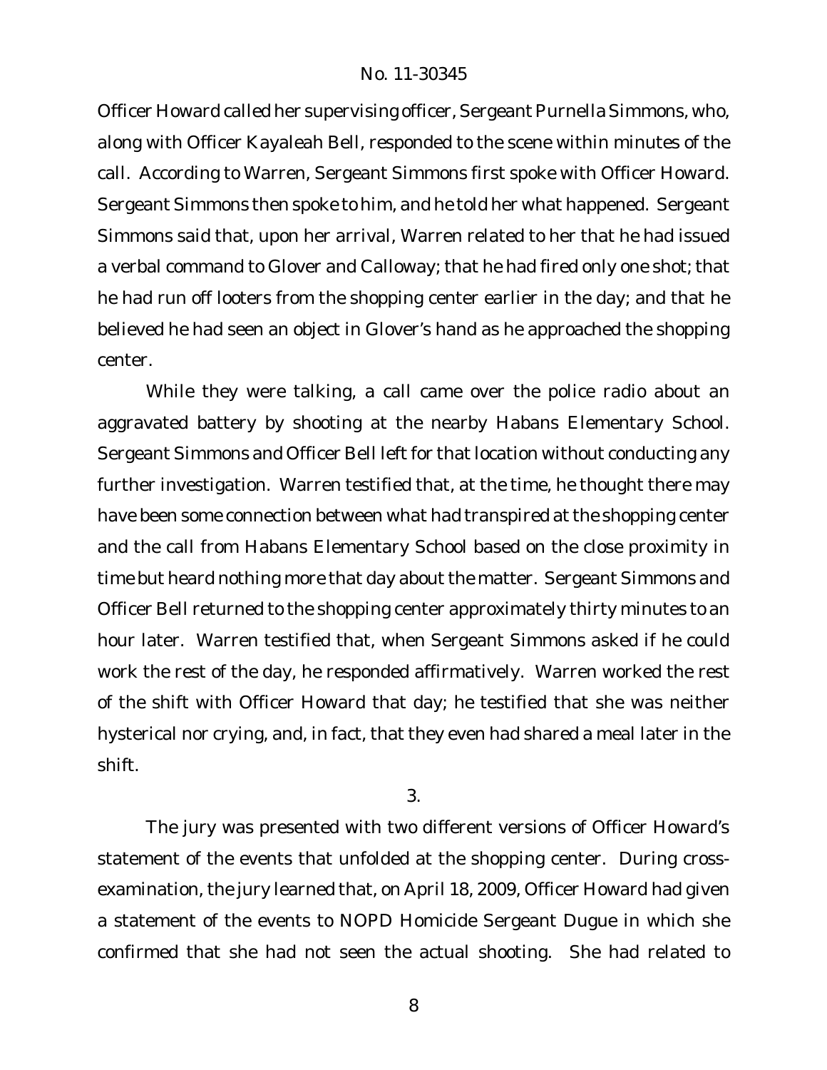Officer Howard called her supervising officer, Sergeant Purnella Simmons, who, along with Officer Kayaleah Bell, responded to the scene within minutes of the call. According to Warren, Sergeant Simmons first spoke with Officer Howard. Sergeant Simmons then spoke to him, and he told her what happened. Sergeant Simmons said that, upon her arrival, Warren related to her that he had issued a verbal command to Glover and Calloway; that he had fired only one shot; that he had run off looters from the shopping center earlier in the day; and that he believed he had seen an object in Glover's hand as he approached the shopping center.

While they were talking, a call came over the police radio about an aggravated battery by shooting at the nearby Habans Elementary School. Sergeant Simmons and Officer Bell left for that location without conducting any further investigation. Warren testified that, at the time, he thought there may have been some connection between what had transpired at the shopping center and the call from Habans Elementary School based on the close proximity in time but heard nothing more that day about the matter. Sergeant Simmons and Officer Bell returned to the shopping center approximately thirty minutes to an hour later. Warren testified that, when Sergeant Simmons asked if he could work the rest of the day, he responded affirmatively. Warren worked the rest of the shift with Officer Howard that day; he testified that she was neither hysterical nor crying, and, in fact, that they even had shared a meal later in the shift.

3.

The jury was presented with two different versions of Officer Howard's statement of the events that unfolded at the shopping center. During cross-examination, the jury learned that, on April 18, 2009, Officer Howard had given a statement of the events to NOPD Homicide Sergeant Dugue in which she confirmed that she had not seen the actual shooting. She had related to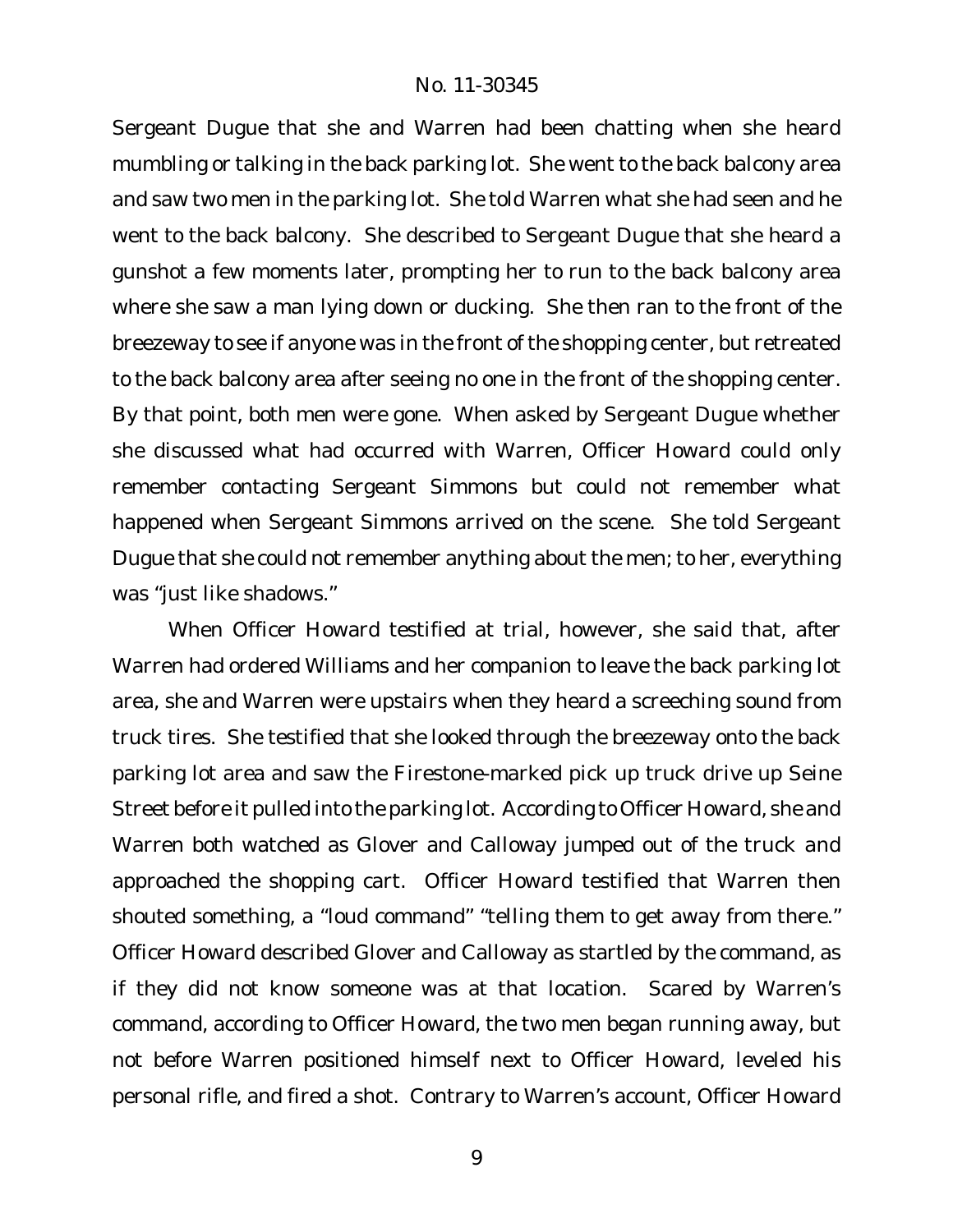Sergeant Dugue that she and Warren had been chatting when she heard mumbling or talking in the back parking lot. She went to the back balcony area and saw two men in the parking lot. She told Warren what she had seen and he went to the back balcony. She described to Sergeant Dugue that she heard a gunshot a few moments later, prompting her to run to the back balcony area where she saw a man lying down or ducking. She then ran to the front of the breezeway to see if anyone was in the front of the shopping center, but retreated to the back balcony area after seeing no one in the front of the shopping center. By that point, both men were gone. When asked by Sergeant Dugue whether she discussed what had occurred with Warren, Officer Howard could only remember contacting Sergeant Simmons but could not remember what happened when Sergeant Simmons arrived on the scene. She told Sergeant Dugue that she could not remember anything about the men; to her, everything was "just like shadows."

When Officer Howard testified at trial, however, she said that, after Warren had ordered Williams and her companion to leave the back parking lot area, she and Warren were upstairs when they heard a screeching sound from truck tires. She testified that she looked through the breezeway onto the back parking lot area and saw the Firestone-marked pick up truck drive up Seine Street before it pulled into the parking lot. According to Officer Howard, she and Warren both watched as Glover and Calloway jumped out of the truck and approached the shopping cart. Officer Howard testified that Warren then shouted something, a "loud command" "telling them to get away from there." Officer Howard described Glover and Calloway as startled by the command, as if they did not know someone was at that location. Scared by Warren's command, according to Officer Howard, the two men began running away, but not before Warren positioned himself next to Officer Howard, leveled his personal rifle, and fired a shot. Contrary to Warren's account, Officer Howard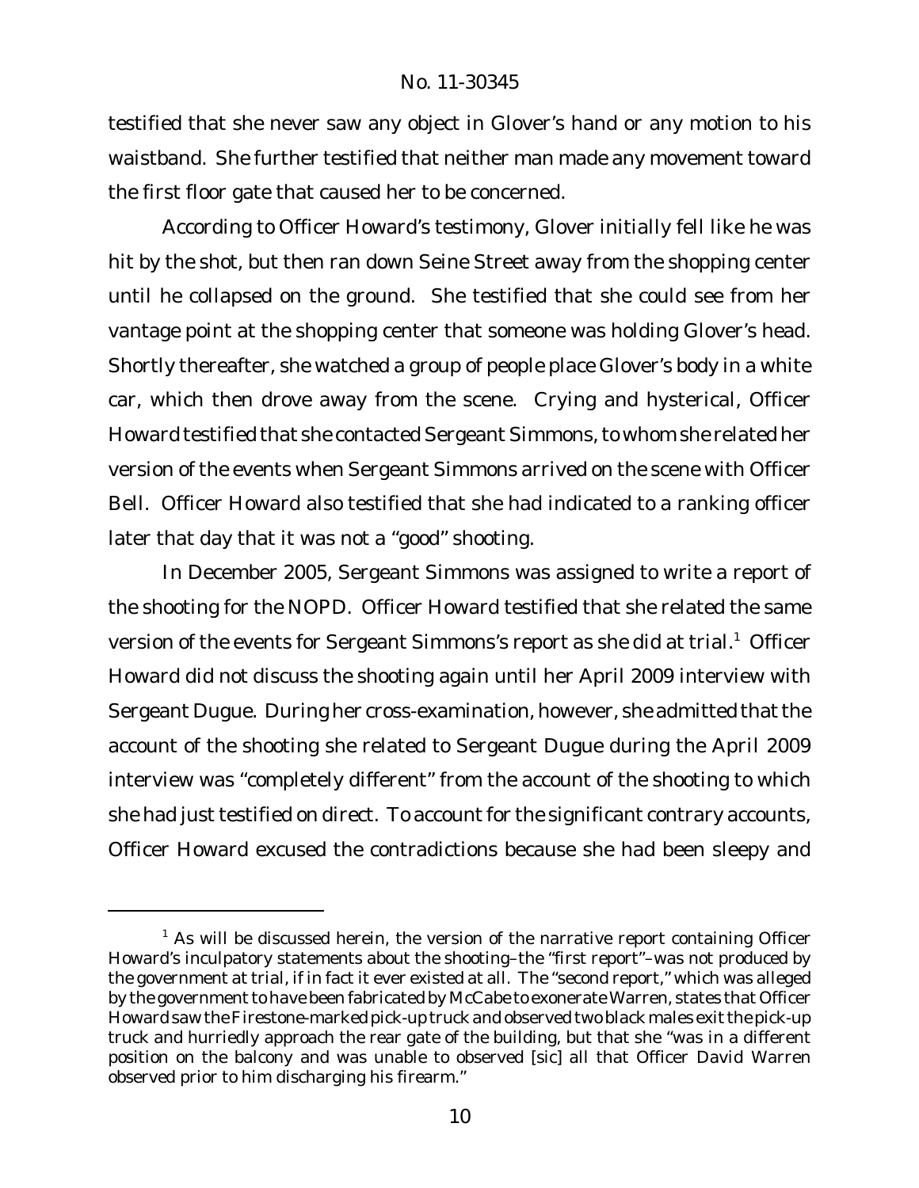testified that she never saw any object in Glover's hand or any motion to his waistband. She further testified that neither man made any movement toward the first floor gate that caused her to be concerned.

According to Officer Howard's testimony, Glover initially fell like he was hit by the shot, but then ran down Seine Street away from the shopping center until he collapsed on the ground. She testified that she could see from her vantage point at the shopping center that someone was holding Glover's head. Shortly thereafter, she watched a group of people place Glover's body in a white car, which then drove away from the scene. Crying and hysterical, Officer Howard testified that she contacted Sergeant Simmons, to whom she related her version of the events when Sergeant Simmons arrived on the scene with Officer Bell. Officer Howard also testified that she had indicated to a ranking officer later that day that it was not a "good" shooting.

In December 2005, Sergeant Simmons was assigned to write a report of the shooting for the NOPD. Officer Howard testified that she related the same version of the events for Sergeant Simmons's report as she did at trial.[1] Officer Howard did not discuss the shooting again until her April 2009 interview with Sergeant Dugue. During her cross-examination, however, she admitted that the account of the shooting she related to Sergeant Dugue during the April 2009 interview was "completely different" from the account of the shooting to which she had just testified on direct. To account for the significant contrary accounts, Officer Howard excused the contradictions because she had been sleepy and

[1] As will be discussed herein, the version of the narrative report containing Officer Howard's inculpatory statements about the shooting–the "first report"–was not produced by the government at trial, if in fact it ever existed at all. The "second report," which was alleged by the government to have been fabricated by McCabe to exonerate Warren, states that Officer Howard saw the Firestone-marked pick-up truck and observed two black males exit the pick-up truck and hurriedly approach the rear gate of the building, but that she "was in a different position on the balcony and was unable to observed [sic] all that Officer David Warren observed prior to him discharging his firearm."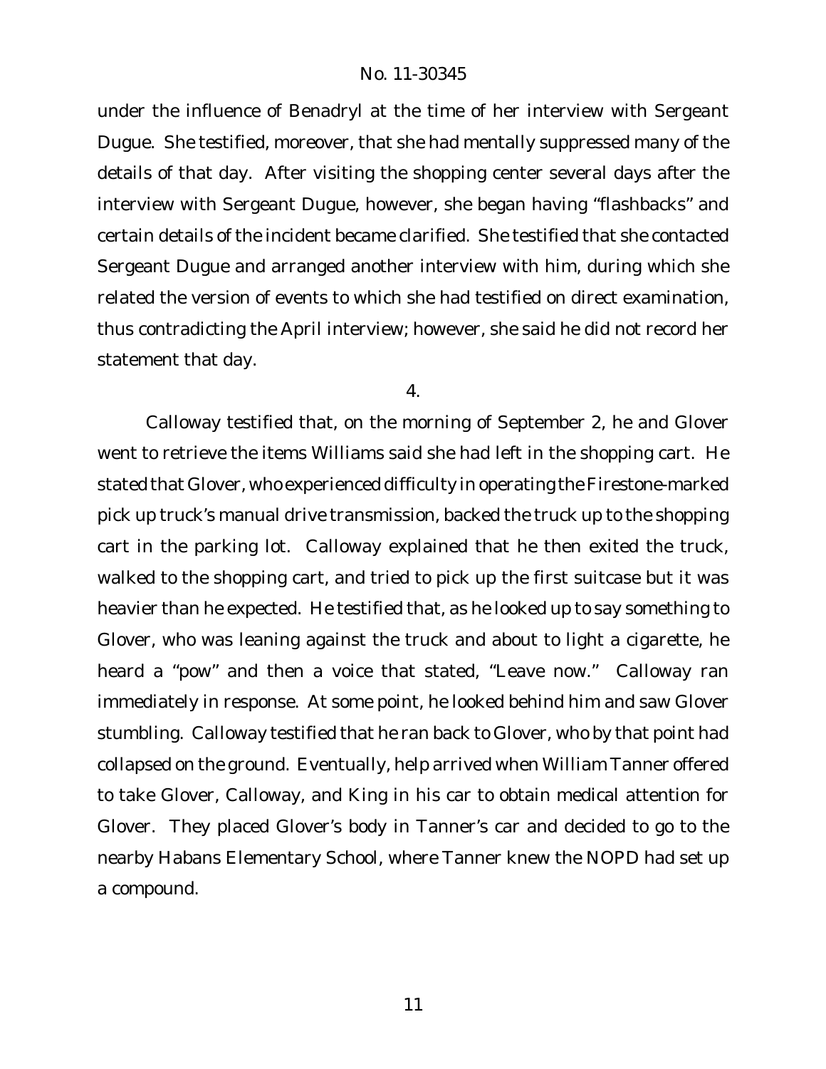under the influence of Benadryl at the time of her interview with Sergeant Dugue. She testified, moreover, that she had mentally suppressed many of the details of that day. After visiting the shopping center several days after the interview with Sergeant Dugue, however, she began having "flashbacks" and certain details of the incident became clarified. She testified that she contacted Sergeant Dugue and arranged another interview with him, during which she related the version of events to which she had testified on direct examination, thus contradicting the April interview; however, she said he did not record her statement that day.

4.

Calloway testified that, on the morning of September 2, he and Glover went to retrieve the items Williams said she had left in the shopping cart. He stated that Glover, who experienced difficulty in operating the Firestone-marked pick up truck's manual drive transmission, backed the truck up to the shopping cart in the parking lot. Calloway explained that he then exited the truck, walked to the shopping cart, and tried to pick up the first suitcase but it was heavier than he expected. He testified that, as he looked up to say something to Glover, who was leaning against the truck and about to light a cigarette, he heard a "pow" and then a voice that stated, "Leave now." Calloway ran immediately in response. At some point, he looked behind him and saw Glover stumbling. Calloway testified that he ran back to Glover, who by that point had collapsed on the ground. Eventually, help arrived when William Tanner offered to take Glover, Calloway, and King in his car to obtain medical attention for Glover. They placed Glover's body in Tanner's car and decided to go to the nearby Habans Elementary School, where Tanner knew the NOPD had set up a compound.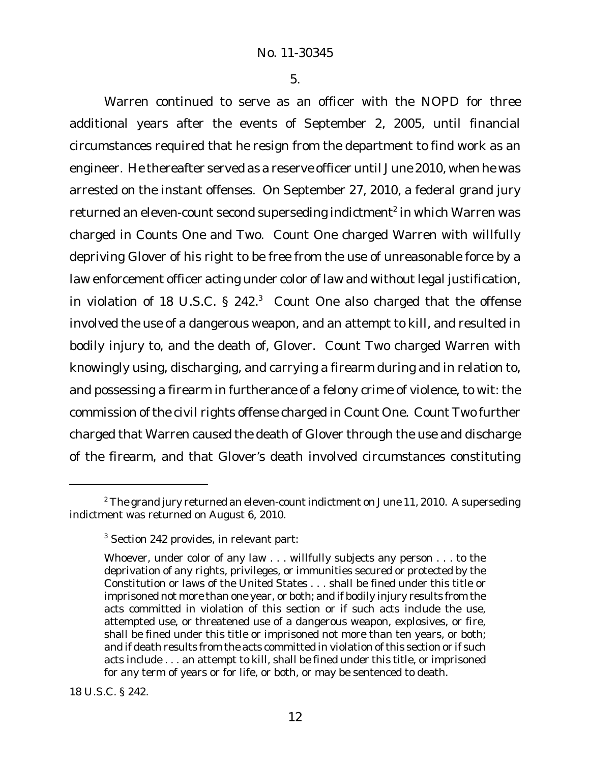5.

Warren continued to serve as an officer with the NOPD for three additional years after the events of September 2, 2005, until financial circumstances required that he resign from the department to find work as an engineer. He thereafter served as a reserve officer until June 2010, when he was arrested on the instant offenses. On September 27, 2010, a federal grand jury returned an eleven-count second superseding indictment[2] in which Warren was charged in Counts One and Two. Count One charged Warren with willfully depriving Glover of his right to be free from the use of unreasonable force by a law enforcement officer acting under color of law and without legal justification, in violation of 18 U.S.C. § 242.[3] Count One also charged that the offense involved the use of a dangerous weapon, and an attempt to kill, and resulted in bodily injury to, and the death of, Glover. Count Two charged Warren with knowingly using, discharging, and carrying a firearm during and in relation to, and possessing a firearm in furtherance of a felony crime of violence, to wit: the commission of the civil rights offense charged in Count One. Count Two further charged that Warren caused the death of Glover through the use and discharge of the firearm, and that Glover's death involved circumstances constituting

---

[2] The grand jury returned an eleven-count indictment on June 11, 2010. A superseding indictment was returned on August 6, 2010.

[3] Section 242 provides, in relevant part:

> Whoever, under color of any law . . . willfully subjects any person . . . to the deprivation of any rights, privileges, or immunities secured or protected by the Constitution or laws of the United States . . . shall be fined under this title or imprisoned not more than one year, or both; and if bodily injury results from the acts committed in violation of this section or if such acts include the use, attempted use, or threatened use of a dangerous weapon, explosives, or fire, shall be fined under this title or imprisoned not more than ten years, or both; and if death results from the acts committed in violation of this section or if such acts include . . . an attempt to kill, shall be fined under this title, or imprisoned for any term of years or for life, or both, or may be sentenced to death.

18 U.S.C. § 242.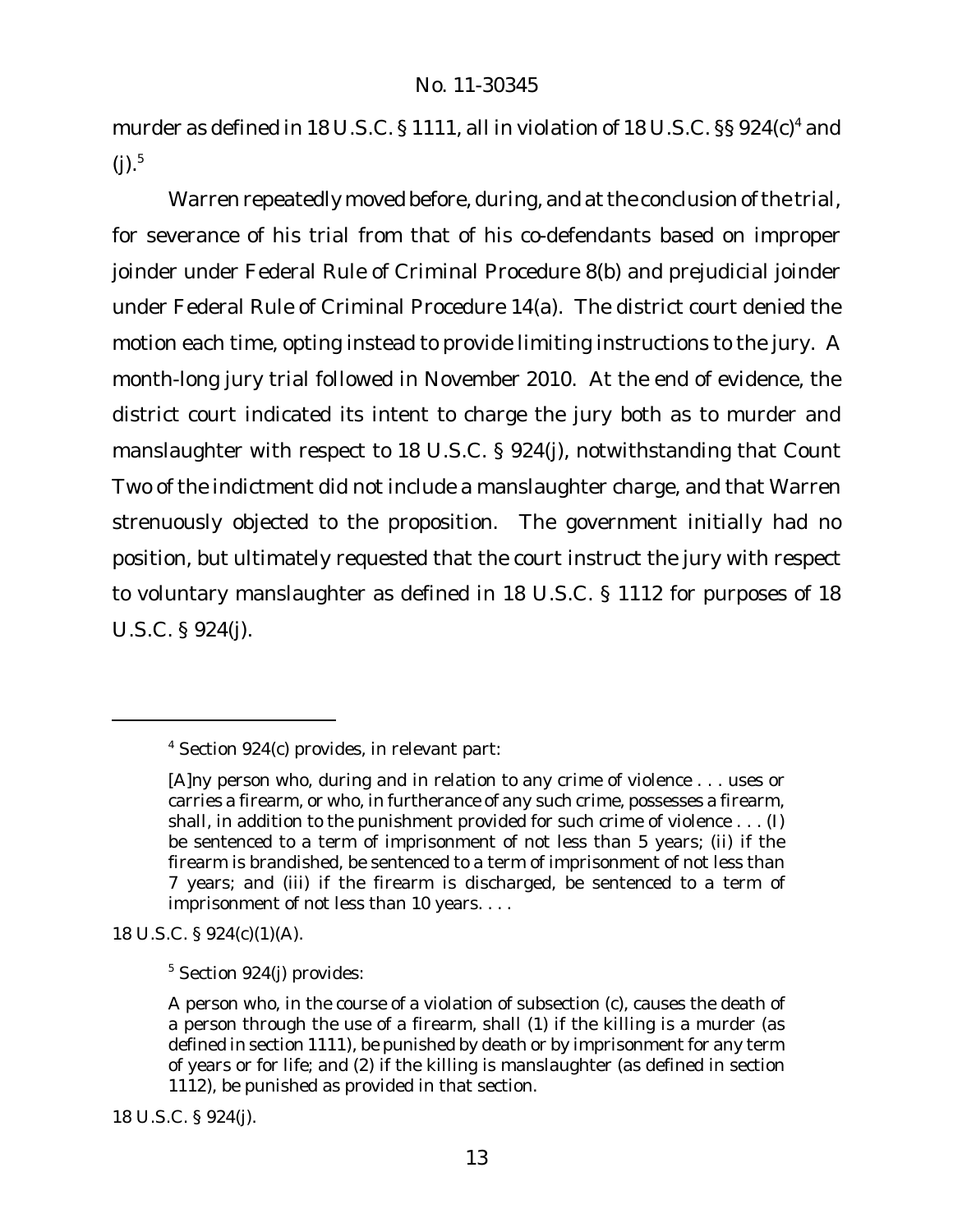murder as defined in 18 U.S.C. § 1111, all in violation of 18 U.S.C. §§ 924(c)[4] and (j).[5]

Warren repeatedly moved before, during, and at the conclusion of the trial, for severance of his trial from that of his co-defendants based on improper joinder under Federal Rule of Criminal Procedure 8(b) and prejudicial joinder under Federal Rule of Criminal Procedure 14(a). The district court denied the motion each time, opting instead to provide limiting instructions to the jury. A month-long jury trial followed in November 2010. At the end of evidence, the district court indicated its intent to charge the jury both as to murder and manslaughter with respect to 18 U.S.C. § 924(j), notwithstanding that Count Two of the indictment did not include a manslaughter charge, and that Warren strenuously objected to the proposition. The government initially had no position, but ultimately requested that the court instruct the jury with respect to voluntary manslaughter as defined in 18 U.S.C. § 1112 for purposes of 18 U.S.C. § 924(j).

---

[4] Section 924(c) provides, in relevant part:

> [A]ny person who, during and in relation to any crime of violence . . . uses or carries a firearm, or who, in furtherance of any such crime, possesses a firearm, shall, in addition to the punishment provided for such crime of violence . . . (I) be sentenced to a term of imprisonment of not less than 5 years; (ii) if the firearm is brandished, be sentenced to a term of imprisonment of not less than 7 years; and (iii) if the firearm is discharged, be sentenced to a term of imprisonment of not less than 10 years. . . .

18 U.S.C. § 924(c)(1)(A).

[5] Section 924(j) provides:

> A person who, in the course of a violation of subsection (c), causes the death of a person through the use of a firearm, shall (1) if the killing is a murder (as defined in section 1111), be punished by death or by imprisonment for any term of years or for life; and (2) if the killing is manslaughter (as defined in section 1112), be punished as provided in that section.

18 U.S.C. § 924(j).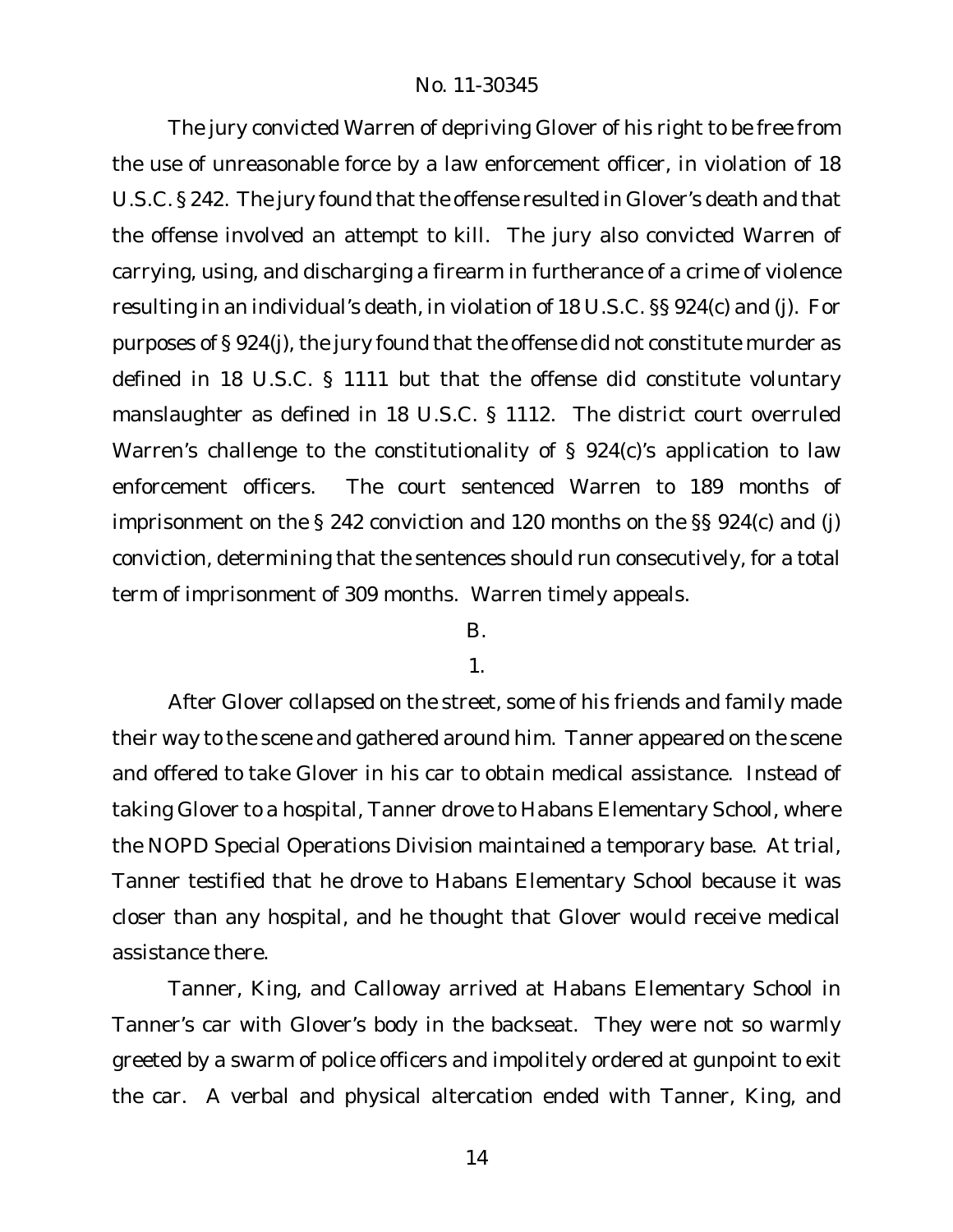The jury convicted Warren of depriving Glover of his right to be free from the use of unreasonable force by a law enforcement officer, in violation of 18 U.S.C. § 242. The jury found that the offense resulted in Glover's death and that the offense involved an attempt to kill. The jury also convicted Warren of carrying, using, and discharging a firearm in furtherance of a crime of violence resulting in an individual's death, in violation of 18 U.S.C. §§ 924(c) and (j). For purposes of § 924(j), the jury found that the offense did not constitute murder as defined in 18 U.S.C. § 1111 but that the offense did constitute voluntary manslaughter as defined in 18 U.S.C. § 1112. The district court overruled Warren's challenge to the constitutionality of § 924(c)'s application to law enforcement officers. The court sentenced Warren to 189 months of imprisonment on the § 242 conviction and 120 months on the §§ 924(c) and (j) conviction, determining that the sentences should run consecutively, for a total term of imprisonment of 309 months. Warren timely appeals.

B.

1.

After Glover collapsed on the street, some of his friends and family made their way to the scene and gathered around him. Tanner appeared on the scene and offered to take Glover in his car to obtain medical assistance. Instead of taking Glover to a hospital, Tanner drove to Habans Elementary School, where the NOPD Special Operations Division maintained a temporary base. At trial, Tanner testified that he drove to Habans Elementary School because it was closer than any hospital, and he thought that Glover would receive medical assistance there.

Tanner, King, and Calloway arrived at Habans Elementary School in Tanner's car with Glover's body in the backseat. They were not so warmly greeted by a swarm of police officers and impolitely ordered at gunpoint to exit the car. A verbal and physical altercation ended with Tanner, King, and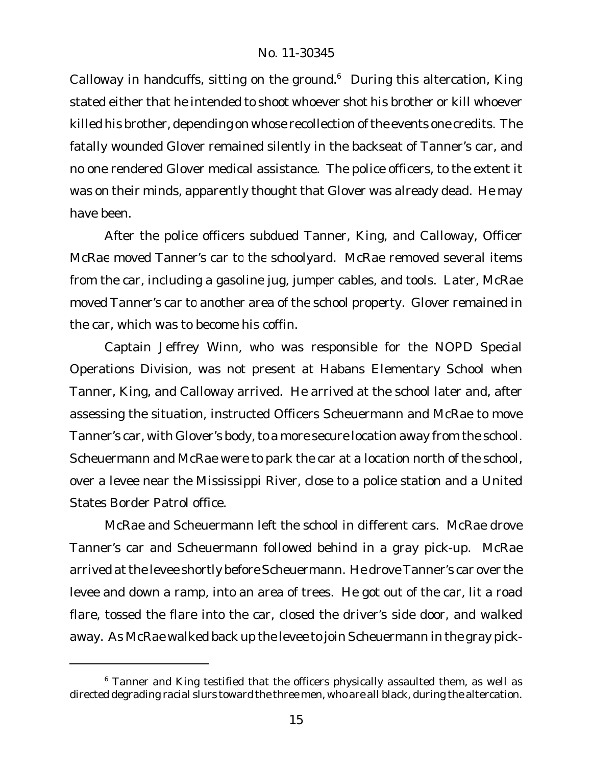Calloway in handcuffs, sitting on the ground.[6] During this altercation, King stated either that he intended to shoot whoever shot his brother or kill whoever killed his brother, depending on whose recollection of the events one credits. The fatally wounded Glover remained silently in the backseat of Tanner's car, and no one rendered Glover medical assistance. The police officers, to the extent it was on their minds, apparently thought that Glover was already dead. He may have been.

After the police officers subdued Tanner, King, and Calloway, Officer McRae moved Tanner's car to the schoolyard. McRae removed several items from the car, including a gasoline jug, jumper cables, and tools. Later, McRae moved Tanner's car to another area of the school property. Glover remained in the car, which was to become his coffin.

Captain Jeffrey Winn, who was responsible for the NOPD Special Operations Division, was not present at Habans Elementary School when Tanner, King, and Calloway arrived. He arrived at the school later and, after assessing the situation, instructed Officers Scheuermann and McRae to move Tanner's car, with Glover's body, to a more secure location away from the school. Scheuermann and McRae were to park the car at a location north of the school, over a levee near the Mississippi River, close to a police station and a United States Border Patrol office.

McRae and Scheuermann left the school in different cars. McRae drove Tanner's car and Scheuermann followed behind in a gray pick-up. McRae arrived at the levee shortly before Scheuermann. He drove Tanner's car over the levee and down a ramp, into an area of trees. He got out of the car, lit a road flare, tossed the flare into the car, closed the driver's side door, and walked away. As McRae walked back up the levee to join Scheuermann in the gray pick-

[6] Tanner and King testified that the officers physically assaulted them, as well as directed degrading racial slurs toward the three men, who are all black, during the altercation.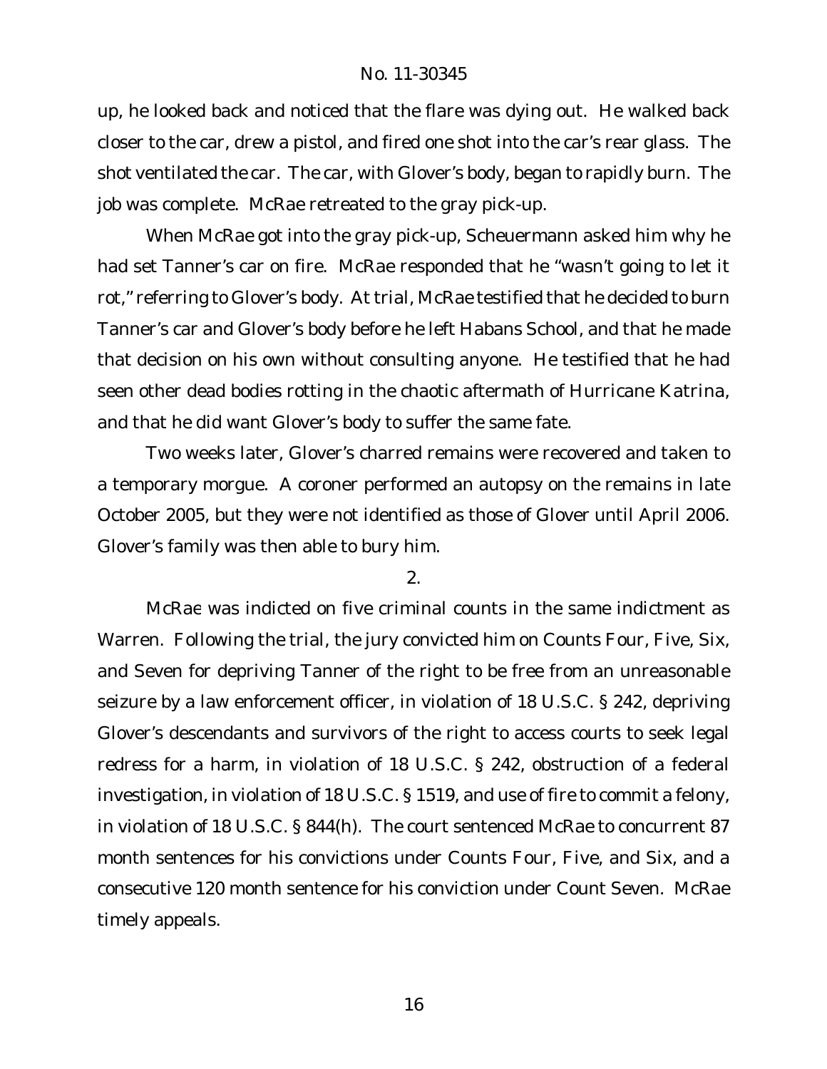up, he looked back and noticed that the flare was dying out. He walked back closer to the car, drew a pistol, and fired one shot into the car's rear glass. The shot ventilated the car. The car, with Glover's body, began to rapidly burn. The job was complete. McRae retreated to the gray pick-up.

When McRae got into the gray pick-up, Scheuermann asked him why he had set Tanner's car on fire. McRae responded that he "wasn't going to let it rot," referring to Glover's body. At trial, McRae testified that he decided to burn Tanner's car and Glover's body before he left Habans School, and that he made that decision on his own without consulting anyone. He testified that he had seen other dead bodies rotting in the chaotic aftermath of Hurricane Katrina, and that he did want Glover's body to suffer the same fate.

Two weeks later, Glover's charred remains were recovered and taken to a temporary morgue. A coroner performed an autopsy on the remains in late October 2005, but they were not identified as those of Glover until April 2006. Glover's family was then able to bury him.

2.

McRae was indicted on five criminal counts in the same indictment as Warren. Following the trial, the jury convicted him on Counts Four, Five, Six, and Seven for depriving Tanner of the right to be free from an unreasonable seizure by a law enforcement officer, in violation of 18 U.S.C. § 242, depriving Glover's descendants and survivors of the right to access courts to seek legal redress for a harm, in violation of 18 U.S.C. § 242, obstruction of a federal investigation, in violation of 18 U.S.C. § 1519, and use of fire to commit a felony, in violation of 18 U.S.C. § 844(h). The court sentenced McRae to concurrent 87 month sentences for his convictions under Counts Four, Five, and Six, and a consecutive 120 month sentence for his conviction under Count Seven. McRae timely appeals.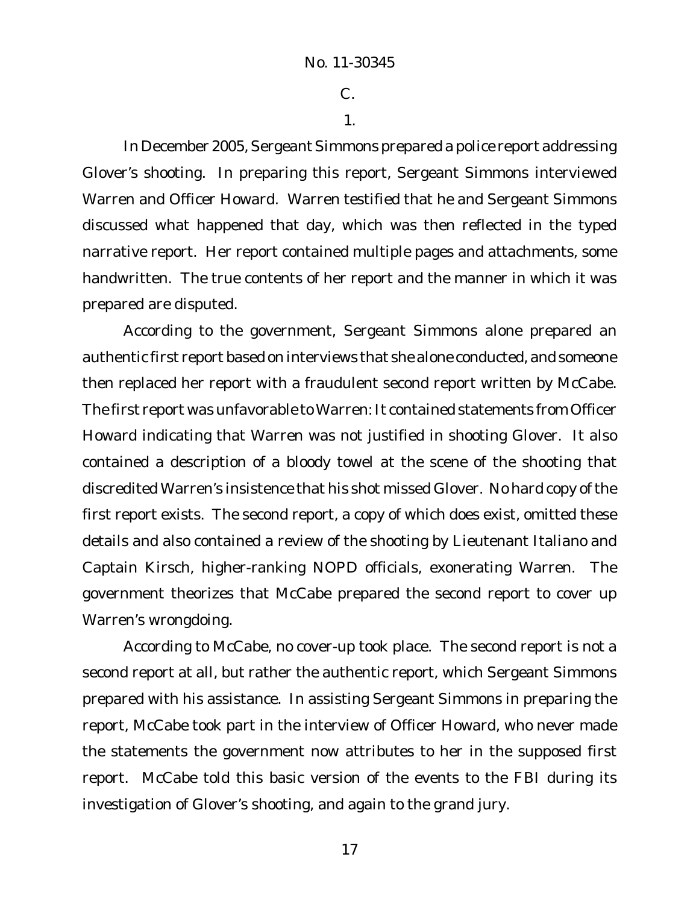C.

1.

In December 2005, Sergeant Simmons prepared a police report addressing Glover's shooting. In preparing this report, Sergeant Simmons interviewed Warren and Officer Howard. Warren testified that he and Sergeant Simmons discussed what happened that day, which was then reflected in the typed narrative report. Her report contained multiple pages and attachments, some handwritten. The true contents of her report and the manner in which it was prepared are disputed.

According to the government, Sergeant Simmons alone prepared an authentic first report based on interviews that she alone conducted, and someone then replaced her report with a fraudulent second report written by McCabe. The first report was unfavorable to Warren: It contained statements from Officer Howard indicating that Warren was not justified in shooting Glover. It also contained a description of a bloody towel at the scene of the shooting that discredited Warren's insistence that his shot missed Glover. No hard copy of the first report exists. The second report, a copy of which does exist, omitted these details and also contained a review of the shooting by Lieutenant Italiano and Captain Kirsch, higher-ranking NOPD officials, exonerating Warren. The government theorizes that McCabe prepared the second report to cover up Warren's wrongdoing.

According to McCabe, no cover-up took place. The second report is not a second report at all, but rather the authentic report, which Sergeant Simmons prepared with his assistance. In assisting Sergeant Simmons in preparing the report, McCabe took part in the interview of Officer Howard, who never made the statements the government now attributes to her in the supposed first report. McCabe told this basic version of the events to the FBI during its investigation of Glover's shooting, and again to the grand jury.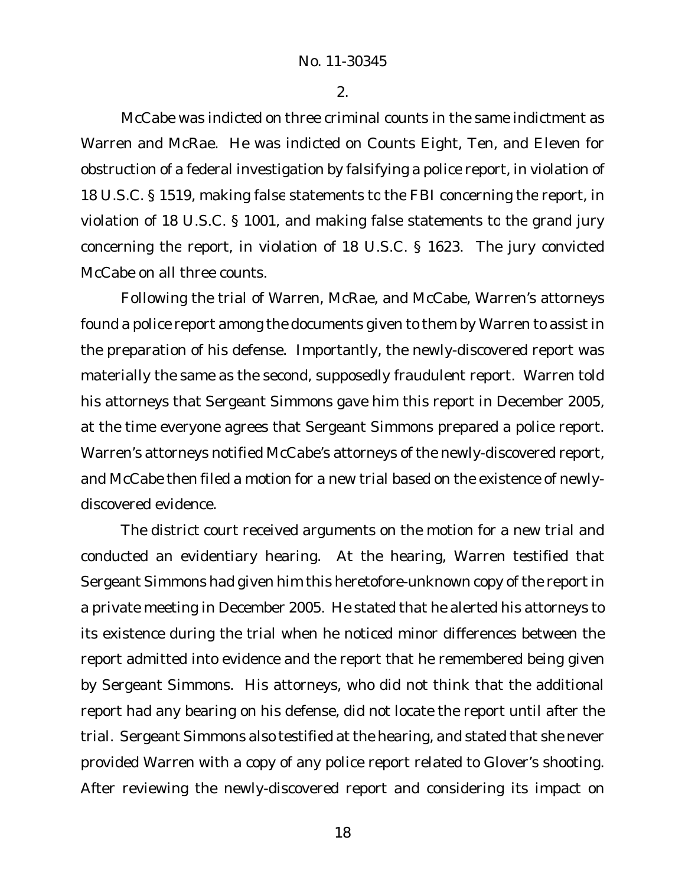2.

McCabe was indicted on three criminal counts in the same indictment as Warren and McRae. He was indicted on Counts Eight, Ten, and Eleven for obstruction of a federal investigation by falsifying a police report, in violation of 18 U.S.C. § 1519, making false statements to the FBI concerning the report, in violation of 18 U.S.C. § 1001, and making false statements to the grand jury concerning the report, in violation of 18 U.S.C. § 1623. The jury convicted McCabe on all three counts.

Following the trial of Warren, McRae, and McCabe, Warren's attorneys found a police report among the documents given to them by Warren to assist in the preparation of his defense. Importantly, the newly-discovered report was materially the same as the second, supposedly fraudulent report. Warren told his attorneys that Sergeant Simmons gave him this report in December 2005, at the time everyone agrees that Sergeant Simmons prepared a police report. Warren's attorneys notified McCabe's attorneys of the newly-discovered report, and McCabe then filed a motion for a new trial based on the existence of newly-discovered evidence.

The district court received arguments on the motion for a new trial and conducted an evidentiary hearing. At the hearing, Warren testified that Sergeant Simmons had given him this heretofore-unknown copy of the report in a private meeting in December 2005. He stated that he alerted his attorneys to its existence during the trial when he noticed minor differences between the report admitted into evidence and the report that he remembered being given by Sergeant Simmons. His attorneys, who did not think that the additional report had any bearing on his defense, did not locate the report until after the trial. Sergeant Simmons also testified at the hearing, and stated that she never provided Warren with a copy of any police report related to Glover's shooting. After reviewing the newly-discovered report and considering its impact on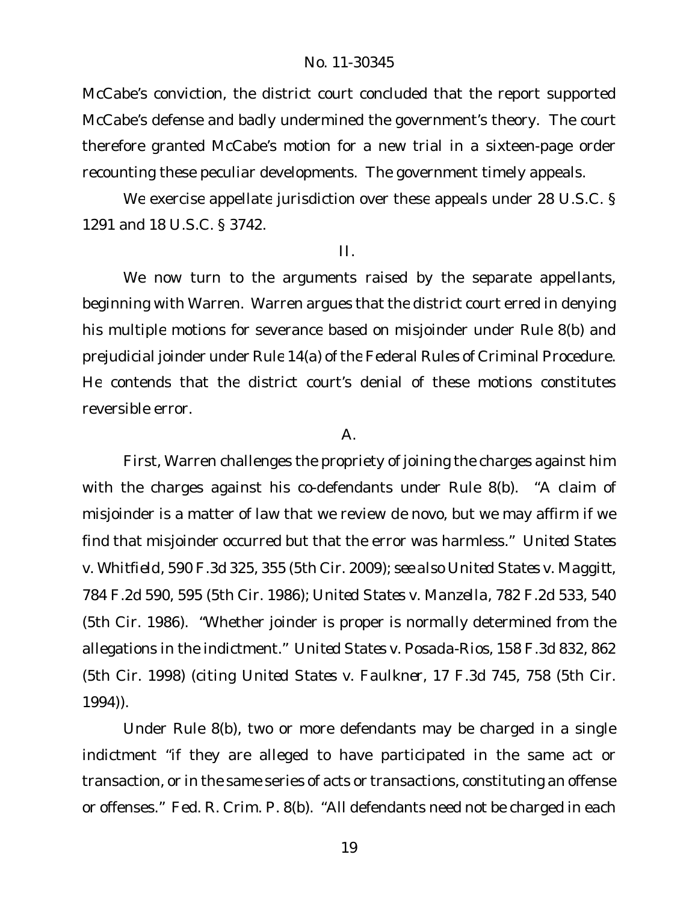McCabe's conviction, the district court concluded that the report supported McCabe's defense and badly undermined the government's theory. The court therefore granted McCabe's motion for a new trial in a sixteen-page order recounting these peculiar developments. The government timely appeals.

We exercise appellate jurisdiction over these appeals under 28 U.S.C. § 1291 and 18 U.S.C. § 3742.

## II.

We now turn to the arguments raised by the separate appellants, beginning with Warren. Warren argues that the district court erred in denying his multiple motions for severance based on misjoinder under Rule 8(b) and prejudicial joinder under Rule 14(a) of the Federal Rules of Criminal Procedure. He contends that the district court's denial of these motions constitutes reversible error.

### A.

First, Warren challenges the propriety of joining the charges against him with the charges against his co-defendants under Rule 8(b). "A claim of misjoinder is a matter of law that we review de novo, but we may affirm if we find that misjoinder occurred but that the error was harmless." *United States v. Whitfield*, 590 F.3d 325, 355 (5th Cir. 2009); *see also United States v. Maggitt*, 784 F.2d 590, 595 (5th Cir. 1986); *United States v. Manzella*, 782 F.2d 533, 540 (5th Cir. 1986). "Whether joinder is proper is normally determined from the allegations in the indictment." *United States v. Posada-Rios*, 158 F.3d 832, 862 (5th Cir. 1998) (citing *United States v. Faulkner*, 17 F.3d 745, 758 (5th Cir. 1994)).

Under Rule 8(b), two or more defendants may be charged in a single indictment "if they are alleged to have participated in the same act or transaction, or in the same series of acts or transactions, constituting an offense or offenses." Fed. R. Crim. P. 8(b). "All defendants need not be charged in each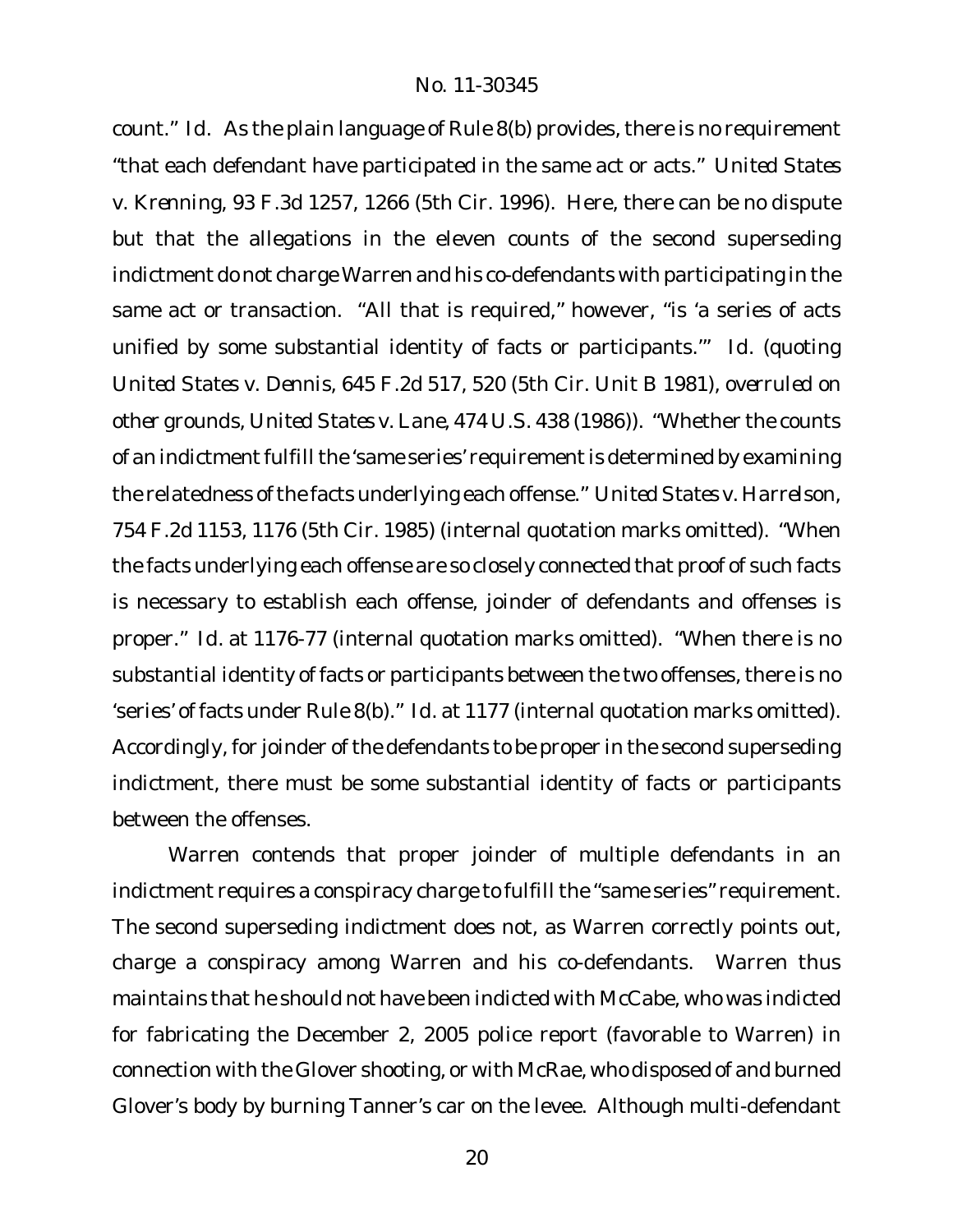count." *Id.* As the plain language of Rule 8(b) provides, there is no requirement "that each defendant have participated in the same act or acts." *United States v. Krenning*, 93 F.3d 1257, 1266 (5th Cir. 1996). Here, there can be no dispute but that the allegations in the eleven counts of the second superseding indictment do not charge Warren and his co-defendants with participating in the same act or transaction. "All that is required," however, "is 'a series of acts unified by some substantial identity of facts or participants.'" *Id.* (quoting *United States v. Dennis*, 645 F.2d 517, 520 (5th Cir. Unit B 1981), *overruled on other grounds*, *United States v. Lane*, 474 U.S. 438 (1986)). "Whether the counts of an indictment fulfill the 'same series' requirement is determined by examining the relatedness of the facts underlying each offense." *United States v. Harrelson*, 754 F.2d 1153, 1176 (5th Cir. 1985) (internal quotation marks omitted). "When the facts underlying each offense are so closely connected that proof of such facts is necessary to establish each offense, joinder of defendants and offenses is proper." *Id.* at 1176-77 (internal quotation marks omitted). "When there is no substantial identity of facts or participants between the two offenses, there is no 'series' of facts under Rule 8(b)." *Id.* at 1177 (internal quotation marks omitted). Accordingly, for joinder of the defendants to be proper in the second superseding indictment, there must be some substantial identity of facts or participants between the offenses.

Warren contends that proper joinder of multiple defendants in an indictment requires a conspiracy charge to fulfill the "same series" requirement. The second superseding indictment does not, as Warren correctly points out, charge a conspiracy among Warren and his co-defendants. Warren thus maintains that he should not have been indicted with McCabe, who was indicted for fabricating the December 2, 2005 police report (favorable to Warren) in connection with the Glover shooting, or with McRae, who disposed of and burned Glover's body by burning Tanner's car on the levee. Although multi-defendant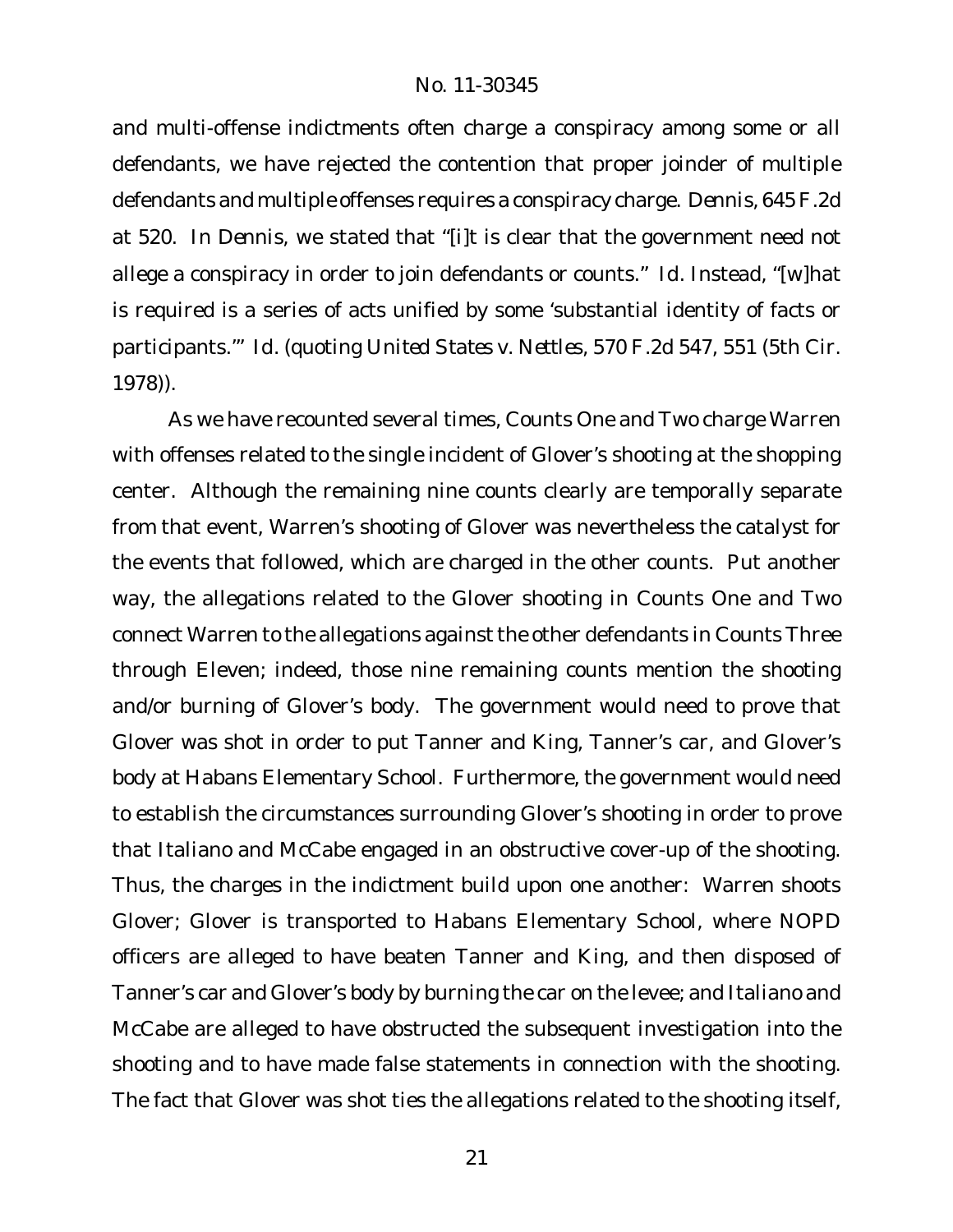and multi-offense indictments often charge a conspiracy among some or all defendants, we have rejected the contention that proper joinder of multiple defendants and multiple offenses requires a conspiracy charge. *Dennis*, 645 F.2d at 520. In *Dennis*, we stated that "[i]t is clear that the government need not allege a conspiracy in order to join defendants or counts." *Id.* Instead, "[w]hat is required is a series of acts unified by some 'substantial identity of facts or participants.'" *Id.* (quoting *United States v. Nettles*, 570 F.2d 547, 551 (5th Cir. 1978)).

As we have recounted several times, Counts One and Two charge Warren with offenses related to the single incident of Glover's shooting at the shopping center. Although the remaining nine counts clearly are temporally separate from that event, Warren's shooting of Glover was nevertheless the catalyst for the events that followed, which are charged in the other counts. Put another way, the allegations related to the Glover shooting in Counts One and Two connect Warren to the allegations against the other defendants in Counts Three through Eleven; indeed, those nine remaining counts mention the shooting and/or burning of Glover's body. The government would need to prove that Glover was shot in order to put Tanner and King, Tanner's car, and Glover's body at Habans Elementary School. Furthermore, the government would need to establish the circumstances surrounding Glover's shooting in order to prove that Italiano and McCabe engaged in an obstructive cover-up of the shooting. Thus, the charges in the indictment build upon one another: Warren shoots Glover; Glover is transported to Habans Elementary School, where NOPD officers are alleged to have beaten Tanner and King, and then disposed of Tanner's car and Glover's body by burning the car on the levee; and Italiano and McCabe are alleged to have obstructed the subsequent investigation into the shooting and to have made false statements in connection with the shooting. The fact that Glover was shot ties the allegations related to the shooting itself,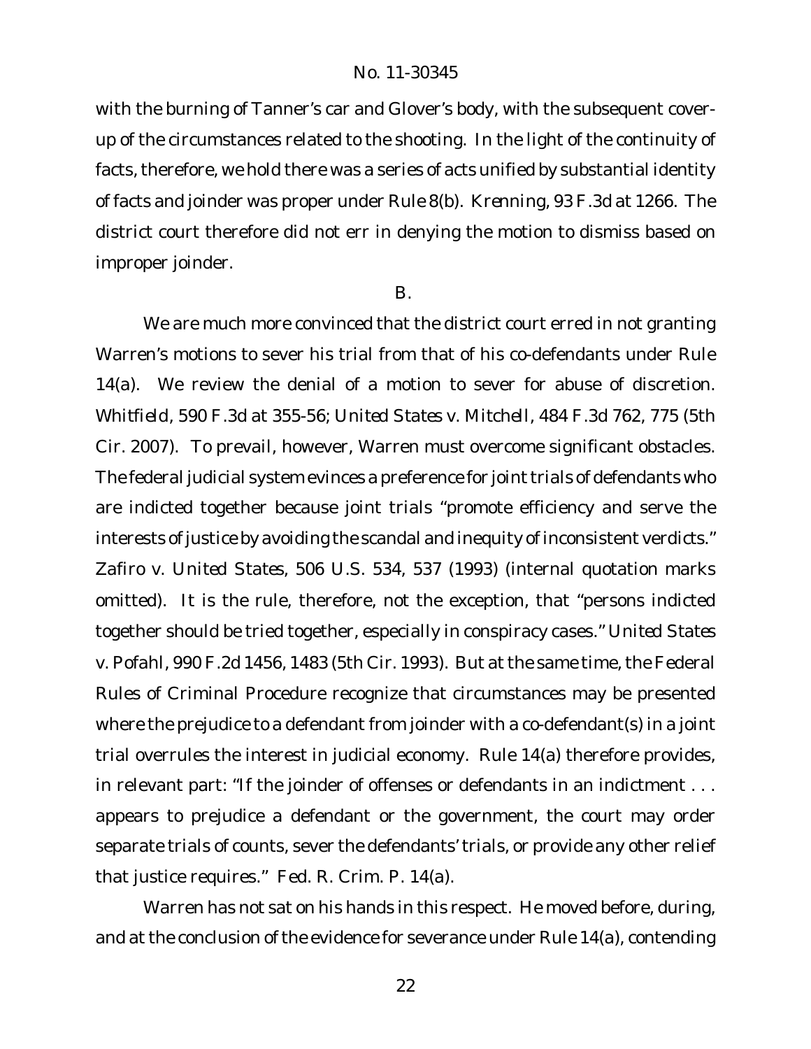with the burning of Tanner's car and Glover's body, with the subsequent cover-up of the circumstances related to the shooting. In the light of the continuity of facts, therefore, we hold there was a series of acts unified by substantial identity of facts and joinder was proper under Rule 8(b). *Krenning*, 93 F.3d at 1266. The district court therefore did not err in denying the motion to dismiss based on improper joinder.

B.

We are much more convinced that the district court erred in not granting Warren's motions to sever his trial from that of his co-defendants under Rule 14(a). We review the denial of a motion to sever for abuse of discretion. *Whitfield*, 590 F.3d at 355-56; *United States v. Mitchell*, 484 F.3d 762, 775 (5th Cir. 2007). To prevail, however, Warren must overcome significant obstacles. The federal judicial system evinces a preference for joint trials of defendants who are indicted together because joint trials "promote efficiency and serve the interests of justice by avoiding the scandal and inequity of inconsistent verdicts." *Zafiro v. United States*, 506 U.S. 534, 537 (1993) (internal quotation marks omitted). It is the rule, therefore, not the exception, that "persons indicted together should be tried together, especially in conspiracy cases." *United States v. Pofahl*, 990 F.2d 1456, 1483 (5th Cir. 1993). But at the same time, the Federal Rules of Criminal Procedure recognize that circumstances may be presented where the prejudice to a defendant from joinder with a co-defendant(s) in a joint trial overrules the interest in judicial economy. Rule 14(a) therefore provides, in relevant part: "If the joinder of offenses or defendants in an indictment . . . appears to prejudice a defendant or the government, the court may order separate trials of counts, sever the defendants' trials, or provide any other relief that justice requires." Fed. R. Crim. P. 14(a).

Warren has not sat on his hands in this respect. He moved before, during, and at the conclusion of the evidence for severance under Rule 14(a), contending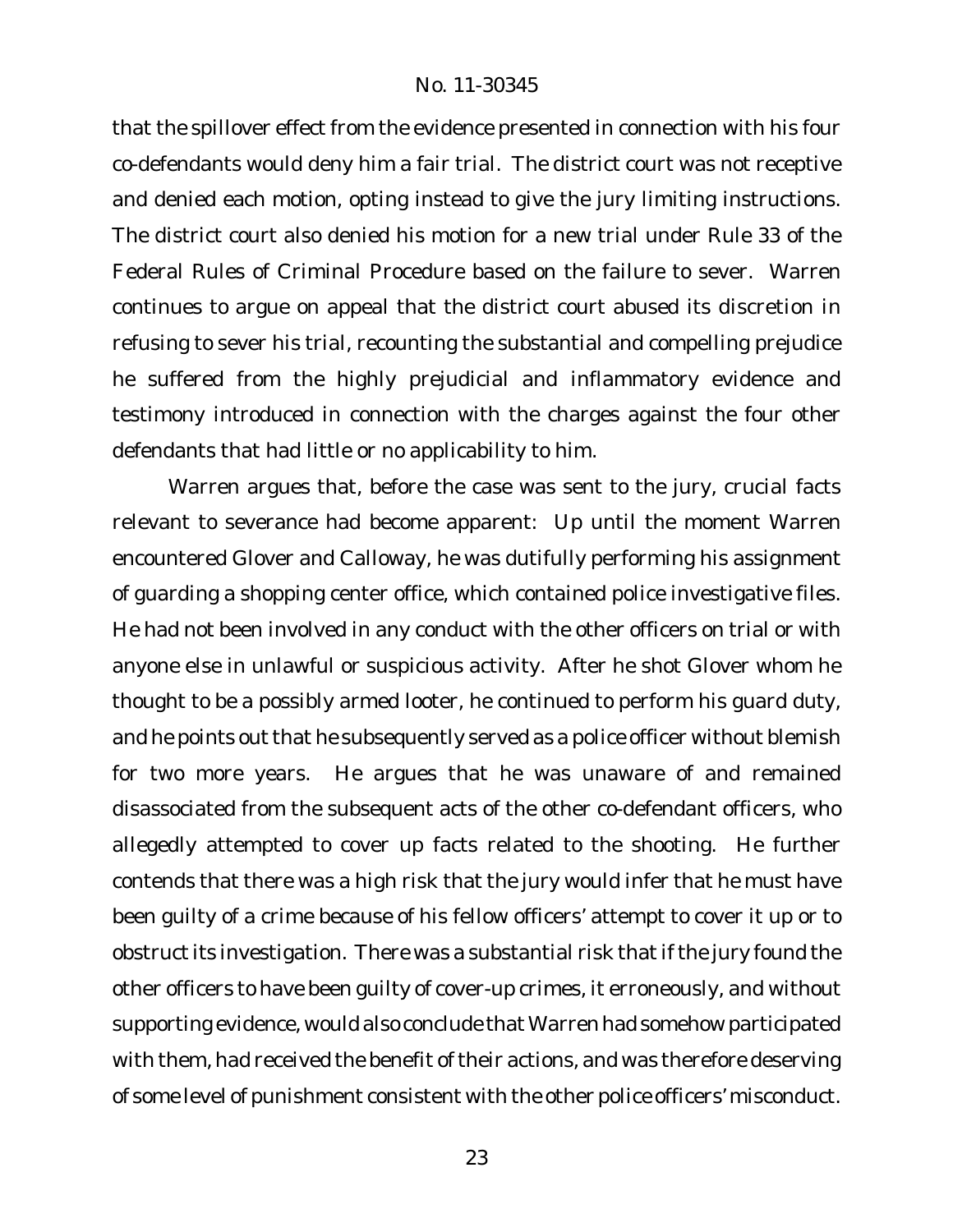that the spillover effect from the evidence presented in connection with his four co-defendants would deny him a fair trial. The district court was not receptive and denied each motion, opting instead to give the jury limiting instructions. The district court also denied his motion for a new trial under Rule 33 of the Federal Rules of Criminal Procedure based on the failure to sever. Warren continues to argue on appeal that the district court abused its discretion in refusing to sever his trial, recounting the substantial and compelling prejudice he suffered from the highly prejudicial and inflammatory evidence and testimony introduced in connection with the charges against the four other defendants that had little or no applicability to him.

Warren argues that, before the case was sent to the jury, crucial facts relevant to severance had become apparent: Up until the moment Warren encountered Glover and Calloway, he was dutifully performing his assignment of guarding a shopping center office, which contained police investigative files. He had not been involved in any conduct with the other officers on trial or with anyone else in unlawful or suspicious activity. After he shot Glover whom he thought to be a possibly armed looter, he continued to perform his guard duty, and he points out that he subsequently served as a police officer without blemish for two more years. He argues that he was unaware of and remained disassociated from the subsequent acts of the other co-defendant officers, who allegedly attempted to cover up facts related to the shooting. He further contends that there was a high risk that the jury would infer that he must have been guilty of a crime because of his fellow officers' attempt to cover it up or to obstruct its investigation. There was a substantial risk that if the jury found the other officers to have been guilty of cover-up crimes, it erroneously, and without supporting evidence, would also conclude that Warren had somehow participated with them, had received the benefit of their actions, and was therefore deserving of some level of punishment consistent with the other police officers' misconduct.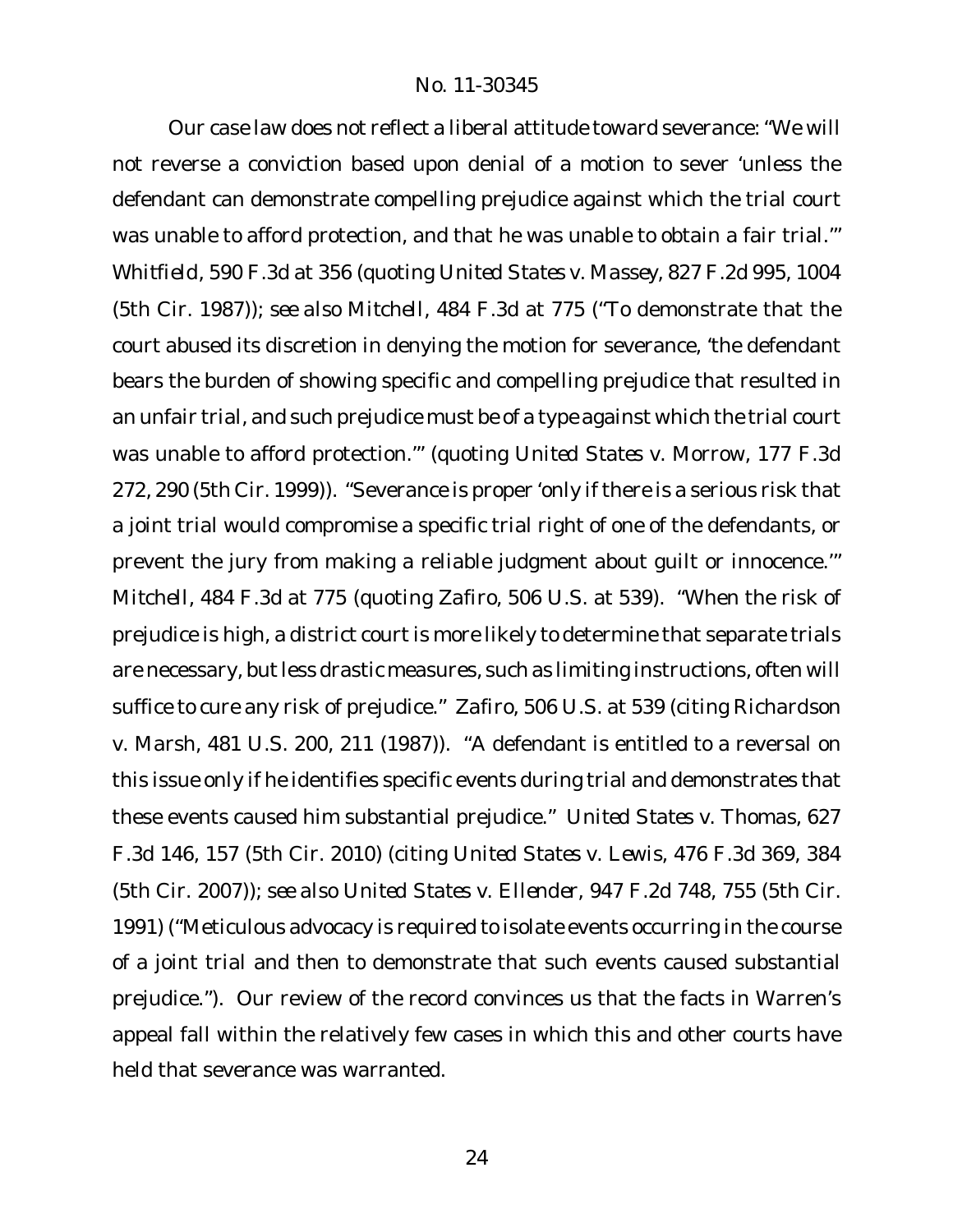Our case law does not reflect a liberal attitude toward severance: "We will not reverse a conviction based upon denial of a motion to sever 'unless the defendant can demonstrate compelling prejudice against which the trial court was unable to afford protection, and that he was unable to obtain a fair trial.'" *Whitfield*, 590 F.3d at 356 (quoting *United States v. Massey*, 827 F.2d 995, 1004 (5th Cir. 1987)); *see also Mitchell*, 484 F.3d at 775 ("To demonstrate that the court abused its discretion in denying the motion for severance, 'the defendant bears the burden of showing specific and compelling prejudice that resulted in an unfair trial, and such prejudice must be of a type against which the trial court was unable to afford protection.'" (quoting *United States v. Morrow*, 177 F.3d 272, 290 (5th Cir. 1999)). "Severance is proper 'only if there is a serious risk that a joint trial would compromise a specific trial right of one of the defendants, or prevent the jury from making a reliable judgment about guilt or innocence.'" *Mitchell*, 484 F.3d at 775 (quoting *Zafiro*, 506 U.S. at 539). "When the risk of prejudice is high, a district court is more likely to determine that separate trials are necessary, but less drastic measures, such as limiting instructions, often will suffice to cure any risk of prejudice." *Zafiro*, 506 U.S. at 539 (citing *Richardson v. Marsh*, 481 U.S. 200, 211 (1987)). "A defendant is entitled to a reversal on this issue only if he identifies specific events during trial and demonstrates that these events caused him substantial prejudice." *United States v. Thomas*, 627 F.3d 146, 157 (5th Cir. 2010) (citing *United States v. Lewis*, 476 F.3d 369, 384 (5th Cir. 2007)); *see also United States v. Ellender*, 947 F.2d 748, 755 (5th Cir. 1991) ("Meticulous advocacy is required to isolate events occurring in the course of a joint trial and then to demonstrate that such events caused substantial prejudice."). Our review of the record convinces us that the facts in Warren's appeal fall within the relatively few cases in which this and other courts have held that severance was warranted.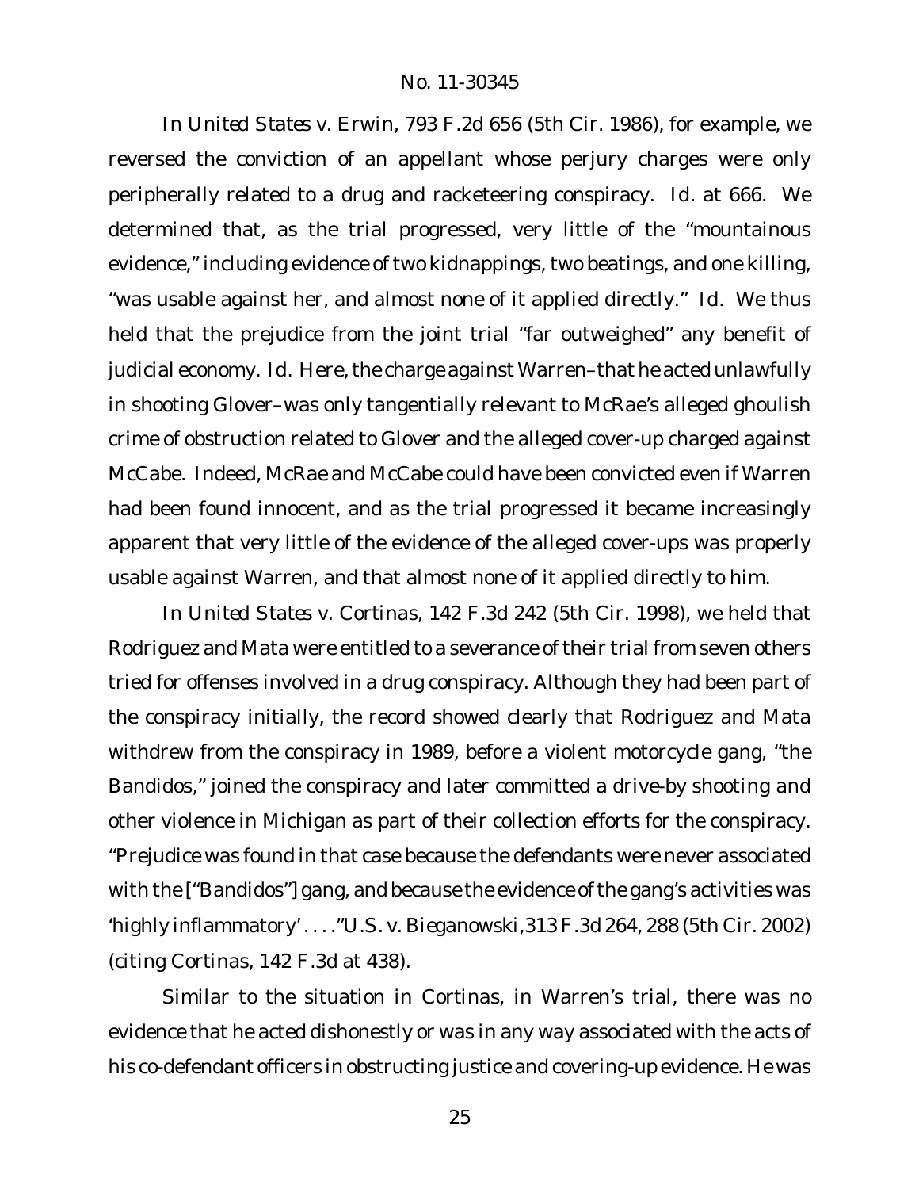In *United States v. Erwin*, 793 F.2d 656 (5th Cir. 1986), for example, we reversed the conviction of an appellant whose perjury charges were only peripherally related to a drug and racketeering conspiracy. *Id.* at 666. We determined that, as the trial progressed, very little of the "mountainous evidence," including evidence of two kidnappings, two beatings, and one killing, "was usable against her, and almost none of it applied directly." *Id.* We thus held that the prejudice from the joint trial "far outweighed" any benefit of judicial economy. *Id.* Here, the charge against Warren–that he acted unlawfully in shooting Glover–was only tangentially relevant to McRae's alleged ghoulish crime of obstruction related to Glover and the alleged cover-up charged against McCabe. Indeed, McRae and McCabe could have been convicted even if Warren had been found innocent, and as the trial progressed it became increasingly apparent that very little of the evidence of the alleged cover-ups was properly usable against Warren, and that almost none of it applied directly to him.

In *United States v. Cortinas*, 142 F.3d 242 (5th Cir. 1998), we held that Rodriguez and Mata were entitled to a severance of their trial from seven others tried for offenses involved in a drug conspiracy. Although they had been part of the conspiracy initially, the record showed clearly that Rodriguez and Mata withdrew from the conspiracy in 1989, before a violent motorcycle gang, "the Bandidos," joined the conspiracy and later committed a drive-by shooting and other violence in Michigan as part of their collection efforts for the conspiracy. "Prejudice was found in that case because the defendants were never associated with the ["Bandidos"] gang, and because the evidence of the gang's activities was 'highly inflammatory' . . . ."*U.S. v. Bieganowski*, 313 F.3d 264, 288 (5th Cir. 2002) (citing *Cortinas*, 142 F.3d at 438).

Similar to the situation in *Cortinas*, in Warren's trial, there was no evidence that he acted dishonestly or was in any way associated with the acts of his co-defendant officers in obstructing justice and covering-up evidence. He was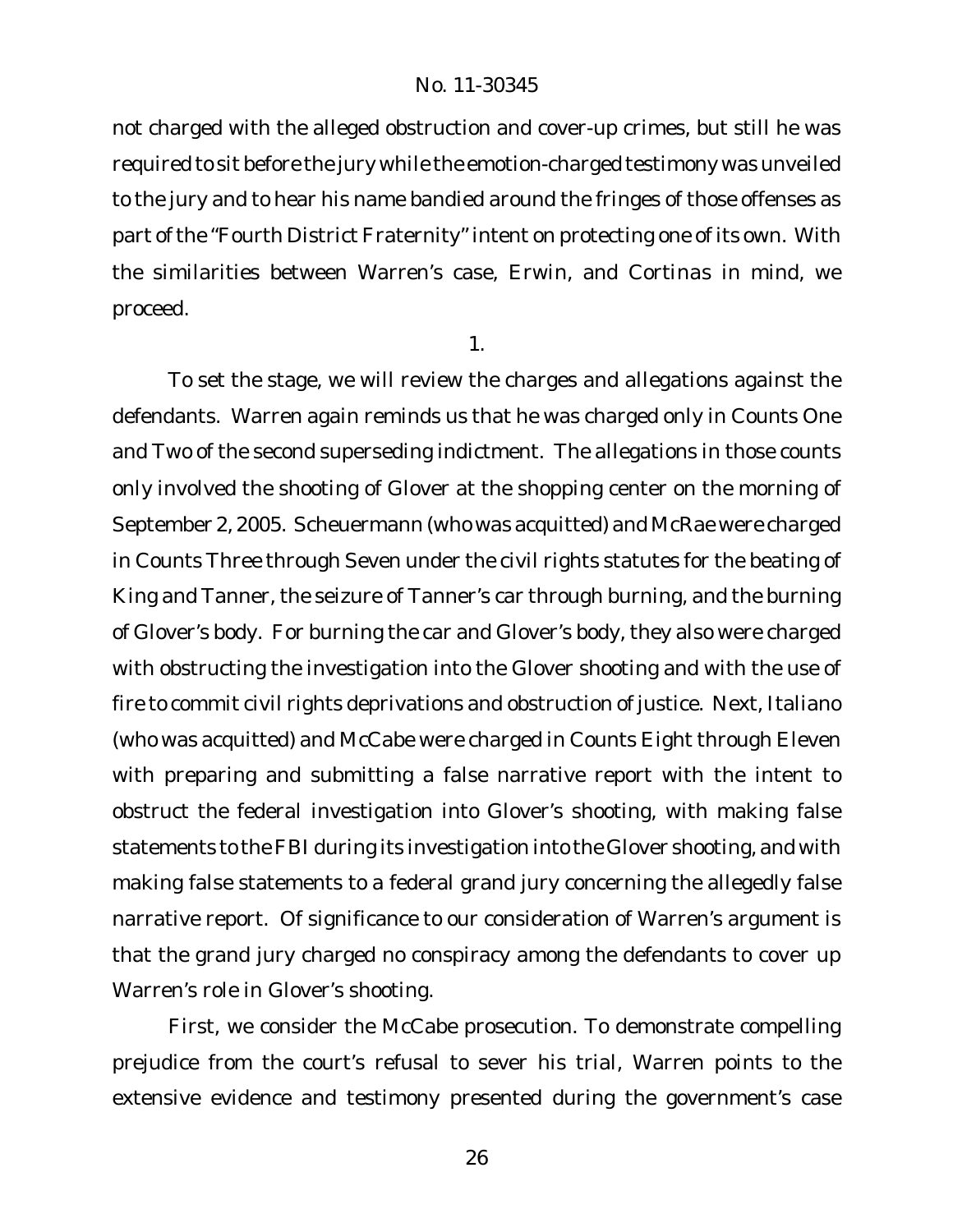not charged with the alleged obstruction and cover-up crimes, but still he was required to sit before the jury while the emotion-charged testimony was unveiled to the jury and to hear his name bandied around the fringes of those offenses as part of the "Fourth District Fraternity" intent on protecting one of its own. With the similarities between Warren's case, *Erwin*, and *Cortinas* in mind, we proceed.

1.

To set the stage, we will review the charges and allegations against the defendants. Warren again reminds us that he was charged only in Counts One and Two of the second superseding indictment. The allegations in those counts only involved the shooting of Glover at the shopping center on the morning of September 2, 2005. Scheuermann (who was acquitted) and McRae were charged in Counts Three through Seven under the civil rights statutes for the beating of King and Tanner, the seizure of Tanner's car through burning, and the burning of Glover's body. For burning the car and Glover's body, they also were charged with obstructing the investigation into the Glover shooting and with the use of fire to commit civil rights deprivations and obstruction of justice. Next, Italiano (who was acquitted) and McCabe were charged in Counts Eight through Eleven with preparing and submitting a false narrative report with the intent to obstruct the federal investigation into Glover's shooting, with making false statements to the FBI during its investigation into the Glover shooting, and with making false statements to a federal grand jury concerning the allegedly false narrative report. Of significance to our consideration of Warren's argument is that the grand jury charged no conspiracy among the defendants to cover up Warren's role in Glover's shooting.

First, we consider the McCabe prosecution. To demonstrate compelling prejudice from the court's refusal to sever his trial, Warren points to the extensive evidence and testimony presented during the government's case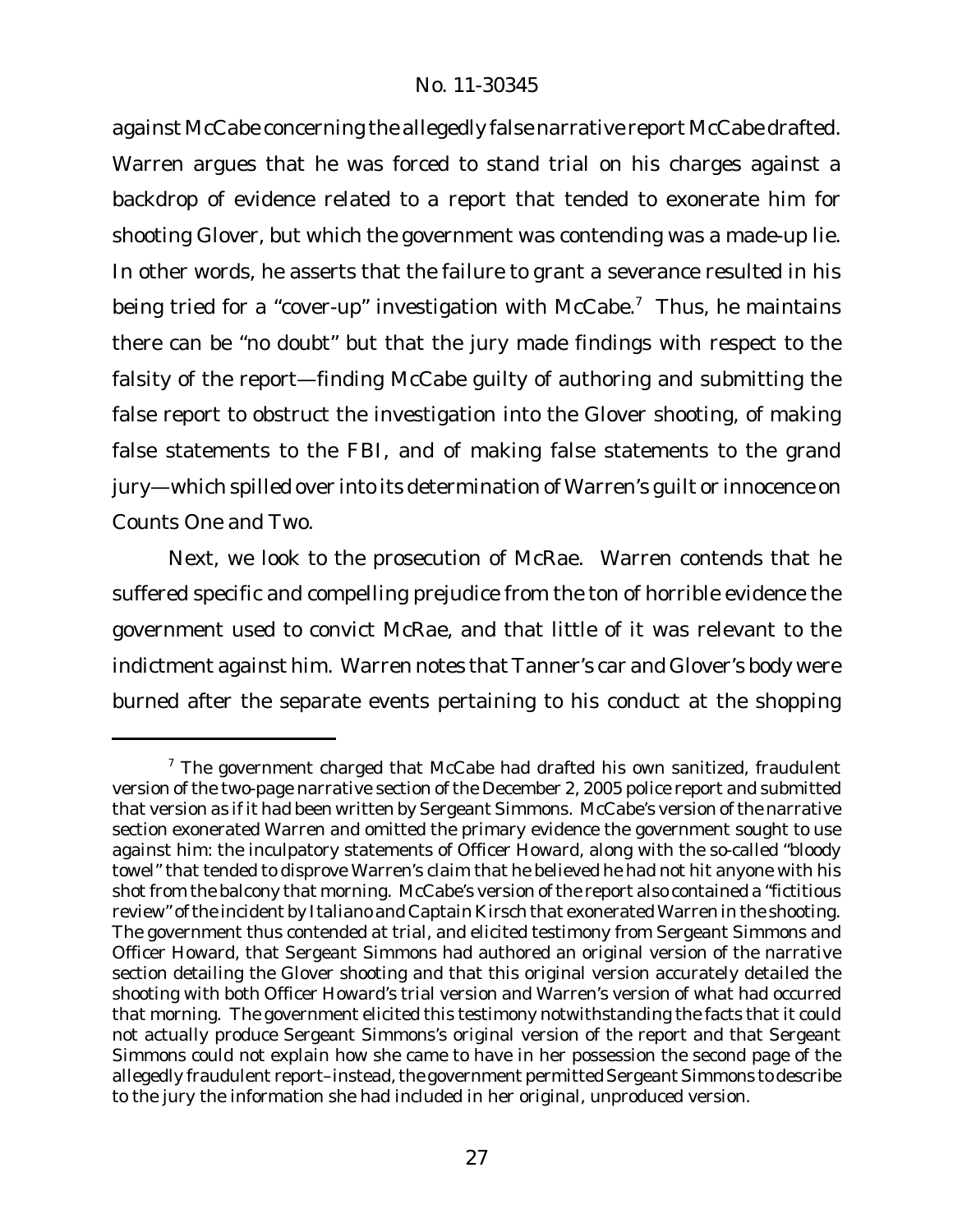against McCabe concerning the allegedly false narrative report McCabe drafted. Warren argues that he was forced to stand trial on his charges against a backdrop of evidence related to a report that tended to exonerate him for shooting Glover, but which the government was contending was a made-up lie. In other words, he asserts that the failure to grant a severance resulted in his being tried for a "cover-up" investigation with McCabe.[7] Thus, he maintains there can be "no doubt" but that the jury made findings with respect to the falsity of the report—finding McCabe guilty of authoring and submitting the false report to obstruct the investigation into the Glover shooting, of making false statements to the FBI, and of making false statements to the grand jury—which spilled over into its determination of Warren's guilt or innocence on Counts One and Two.

Next, we look to the prosecution of McRae. Warren contends that he suffered specific and compelling prejudice from the ton of horrible evidence the government used to convict McRae, and that little of it was relevant to the indictment against him. Warren notes that Tanner's car and Glover's body were burned after the separate events pertaining to his conduct at the shopping

---

[7] The government charged that McCabe had drafted his own sanitized, fraudulent version of the two-page narrative section of the December 2, 2005 police report and submitted that version as if it had been written by Sergeant Simmons. McCabe's version of the narrative section exonerated Warren and omitted the primary evidence the government sought to use against him: the inculpatory statements of Officer Howard, along with the so-called "bloody towel" that tended to disprove Warren's claim that he believed he had not hit anyone with his shot from the balcony that morning. McCabe's version of the report also contained a "fictitious review" of the incident by Italiano and Captain Kirsch that exonerated Warren in the shooting. The government thus contended at trial, and elicited testimony from Sergeant Simmons and Officer Howard, that Sergeant Simmons had authored an original version of the narrative section detailing the Glover shooting and that this original version accurately detailed the shooting with both Officer Howard's trial version and Warren's version of what had occurred that morning. The government elicited this testimony notwithstanding the facts that it could not actually produce Sergeant Simmons's original version of the report and that Sergeant Simmons could not explain how she came to have in her possession the second page of the allegedly fraudulent report–instead, the government permitted Sergeant Simmons to describe to the jury the information she had included in her original, unproduced version.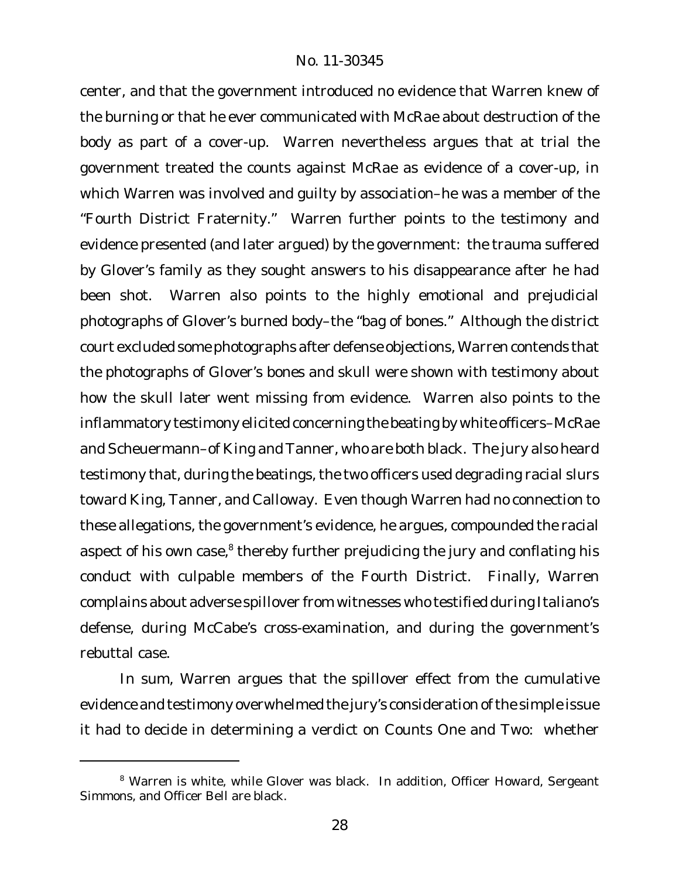center, and that the government introduced no evidence that Warren knew of the burning or that he ever communicated with McRae about destruction of the body as part of a cover-up. Warren nevertheless argues that at trial the government treated the counts against McRae as evidence of a cover-up, in which Warren was involved and guilty by association–he was a member of the "Fourth District Fraternity." Warren further points to the testimony and evidence presented (and later argued) by the government: the trauma suffered by Glover's family as they sought answers to his disappearance after he had been shot. Warren also points to the highly emotional and prejudicial photographs of Glover's burned body–the "bag of bones." Although the district court excluded some photographs after defense objections, Warren contends that the photographs of Glover's bones and skull were shown with testimony about how the skull later went missing from evidence. Warren also points to the inflammatory testimony elicited concerning the beating by white officers–McRae and Scheuermann–of King and Tanner, who are both black. The jury also heard testimony that, during the beatings, the two officers used degrading racial slurs toward King, Tanner, and Calloway. Even though Warren had no connection to these allegations, the government's evidence, he argues, compounded the racial aspect of his own case,[8] thereby further prejudicing the jury and conflating his conduct with culpable members of the Fourth District. Finally, Warren complains about adverse spillover from witnesses who testified during Italiano's defense, during McCabe's cross-examination, and during the government's rebuttal case.

In sum, Warren argues that the spillover effect from the cumulative evidence and testimony overwhelmed the jury's consideration of the simple issue it had to decide in determining a verdict on Counts One and Two: whether

---

[8] Warren is white, while Glover was black. In addition, Officer Howard, Sergeant Simmons, and Officer Bell are black.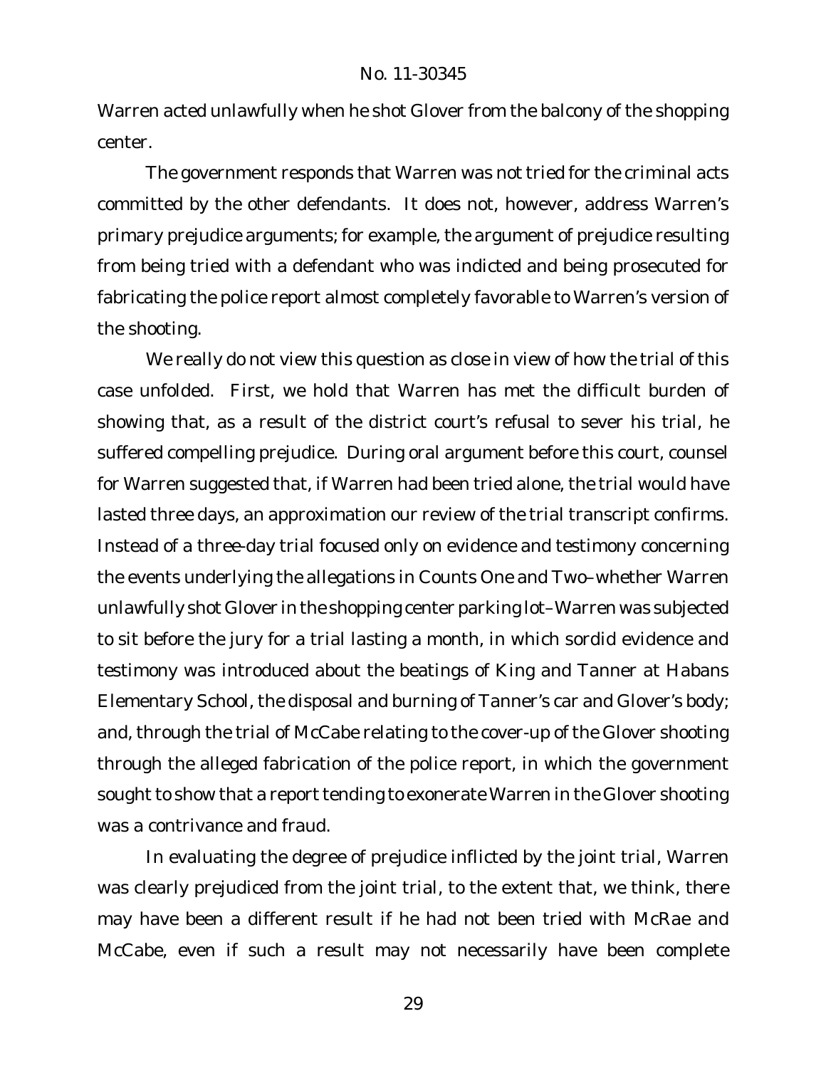Warren acted unlawfully when he shot Glover from the balcony of the shopping center.

The government responds that Warren was not tried for the criminal acts committed by the other defendants. It does not, however, address Warren's primary prejudice arguments; for example, the argument of prejudice resulting from being tried with a defendant who was indicted and being prosecuted for fabricating the police report almost completely favorable to Warren's version of the shooting.

We really do not view this question as close in view of how the trial of this case unfolded. First, we hold that Warren has met the difficult burden of showing that, as a result of the district court's refusal to sever his trial, he suffered compelling prejudice. During oral argument before this court, counsel for Warren suggested that, if Warren had been tried alone, the trial would have lasted three days, an approximation our review of the trial transcript confirms. Instead of a three-day trial focused only on evidence and testimony concerning the events underlying the allegations in Counts One and Two–whether Warren unlawfully shot Glover in the shopping center parking lot–Warren was subjected to sit before the jury for a trial lasting a month, in which sordid evidence and testimony was introduced about the beatings of King and Tanner at Habans Elementary School, the disposal and burning of Tanner's car and Glover's body; and, through the trial of McCabe relating to the cover-up of the Glover shooting through the alleged fabrication of the police report, in which the government sought to show that a report tending to exonerate Warren in the Glover shooting was a contrivance and fraud.

In evaluating the degree of prejudice inflicted by the joint trial, Warren was clearly prejudiced from the joint trial, to the extent that, we think, there may have been a different result if he had not been tried with McRae and McCabe, even if such a result may not necessarily have been complete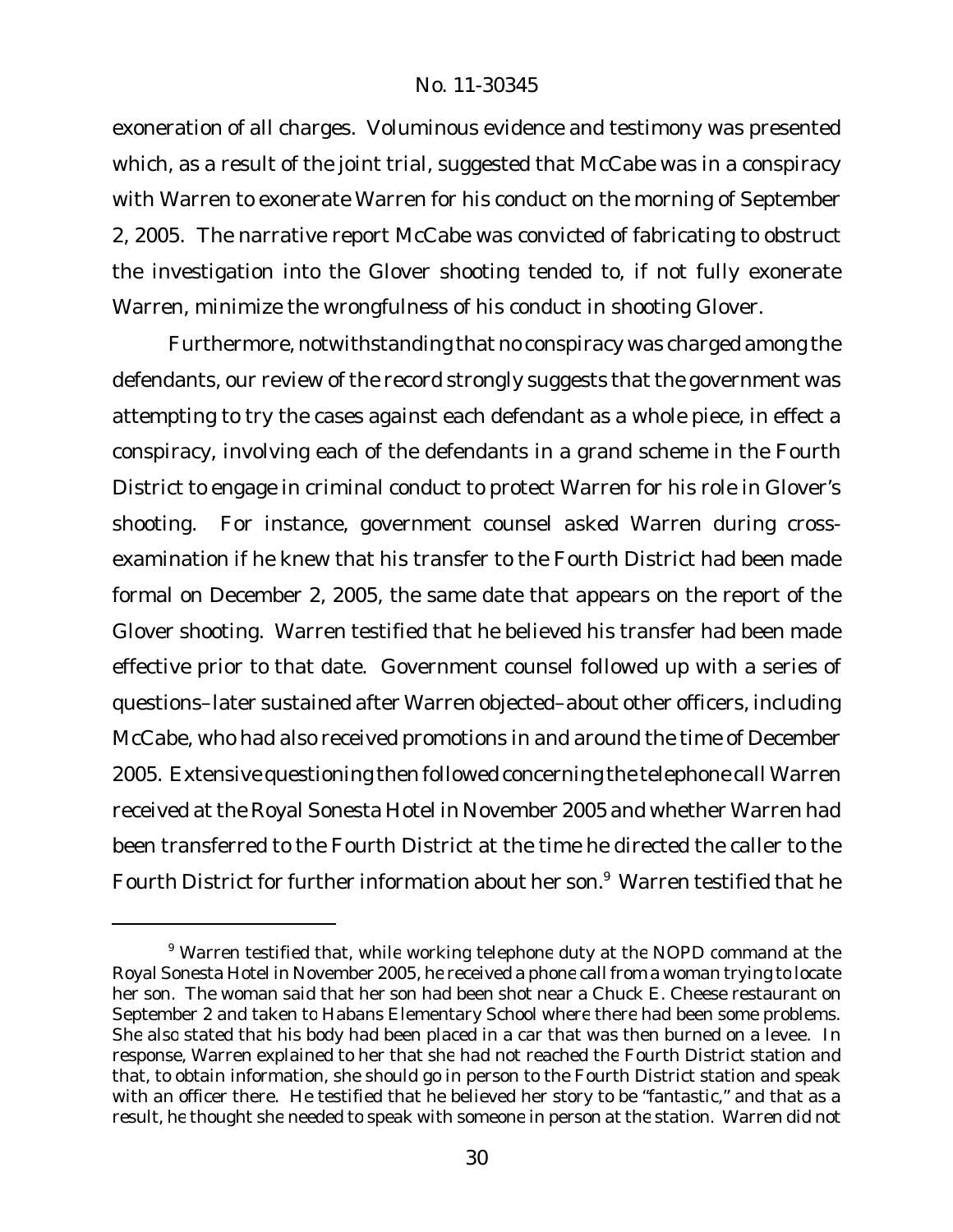exoneration of all charges. Voluminous evidence and testimony was presented which, as a result of the joint trial, suggested that McCabe was in a conspiracy with Warren to exonerate Warren for his conduct on the morning of September 2, 2005. The narrative report McCabe was convicted of fabricating to obstruct the investigation into the Glover shooting tended to, if not fully exonerate Warren, minimize the wrongfulness of his conduct in shooting Glover.

Furthermore, notwithstanding that no conspiracy was charged among the defendants, our review of the record strongly suggests that the government was attempting to try the cases against each defendant as a whole piece, in effect a conspiracy, involving each of the defendants in a grand scheme in the Fourth District to engage in criminal conduct to protect Warren for his role in Glover's shooting. For instance, government counsel asked Warren during cross-examination if he knew that his transfer to the Fourth District had been made formal on December 2, 2005, the same date that appears on the report of the Glover shooting. Warren testified that he believed his transfer had been made effective prior to that date. Government counsel followed up with a series of questions–later sustained after Warren objected–about other officers, including McCabe, who had also received promotions in and around the time of December 2005. Extensive questioning then followed concerning the telephone call Warren received at the Royal Sonesta Hotel in November 2005 and whether Warren had been transferred to the Fourth District at the time he directed the caller to the Fourth District for further information about her son.[9] Warren testified that he

[9] Warren testified that, while working telephone duty at the NOPD command at the Royal Sonesta Hotel in November 2005, he received a phone call from a woman trying to locate her son. The woman said that her son had been shot near a Chuck E. Cheese restaurant on September 2 and taken to Habans Elementary School where there had been some problems. She also stated that his body had been placed in a car that was then burned on a levee. In response, Warren explained to her that she had not reached the Fourth District station and that, to obtain information, she should go in person to the Fourth District station and speak with an officer there. He testified that he believed her story to be "fantastic," and that as a result, he thought she needed to speak with someone in person at the station. Warren did not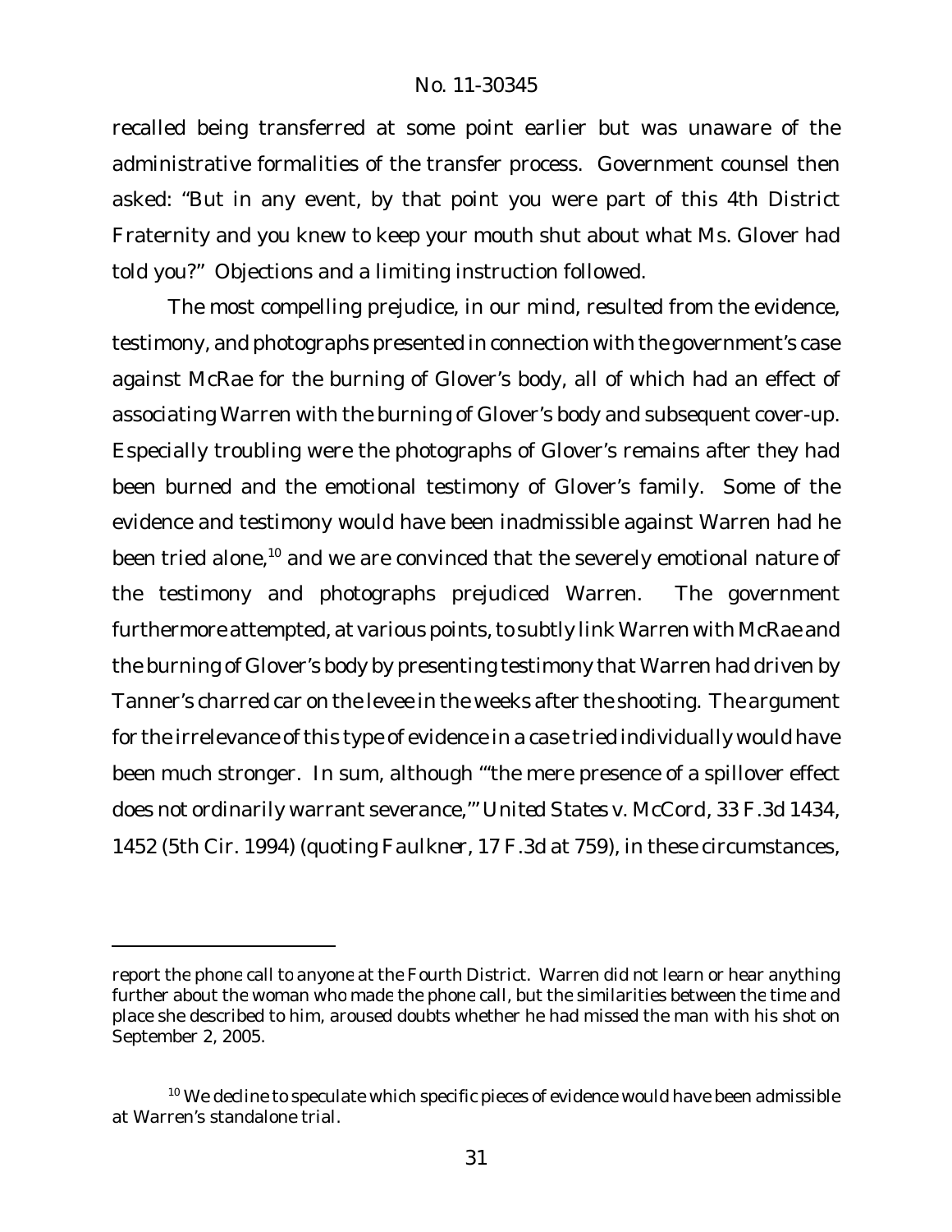recalled being transferred at some point earlier but was unaware of the administrative formalities of the transfer process. Government counsel then asked: "But in any event, by that point you were part of this 4th District Fraternity and you knew to keep your mouth shut about what Ms. Glover had told you?" Objections and a limiting instruction followed.

The most compelling prejudice, in our mind, resulted from the evidence, testimony, and photographs presented in connection with the government's case against McRae for the burning of Glover's body, all of which had an effect of associating Warren with the burning of Glover's body and subsequent cover-up. Especially troubling were the photographs of Glover's remains after they had been burned and the emotional testimony of Glover's family. Some of the evidence and testimony would have been inadmissible against Warren had he been tried alone,[10] and we are convinced that the severely emotional nature of the testimony and photographs prejudiced Warren. The government furthermore attempted, at various points, to subtly link Warren with McRae and the burning of Glover's body by presenting testimony that Warren had driven by Tanner's charred car on the levee in the weeks after the shooting. The argument for the irrelevance of this type of evidence in a case tried individually would have been much stronger. In sum, although "'the mere presence of a spillover effect does not ordinarily warrant severance,'" *United States v. McCord*, 33 F.3d 1434, 1452 (5th Cir. 1994) (quoting *Faulkner*, 17 F.3d at 759), in these circumstances,

---

report the phone call to anyone at the Fourth District. Warren did not learn or hear anything further about the woman who made the phone call, but the similarities between the time and place she described to him, aroused doubts whether he had missed the man with his shot on September 2, 2005.

[10] We decline to speculate which specific pieces of evidence would have been admissible at Warren's standalone trial.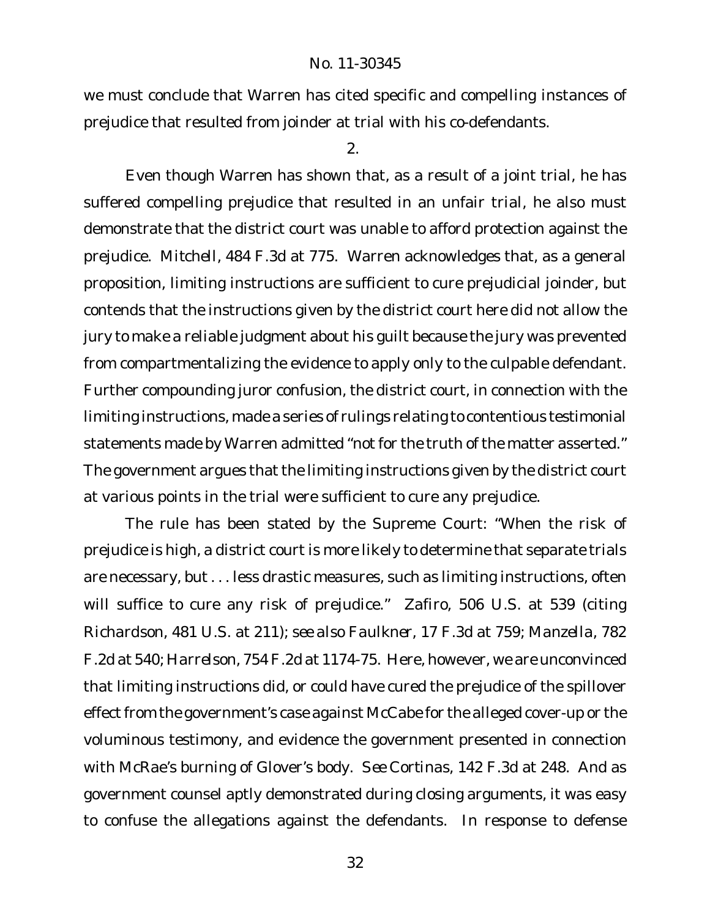we must conclude that Warren has cited specific and compelling instances of prejudice that resulted from joinder at trial with his co-defendants.

2.

Even though Warren has shown that, as a result of a joint trial, he has suffered compelling prejudice that resulted in an unfair trial, he also must demonstrate that the district court was unable to afford protection against the prejudice. *Mitchell*, 484 F.3d at 775. Warren acknowledges that, as a general proposition, limiting instructions are sufficient to cure prejudicial joinder, but contends that the instructions given by the district court here did not allow the jury to make a reliable judgment about his guilt because the jury was prevented from compartmentalizing the evidence to apply only to the culpable defendant. Further compounding juror confusion, the district court, in connection with the limiting instructions, made a series of rulings relating to contentious testimonial statements made by Warren admitted "not for the truth of the matter asserted." The government argues that the limiting instructions given by the district court at various points in the trial were sufficient to cure any prejudice.

The rule has been stated by the Supreme Court: "When the risk of prejudice is high, a district court is more likely to determine that separate trials are necessary, but . . . less drastic measures, such as limiting instructions, often will suffice to cure any risk of prejudice." *Zafiro*, 506 U.S. at 539 (citing *Richardson*, 481 U.S. at 211); *see also Faulkner*, 17 F.3d at 759; *Manzella*, 782 F.2d at 540; *Harrelson*, 754 F.2d at 1174-75. Here, however, we are unconvinced that limiting instructions did, or could have cured the prejudice of the spillover effect from the government's case against McCabe for the alleged cover-up or the voluminous testimony, and evidence the government presented in connection with McRae's burning of Glover's body. *See Cortinas*, 142 F.3d at 248. And as government counsel aptly demonstrated during closing arguments, it was easy to confuse the allegations against the defendants. In response to defense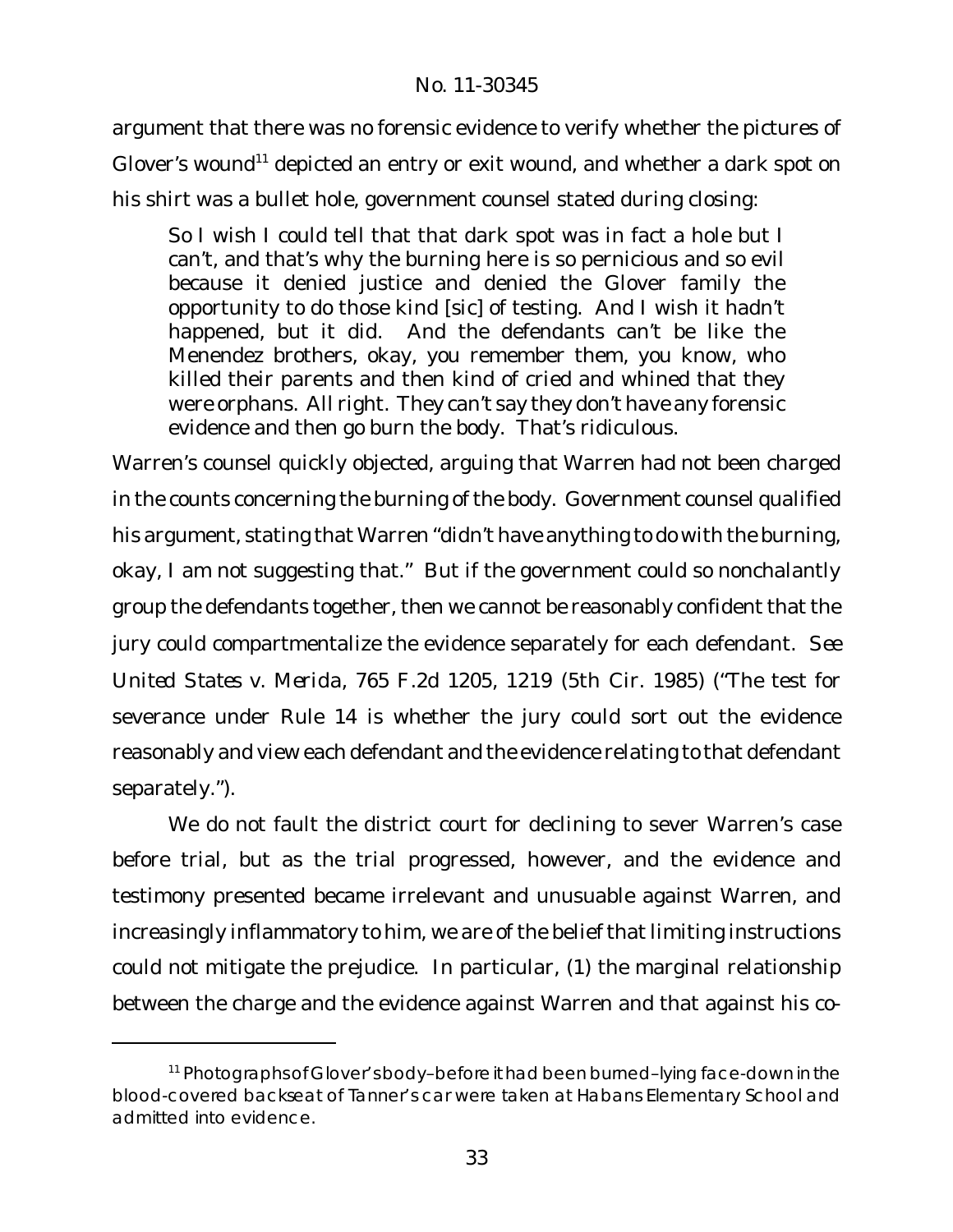argument that there was no forensic evidence to verify whether the pictures of Glover's wound[11] depicted an entry or exit wound, and whether a dark spot on his shirt was a bullet hole, government counsel stated during closing:

> So I wish I could tell that that dark spot was in fact a hole but I can't, and that's why the burning here is so pernicious and so evil because it denied justice and denied the Glover family the opportunity to do those kind [sic] of testing. And I wish it hadn't happened, but it did. And the defendants can't be like the Menendez brothers, okay, you remember them, you know, who killed their parents and then kind of cried and whined that they were orphans. All right. They can't say they don't have any forensic evidence and then go burn the body. That's ridiculous.

Warren's counsel quickly objected, arguing that Warren had not been charged in the counts concerning the burning of the body. Government counsel qualified his argument, stating that Warren "didn't have anything to do with the burning, okay, I am not suggesting that." But if the government could so nonchalantly group the defendants together, then we cannot be reasonably confident that the jury could compartmentalize the evidence separately for each defendant. *See United States v. Merida*, 765 F.2d 1205, 1219 (5th Cir. 1985) ("The test for severance under Rule 14 is whether the jury could sort out the evidence reasonably and view each defendant and the evidence relating to that defendant separately.").

We do not fault the district court for declining to sever Warren's case before trial, but as the trial progressed, however, and the evidence and testimony presented became irrelevant and unusuable against Warren, and increasingly inflammatory to him, we are of the belief that limiting instructions could not mitigate the prejudice. In particular, (1) the marginal relationship between the charge and the evidence against Warren and that against his co-

[11] Photographs of Glover's body–before it had been burned–lying face-down in the blood-covered backseat of Tanner's car were taken at Habans Elementary School and admitted into evidence.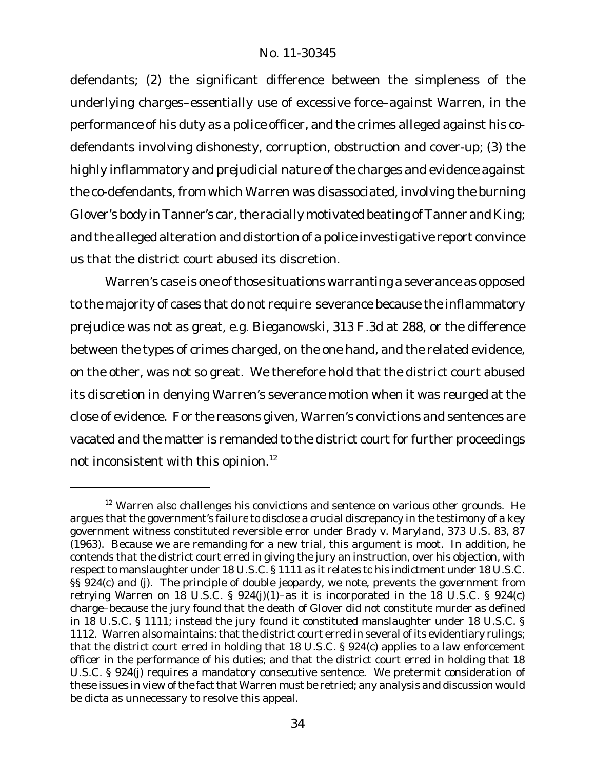defendants; (2) the significant difference between the simpleness of the underlying charges–essentially use of excessive force–against Warren, in the performance of his duty as a police officer, and the crimes alleged against his co-defendants involving dishonesty, corruption, obstruction and cover-up; (3) the highly inflammatory and prejudicial nature of the charges and evidence against the co-defendants, from which Warren was disassociated, involving the burning Glover's body in Tanner's car, the racially motivated beating of Tanner and King; and the alleged alteration and distortion of a police investigative report convince us that the district court abused its discretion.

Warren's case is one of those situations warranting a severance as opposed to the majority of cases that do not require severance because the inflammatory prejudice was not as great, e.g. *Bieganowski*, 313 F.3d at 288, or the difference between the types of crimes charged, on the one hand, and the related evidence, on the other, was not so great. We therefore hold that the district court abused its discretion in denying Warren's severance motion when it was reurged at the close of evidence. For the reasons given, Warren's convictions and sentences are vacated and the matter is remanded to the district court for further proceedings not inconsistent with this opinion.[12]

---

[12] Warren also challenges his convictions and sentence on various other grounds. He argues that the government's failure to disclose a crucial discrepancy in the testimony of a key government witness constituted reversible error under *Brady v. Maryland*, 373 U.S. 83, 87 (1963). Because we are remanding for a new trial, this argument is moot. In addition, he contends that the district court erred in giving the jury an instruction, over his objection, with respect to manslaughter under 18 U.S.C. § 1111 as it relates to his indictment under 18 U.S.C. §§ 924(c) and (j). The principle of double jeopardy, we note, prevents the government from retrying Warren on 18 U.S.C. § 924(j)(1)–as it is incorporated in the 18 U.S.C. § 924(c) charge–because the jury found that the death of Glover did not constitute murder as defined in 18 U.S.C. § 1111; instead the jury found it constituted manslaughter under 18 U.S.C. § 1112. Warren also maintains: that the district court erred in several of its evidentiary rulings; that the district court erred in holding that 18 U.S.C. § 924(c) applies to a law enforcement officer in the performance of his duties; and that the district court erred in holding that 18 U.S.C. § 924(j) requires a mandatory consecutive sentence. We pretermit consideration of these issues in view of the fact that Warren must be retried; any analysis and discussion would be dicta as unnecessary to resolve this appeal.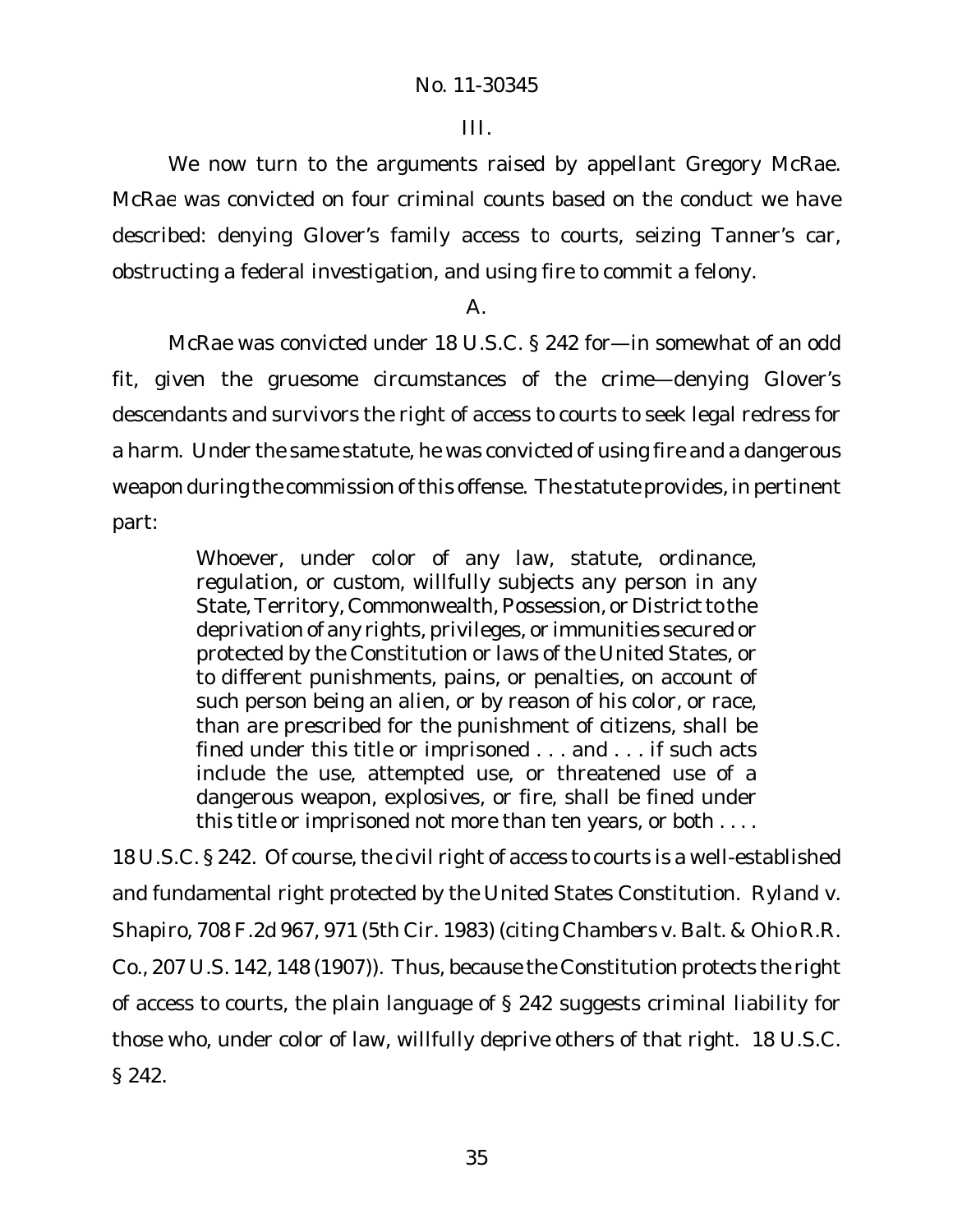III.

We now turn to the arguments raised by appellant Gregory McRae. McRae was convicted on four criminal counts based on the conduct we have described: denying Glover's family access to courts, seizing Tanner's car, obstructing a federal investigation, and using fire to commit a felony.

A.

McRae was convicted under 18 U.S.C. § 242 for—in somewhat of an odd fit, given the gruesome circumstances of the crime—denying Glover's descendants and survivors the right of access to courts to seek legal redress for a harm. Under the same statute, he was convicted of using fire and a dangerous weapon during the commission of this offense. The statute provides, in pertinent part:

> Whoever, under color of any law, statute, ordinance, regulation, or custom, willfully subjects any person in any State, Territory, Commonwealth, Possession, or District to the deprivation of any rights, privileges, or immunities secured or protected by the Constitution or laws of the United States, or to different punishments, pains, or penalties, on account of such person being an alien, or by reason of his color, or race, than are prescribed for the punishment of citizens, shall be fined under this title or imprisoned . . . and . . . if such acts include the use, attempted use, or threatened use of a dangerous weapon, explosives, or fire, shall be fined under this title or imprisoned not more than ten years, or both . . . .

18 U.S.C. § 242. Of course, the civil right of access to courts is a well-established and fundamental right protected by the United States Constitution. *Ryland v. Shapiro*, 708 F.2d 967, 971 (5th Cir. 1983) (citing *Chambers v. Balt. & Ohio R.R. Co.*, 207 U.S. 142, 148 (1907)). Thus, because the Constitution protects the right of access to courts, the plain language of § 242 suggests criminal liability for those who, under color of law, willfully deprive others of that right. 18 U.S.C. § 242.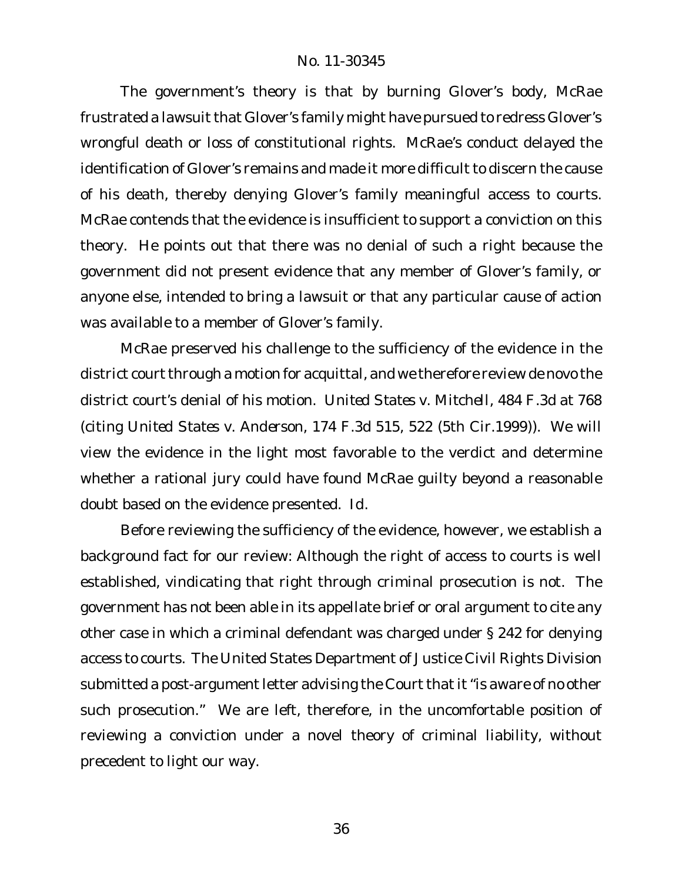The government's theory is that by burning Glover's body, McRae frustrated a lawsuit that Glover's family might have pursued to redress Glover's wrongful death or loss of constitutional rights. McRae's conduct delayed the identification of Glover's remains and made it more difficult to discern the cause of his death, thereby denying Glover's family meaningful access to courts. McRae contends that the evidence is insufficient to support a conviction on this theory. He points out that there was no denial of such a right because the government did not present evidence that any member of Glover's family, or anyone else, intended to bring a lawsuit or that any particular cause of action was available to a member of Glover's family.

McRae preserved his challenge to the sufficiency of the evidence in the district court through a motion for acquittal, and we therefore review de novo the district court's denial of his motion. *United States v. Mitchell*, 484 F.3d at 768 (citing *United States v. Anderson*, 174 F.3d 515, 522 (5th Cir.1999)). We will view the evidence in the light most favorable to the verdict and determine whether a rational jury could have found McRae guilty beyond a reasonable doubt based on the evidence presented. *Id.*

Before reviewing the sufficiency of the evidence, however, we establish a background fact for our review: Although the right of access to courts is well established, vindicating that right through criminal prosecution is not. The government has not been able in its appellate brief or oral argument to cite any other case in which a criminal defendant was charged under § 242 for denying access to courts. The United States Department of Justice Civil Rights Division submitted a post-argument letter advising the Court that it "is aware of no other such prosecution." We are left, therefore, in the uncomfortable position of reviewing a conviction under a novel theory of criminal liability, without precedent to light our way.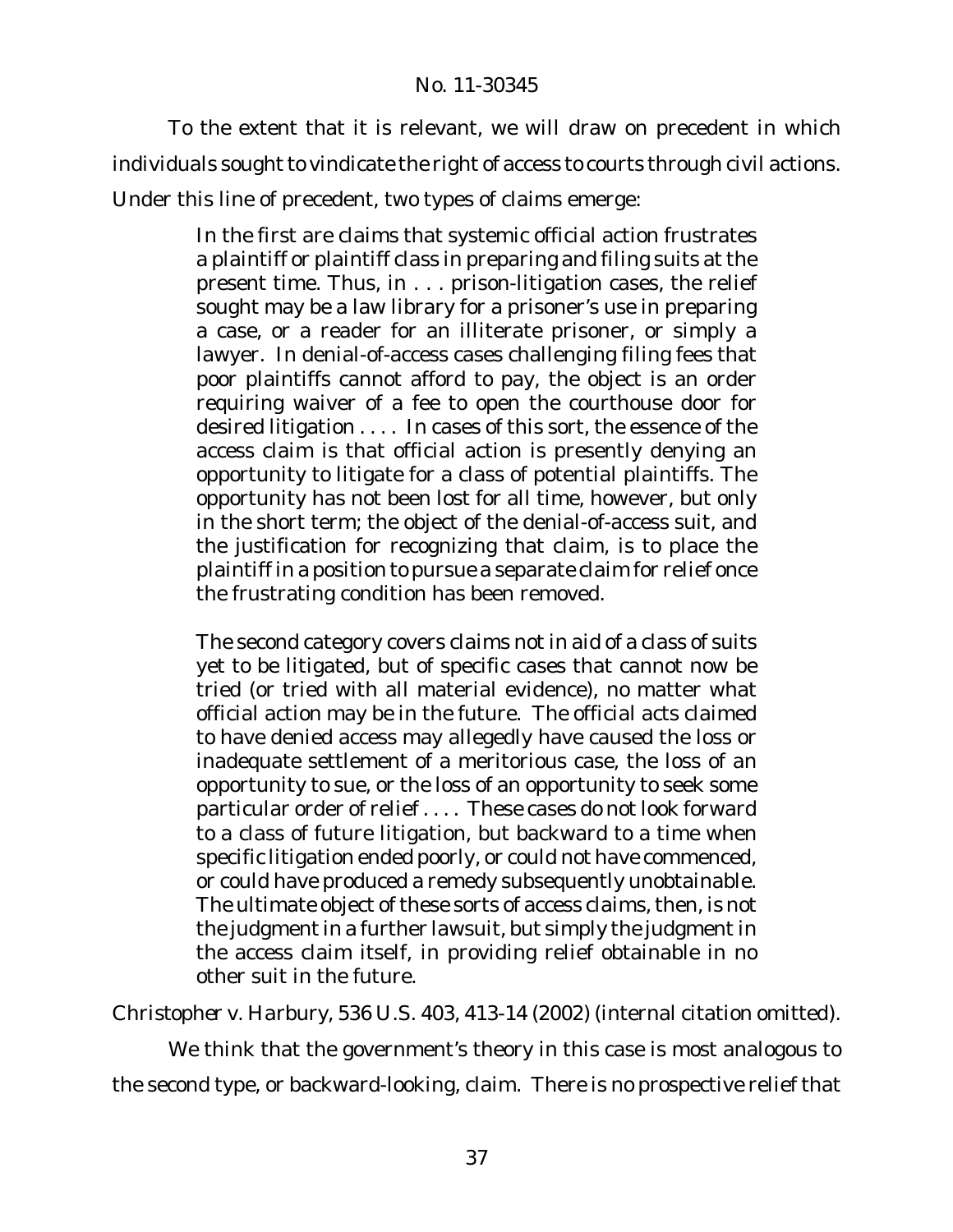To the extent that it is relevant, we will draw on precedent in which individuals sought to vindicate the right of access to courts through civil actions. Under this line of precedent, two types of claims emerge:

> In the first are claims that systemic official action frustrates a plaintiff or plaintiff class in preparing and filing suits at the present time. Thus, in . . . prison-litigation cases, the relief sought may be a law library for a prisoner's use in preparing a case, or a reader for an illiterate prisoner, or simply a lawyer. In denial-of-access cases challenging filing fees that poor plaintiffs cannot afford to pay, the object is an order requiring waiver of a fee to open the courthouse door for desired litigation . . . . In cases of this sort, the essence of the access claim is that official action is presently denying an opportunity to litigate for a class of potential plaintiffs. The opportunity has not been lost for all time, however, but only in the short term; the object of the denial-of-access suit, and the justification for recognizing that claim, is to place the plaintiff in a position to pursue a separate claim for relief once the frustrating condition has been removed.
>
> The second category covers claims not in aid of a class of suits yet to be litigated, but of specific cases that cannot now be tried (or tried with all material evidence), no matter what official action may be in the future. The official acts claimed to have denied access may allegedly have caused the loss or inadequate settlement of a meritorious case, the loss of an opportunity to sue, or the loss of an opportunity to seek some particular order of relief . . . . These cases do not look forward to a class of future litigation, but backward to a time when specific litigation ended poorly, or could not have commenced, or could have produced a remedy subsequently unobtainable. The ultimate object of these sorts of access claims, then, is not the judgment in a further lawsuit, but simply the judgment in the access claim itself, in providing relief obtainable in no other suit in the future.

*Christopher v. Harbury*, 536 U.S. 403, 413-14 (2002) (internal citation omitted).

We think that the government's theory in this case is most analogous to the second type, or backward-looking, claim. There is no prospective relief that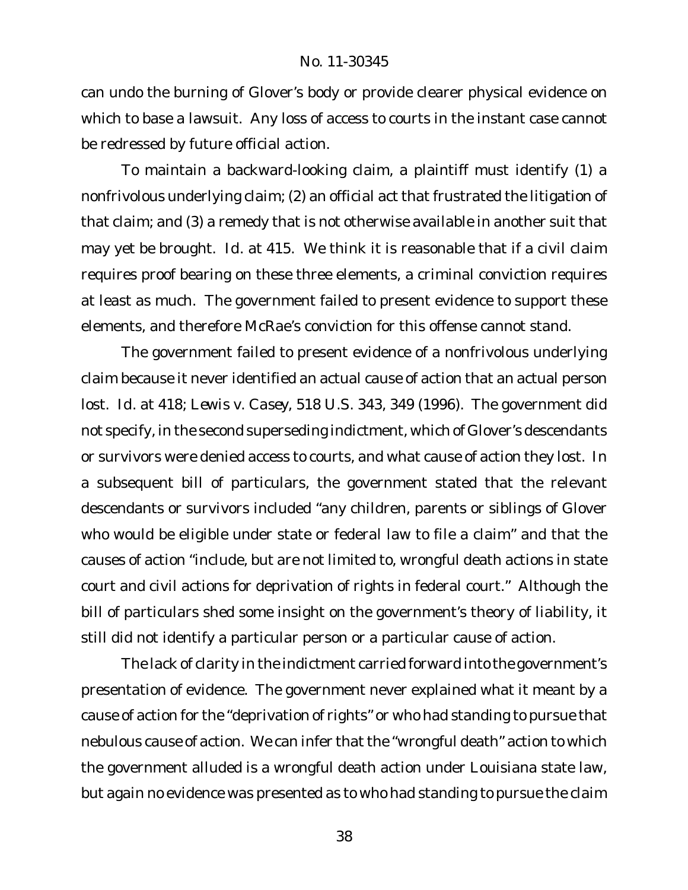can undo the burning of Glover's body or provide clearer physical evidence on which to base a lawsuit. Any loss of access to courts in the instant case cannot be redressed by future official action.

To maintain a backward-looking claim, a plaintiff must identify (1) a nonfrivolous underlying claim; (2) an official act that frustrated the litigation of that claim; and (3) a remedy that is not otherwise available in another suit that may yet be brought. *Id.* at 415. We think it is reasonable that if a civil claim requires proof bearing on these three elements, a criminal conviction requires at least as much. The government failed to present evidence to support these elements, and therefore McRae's conviction for this offense cannot stand.

The government failed to present evidence of a nonfrivolous underlying claim because it never identified an actual cause of action that an actual person lost. *Id.* at 418; *Lewis v. Casey*, 518 U.S. 343, 349 (1996). The government did not specify, in the second superseding indictment, which of Glover's descendants or survivors were denied access to courts, and what cause of action they lost. In a subsequent bill of particulars, the government stated that the relevant descendants or survivors included "any children, parents or siblings of Glover who would be eligible under state or federal law to file a claim" and that the causes of action "include, but are not limited to, wrongful death actions in state court and civil actions for deprivation of rights in federal court." Although the bill of particulars shed some insight on the government's theory of liability, it still did not identify a particular person or a particular cause of action.

The lack of clarity in the indictment carried forward into the government's presentation of evidence. The government never explained what it meant by a cause of action for the "deprivation of rights" or who had standing to pursue that nebulous cause of action. We can infer that the "wrongful death" action to which the government alluded is a wrongful death action under Louisiana state law, but again no evidence was presented as to who had standing to pursue the claim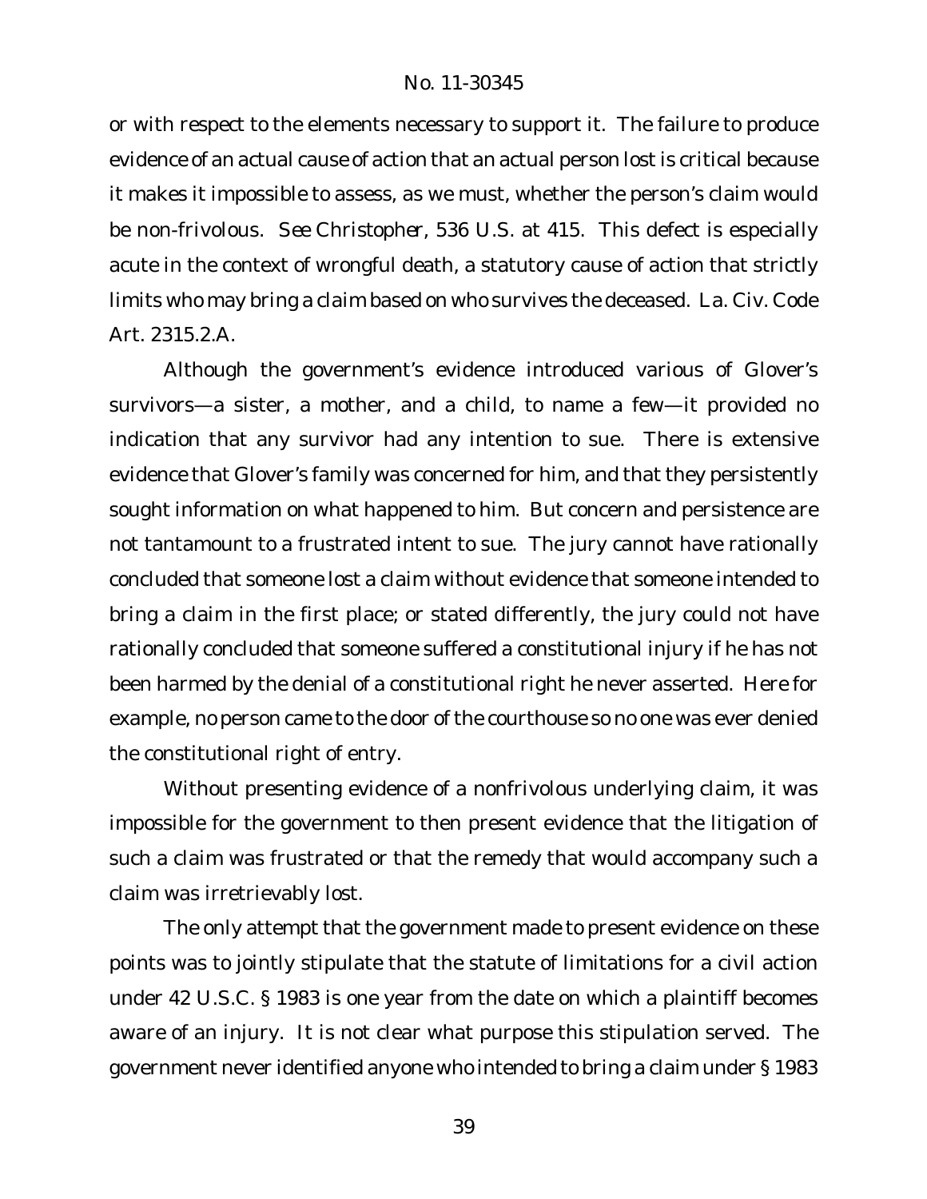or with respect to the elements necessary to support it. The failure to produce evidence of an actual cause of action that an actual person lost is critical because it makes it impossible to assess, as we must, whether the person's claim would be non-frivolous. *See Christopher*, 536 U.S. at 415. This defect is especially acute in the context of wrongful death, a statutory cause of action that strictly limits who may bring a claim based on who survives the deceased. La. Civ. Code Art. 2315.2.A.

Although the government's evidence introduced various of Glover's survivors—a sister, a mother, and a child, to name a few—it provided no indication that any survivor had any intention to sue. There is extensive evidence that Glover's family was concerned for him, and that they persistently sought information on what happened to him. But concern and persistence are not tantamount to a frustrated intent to sue. The jury cannot have rationally concluded that someone lost a claim without evidence that someone intended to bring a claim in the first place; or stated differently, the jury could not have rationally concluded that someone suffered a constitutional injury if he has not been harmed by the denial of a constitutional right he never asserted. Here for example, no person came to the door of the courthouse so no one was ever denied the constitutional right of entry.

Without presenting evidence of a nonfrivolous underlying claim, it was impossible for the government to then present evidence that the litigation of such a claim was frustrated or that the remedy that would accompany such a claim was irretrievably lost.

The only attempt that the government made to present evidence on these points was to jointly stipulate that the statute of limitations for a civil action under 42 U.S.C. § 1983 is one year from the date on which a plaintiff becomes aware of an injury. It is not clear what purpose this stipulation served. The government never identified anyone who intended to bring a claim under § 1983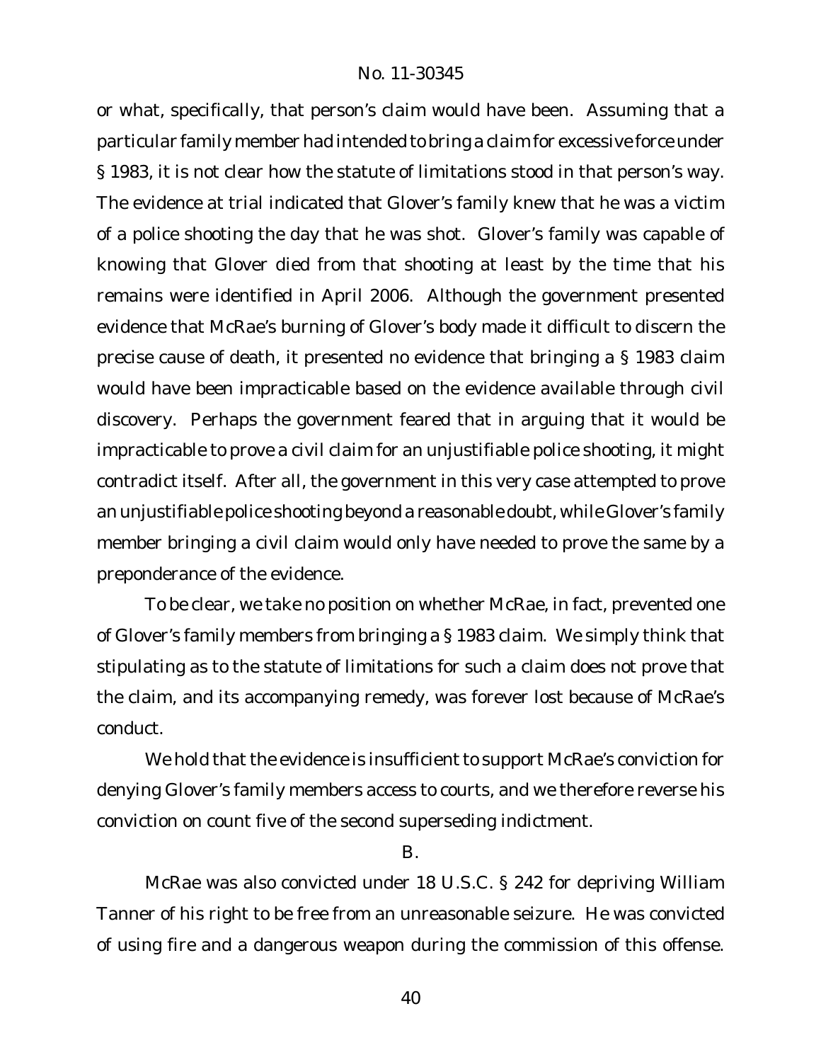or what, specifically, that person's claim would have been. Assuming that a particular family member had intended to bring a claim for excessive force under § 1983, it is not clear how the statute of limitations stood in that person's way. The evidence at trial indicated that Glover's family knew that he was a victim of a police shooting the day that he was shot. Glover's family was capable of knowing that Glover died from that shooting at least by the time that his remains were identified in April 2006. Although the government presented evidence that McRae's burning of Glover's body made it difficult to discern the precise cause of death, it presented no evidence that bringing a § 1983 claim would have been impracticable based on the evidence available through civil discovery. Perhaps the government feared that in arguing that it would be impracticable to prove a civil claim for an unjustifiable police shooting, it might contradict itself. After all, the government in this very case attempted to prove an unjustifiable police shooting beyond a reasonable doubt, while Glover's family member bringing a civil claim would only have needed to prove the same by a preponderance of the evidence.

To be clear, we take no position on whether McRae, in fact, prevented one of Glover's family members from bringing a § 1983 claim. We simply think that stipulating as to the statute of limitations for such a claim does not prove that the claim, and its accompanying remedy, was forever lost because of McRae's conduct.

We hold that the evidence is insufficient to support McRae's conviction for denying Glover's family members access to courts, and we therefore reverse his conviction on count five of the second superseding indictment.

B.

McRae was also convicted under 18 U.S.C. § 242 for depriving William Tanner of his right to be free from an unreasonable seizure. He was convicted of using fire and a dangerous weapon during the commission of this offense.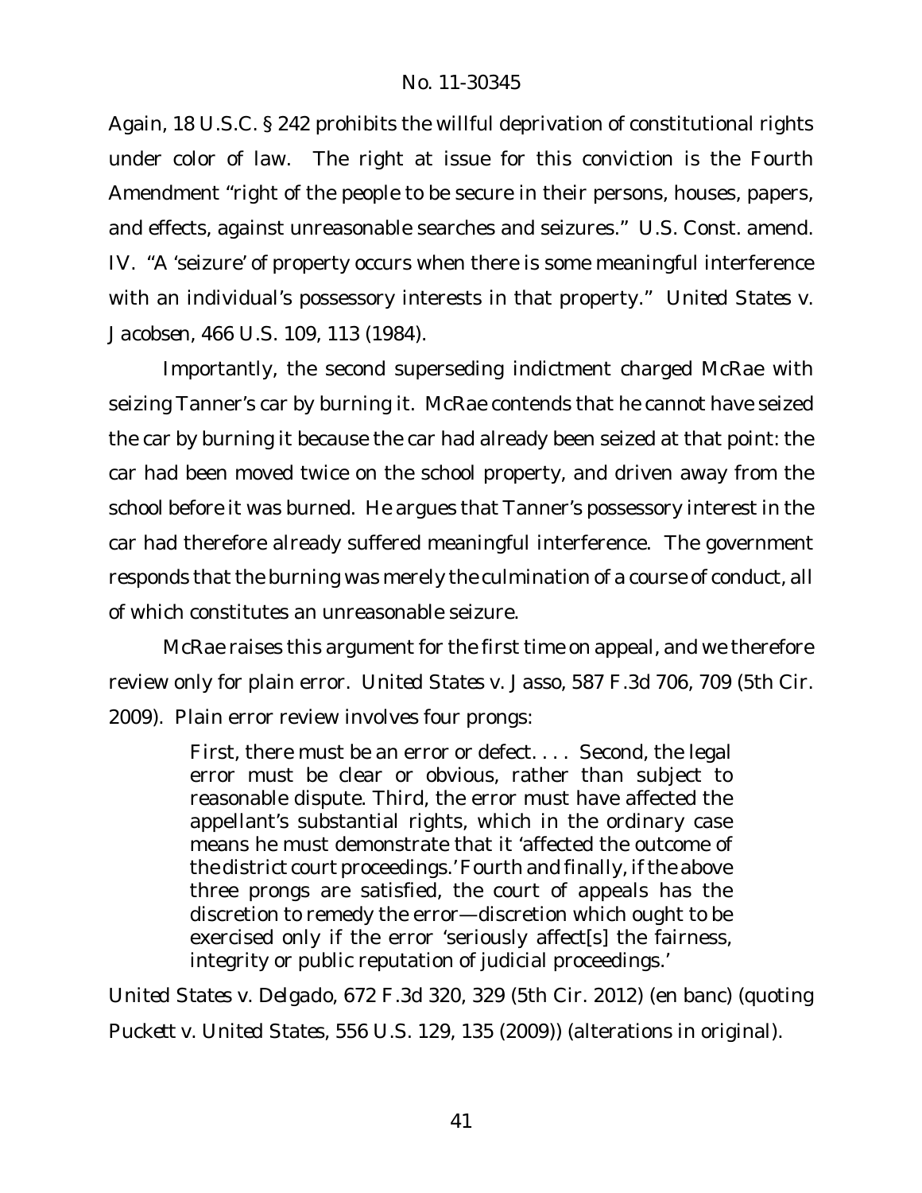Again, 18 U.S.C. § 242 prohibits the willful deprivation of constitutional rights under color of law. The right at issue for this conviction is the Fourth Amendment "right of the people to be secure in their persons, houses, papers, and effects, against unreasonable searches and seizures." U.S. Const. amend. IV. "A 'seizure' of property occurs when there is some meaningful interference with an individual's possessory interests in that property." *United States v. Jacobsen*, 466 U.S. 109, 113 (1984).

Importantly, the second superseding indictment charged McRae with seizing Tanner's car by burning it. McRae contends that he cannot have seized the car by burning it because the car had already been seized at that point: the car had been moved twice on the school property, and driven away from the school before it was burned. He argues that Tanner's possessory interest in the car had therefore already suffered meaningful interference. The government responds that the burning was merely the culmination of a course of conduct, all of which constitutes an unreasonable seizure.

McRae raises this argument for the first time on appeal, and we therefore review only for plain error. *United States v. Jasso*, 587 F.3d 706, 709 (5th Cir. 2009). Plain error review involves four prongs:

> First, there must be an error or defect. . . . Second, the legal error must be clear or obvious, rather than subject to reasonable dispute. Third, the error must have affected the appellant's substantial rights, which in the ordinary case means he must demonstrate that it 'affected the outcome of the district court proceedings.' Fourth and finally, if the above three prongs are satisfied, the court of appeals has the discretion to remedy the error—discretion which ought to be exercised only if the error 'seriously affect[s] the fairness, integrity or public reputation of judicial proceedings.'

*United States v. Delgado*, 672 F.3d 320, 329 (5th Cir. 2012) (en banc) (quoting *Puckett v. United States*, 556 U.S. 129, 135 (2009)) (alterations in original).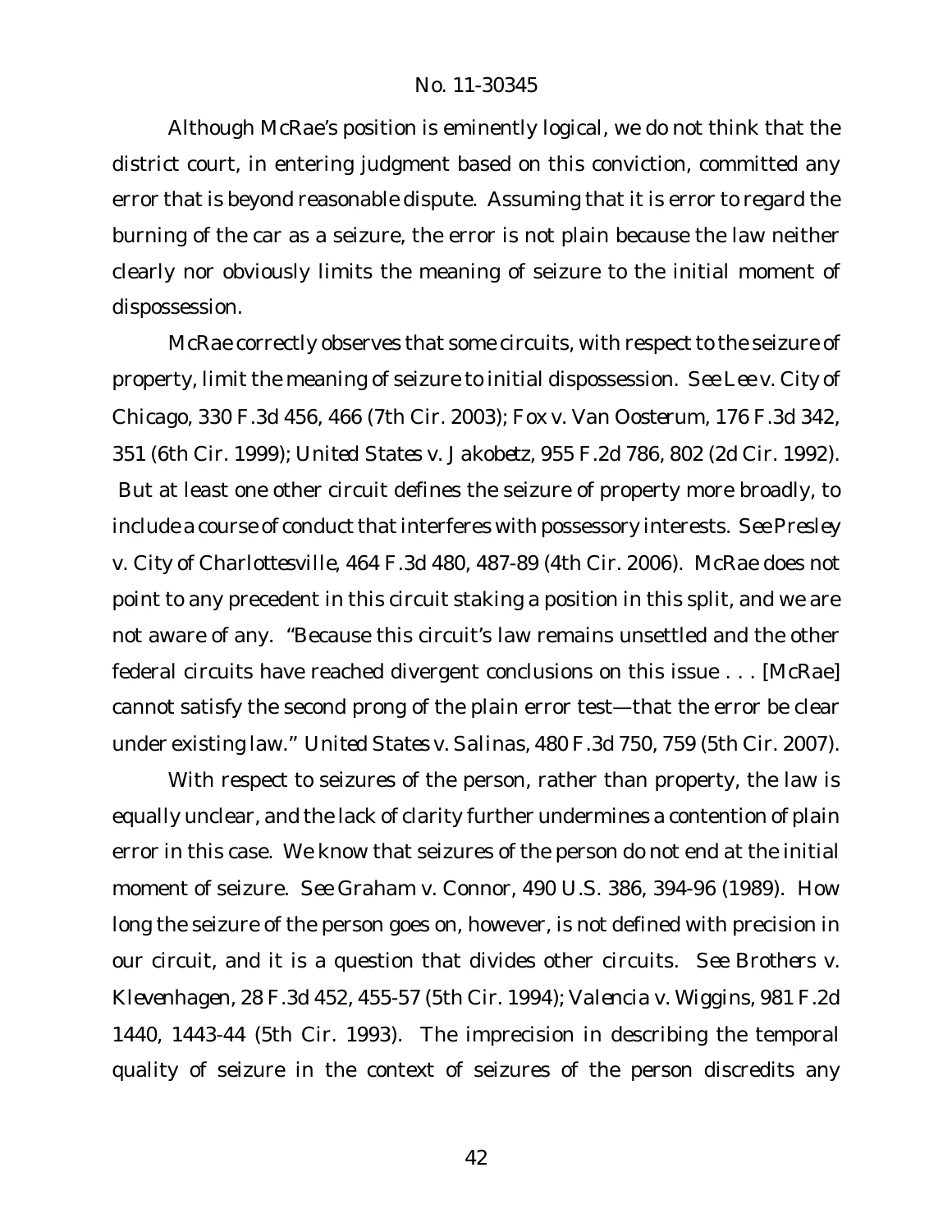Although McRae's position is eminently logical, we do not think that the district court, in entering judgment based on this conviction, committed any error that is beyond reasonable dispute. Assuming that it is error to regard the burning of the car as a seizure, the error is not plain because the law neither clearly nor obviously limits the meaning of seizure to the initial moment of dispossession.

McRae correctly observes that some circuits, with respect to the seizure of property, limit the meaning of seizure to initial dispossession. *See Lee v. City of Chicago*, 330 F.3d 456, 466 (7th Cir. 2003); *Fox v. Van Oosterum*, 176 F.3d 342, 351 (6th Cir. 1999); *United States v. Jakobetz*, 955 F.2d 786, 802 (2d Cir. 1992). But at least one other circuit defines the seizure of property more broadly, to include a course of conduct that interferes with possessory interests. *See Presley v. City of Charlottesville*, 464 F.3d 480, 487-89 (4th Cir. 2006). McRae does not point to any precedent in this circuit staking a position in this split, and we are not aware of any. "Because this circuit's law remains unsettled and the other federal circuits have reached divergent conclusions on this issue . . . [McRae] cannot satisfy the second prong of the plain error test—that the error be clear under existing law." *United States v. Salinas*, 480 F.3d 750, 759 (5th Cir. 2007).

With respect to seizures of the person, rather than property, the law is equally unclear, and the lack of clarity further undermines a contention of plain error in this case. We know that seizures of the person do not end at the initial moment of seizure. *See Graham v. Connor*, 490 U.S. 386, 394-96 (1989). How long the seizure of the person goes on, however, is not defined with precision in our circuit, and it is a question that divides other circuits. *See Brothers v. Klevenhagen*, 28 F.3d 452, 455-57 (5th Cir. 1994); *Valencia v. Wiggins*, 981 F.2d 1440, 1443-44 (5th Cir. 1993). The imprecision in describing the temporal quality of seizure in the context of seizures of the person discredits any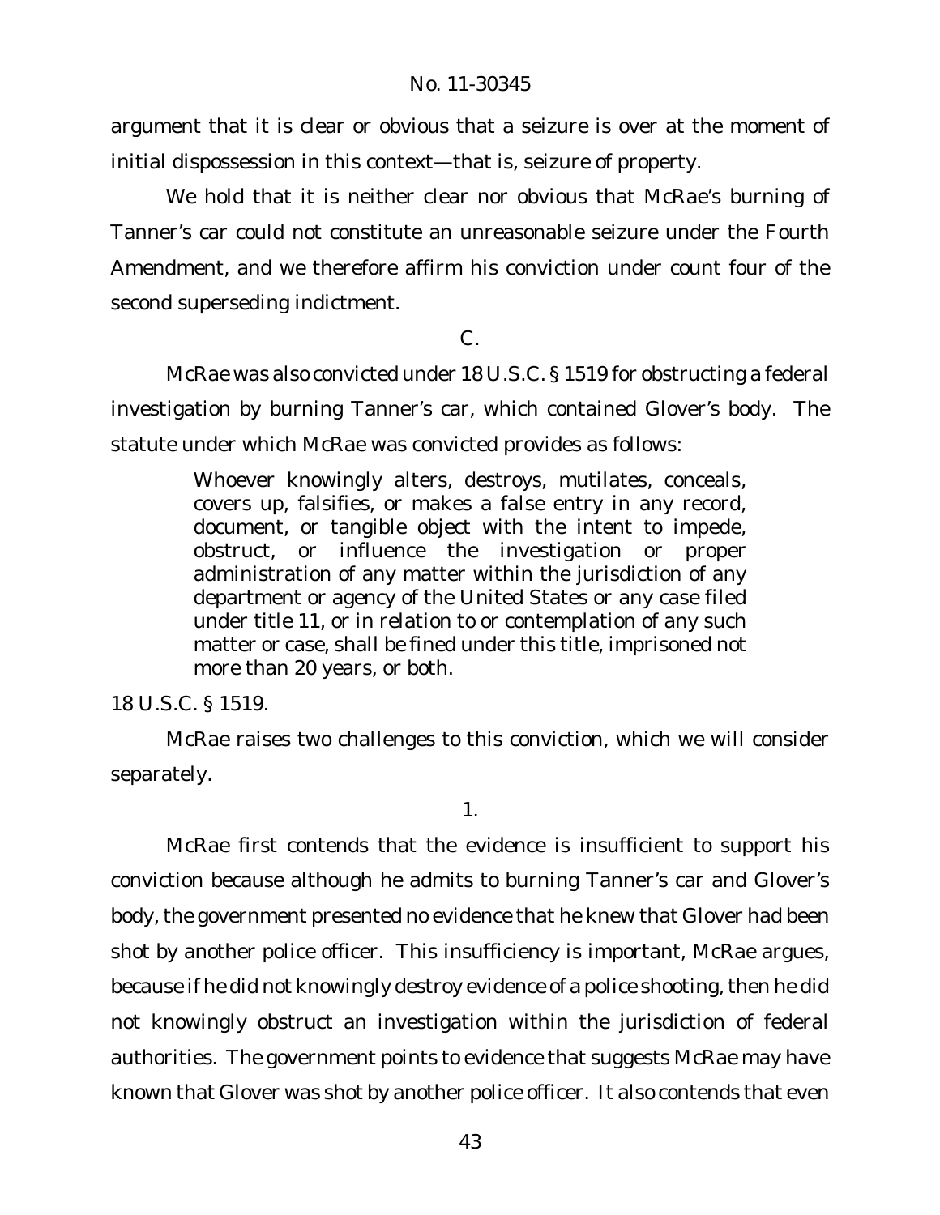argument that it is clear or obvious that a seizure is over at the moment of initial dispossession in this context—that is, seizure of property.

We hold that it is neither clear nor obvious that McRae's burning of Tanner's car could not constitute an unreasonable seizure under the Fourth Amendment, and we therefore affirm his conviction under count four of the second superseding indictment.

C.

McRae was also convicted under 18 U.S.C. § 1519 for obstructing a federal investigation by burning Tanner's car, which contained Glover's body. The statute under which McRae was convicted provides as follows:

> Whoever knowingly alters, destroys, mutilates, conceals, covers up, falsifies, or makes a false entry in any record, document, or tangible object with the intent to impede, obstruct, or influence the investigation or proper administration of any matter within the jurisdiction of any department or agency of the United States or any case filed under title 11, or in relation to or contemplation of any such matter or case, shall be fined under this title, imprisoned not more than 20 years, or both.

18 U.S.C. § 1519.

McRae raises two challenges to this conviction, which we will consider separately.

1.

McRae first contends that the evidence is insufficient to support his conviction because although he admits to burning Tanner's car and Glover's body, the government presented no evidence that he knew that Glover had been shot by another police officer. This insufficiency is important, McRae argues, because if he did not knowingly destroy evidence of a police shooting, then he did not knowingly obstruct an investigation within the jurisdiction of federal authorities. The government points to evidence that suggests McRae may have known that Glover was shot by another police officer. It also contends that even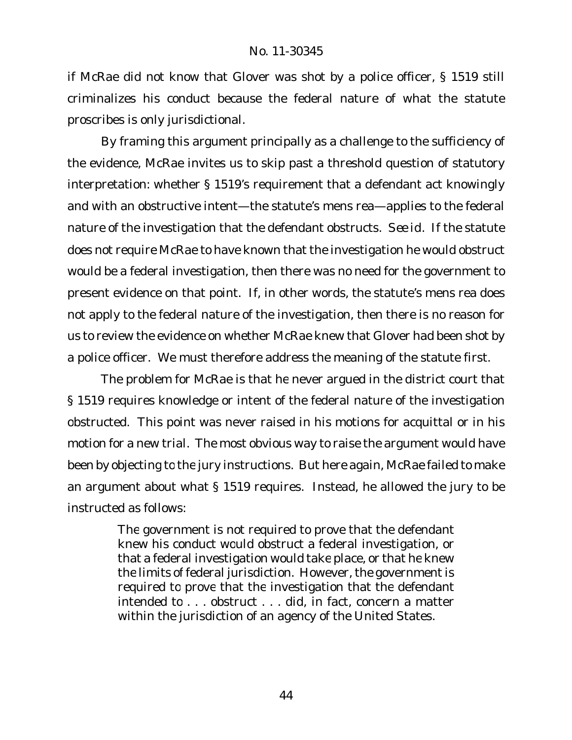if McRae did not know that Glover was shot by a police officer, § 1519 still criminalizes his conduct because the federal nature of what the statute proscribes is only jurisdictional.

By framing this argument principally as a challenge to the sufficiency of the evidence, McRae invites us to skip past a threshold question of statutory interpretation: whether § 1519's requirement that a defendant act knowingly and with an obstructive intent—the statute's mens rea—applies to the federal nature of the investigation that the defendant obstructs. *See id.* If the statute does not require McRae to have known that the investigation he would obstruct would be a federal investigation, then there was no need for the government to present evidence on that point. If, in other words, the statute's mens rea does not apply to the federal nature of the investigation, then there is no reason for us to review the evidence on whether McRae knew that Glover had been shot by a police officer. We must therefore address the meaning of the statute first.

The problem for McRae is that he never argued in the district court that § 1519 requires knowledge or intent of the federal nature of the investigation obstructed. This point was never raised in his motions for acquittal or in his motion for a new trial. The most obvious way to raise the argument would have been by objecting to the jury instructions. But here again, McRae failed to make an argument about what § 1519 requires. Instead, he allowed the jury to be instructed as follows:

> The government is not required to prove that the defendant knew his conduct would obstruct a federal investigation, or that a federal investigation would take place, or that he knew the limits of federal jurisdiction. However, the government is required to prove that the investigation that the defendant intended to . . . obstruct . . . did, in fact, concern a matter within the jurisdiction of an agency of the United States.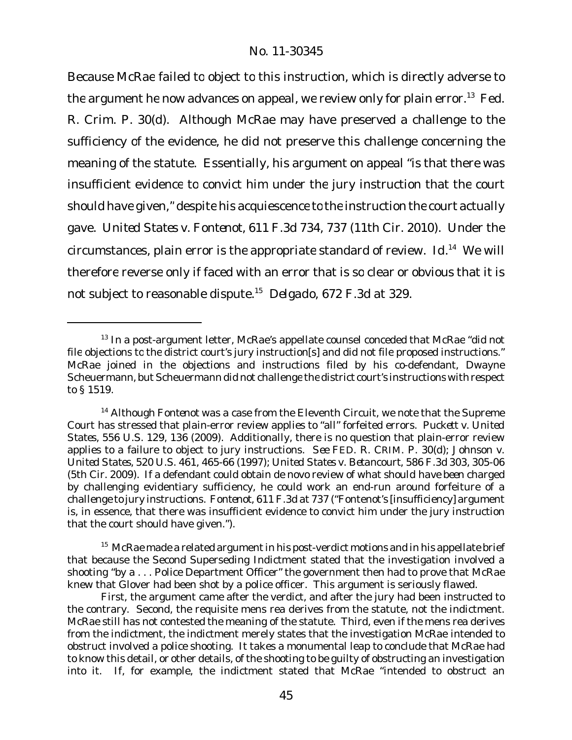Because McRae failed to object to this instruction, which is directly adverse to the argument he now advances on appeal, we review only for plain error.[13] Fed. R. Crim. P. 30(d). Although McRae may have preserved a challenge to the sufficiency of the evidence, he did not preserve this challenge concerning the meaning of the statute. Essentially, his argument on appeal "is that there was insufficient evidence to convict him under the jury instruction that the court should have given," despite his acquiescence to the instruction the court actually gave. *United States v. Fontenot*, 611 F.3d 734, 737 (11th Cir. 2010). Under the circumstances, plain error is the appropriate standard of review. *Id.*[14] We will therefore reverse only if faced with an error that is so clear or obvious that it is not subject to reasonable dispute.[15] *Delgado*, 672 F.3d at 329.

[13] In a post-argument letter, McRae's appellate counsel conceded that McRae "did not file objections to the district court's jury instruction[s] and did not file proposed instructions." McRae joined in the objections and instructions filed by his co-defendant, Dwayne Scheuermann, but Scheuermann did not challenge the district court's instructions with respect to § 1519.

[14] Although *Fontenot* was a case from the Eleventh Circuit, we note that the Supreme Court has stressed that plain-error review applies to "all" forfeited errors. *Puckett v. United States*, 556 U.S. 129, 136 (2009). Additionally, there is no question that plain-error review applies to a failure to object to jury instructions. *See* FED. R. CRIM. P. 30(d); *Johnson v. United States*, 520 U.S. 461, 465-66 (1997); *United States v. Betancourt*, 586 F.3d 303, 305-06 (5th Cir. 2009). If a defendant could obtain de novo review of what should have been charged by challenging evidentiary sufficiency, he could work an end-run around forfeiture of a challenge to jury instructions. *Fontenot*, 611 F.3d at 737 ("Fontenot's [insufficiency] argument is, in essence, that there was insufficient evidence to convict him under the jury instruction that the court should have given.").

[15] McRae made a related argument in his post-verdict motions and in his appellate brief that because the Second Superseding Indictment stated that the investigation involved a shooting "by a . . . Police Department Officer" the government then had to prove that McRae knew that Glover had been shot by a police officer. This argument is seriously flawed.

First, the argument came after the verdict, and after the jury had been instructed to the contrary. Second, the requisite mens rea derives from the statute, not the indictment. McRae still has not contested the meaning of the statute. Third, even if the mens rea derives from the indictment, the indictment merely states that the investigation McRae intended to obstruct involved a police shooting. It takes a monumental leap to conclude that McRae had to know this detail, or other details, of the shooting to be guilty of obstructing an investigation into it. If, for example, the indictment stated that McRae "intended to obstruct an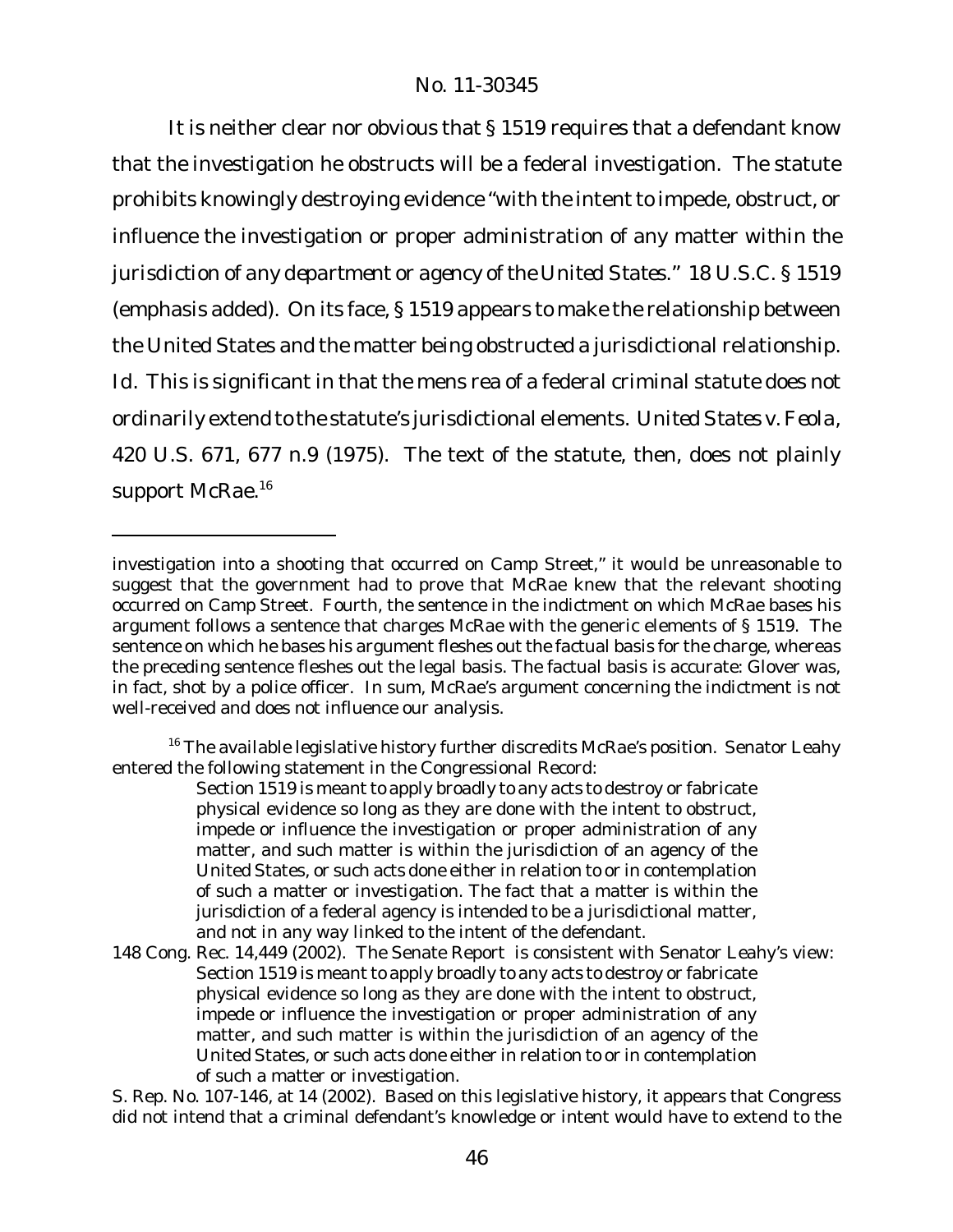It is neither clear nor obvious that § 1519 requires that a defendant know that the investigation he obstructs will be a federal investigation. The statute prohibits knowingly destroying evidence "with the intent to impede, obstruct, or influence the investigation or proper administration of any matter within the jurisdiction of *any department or agency of the United States*." 18 U.S.C. § 1519 (emphasis added). On its face, § 1519 appears to make the relationship between the United States and the matter being obstructed a jurisdictional relationship. *Id.* This is significant in that the mens rea of a federal criminal statute does not ordinarily extend to the statute's jurisdictional elements. *United States v. Feola*, 420 U.S. 671, 677 n.9 (1975). The text of the statute, then, does not plainly support McRae.[16]

---

investigation into a shooting that occurred on Camp Street," it would be unreasonable to suggest that the government had to prove that McRae knew that the relevant shooting occurred on Camp Street. Fourth, the sentence in the indictment on which McRae bases his argument follows a sentence that charges McRae with the generic elements of § 1519. The sentence on which he bases his argument fleshes out the factual basis for the charge, whereas the preceding sentence fleshes out the legal basis. The factual basis is accurate: Glover was, in fact, shot by a police officer. In sum, McRae's argument concerning the indictment is not well-received and does not influence our analysis.

[16] The available legislative history further discredits McRae's position. Senator Leahy entered the following statement in the Congressional Record:

> Section 1519 is meant to apply broadly to any acts to destroy or fabricate physical evidence so long as they are done with the intent to obstruct, impede or influence the investigation or proper administration of any matter, and such matter is within the jurisdiction of an agency of the United States, or such acts done either in relation to or in contemplation of such a matter or investigation. The fact that a matter is within the jurisdiction of a federal agency is intended to be a jurisdictional matter, and not in any way linked to the intent of the defendant.

148 Cong. Rec. 14,449 (2002). The Senate Report is consistent with Senator Leahy's view:

> Section 1519 is meant to apply broadly to any acts to destroy or fabricate physical evidence so long as they are done with the intent to obstruct, impede or influence the investigation or proper administration of any matter, and such matter is within the jurisdiction of an agency of the United States, or such acts done either in relation to or in contemplation of such a matter or investigation.

S. Rep. No. 107-146, at 14 (2002). Based on this legislative history, it appears that Congress did not intend that a criminal defendant's knowledge or intent would have to extend to the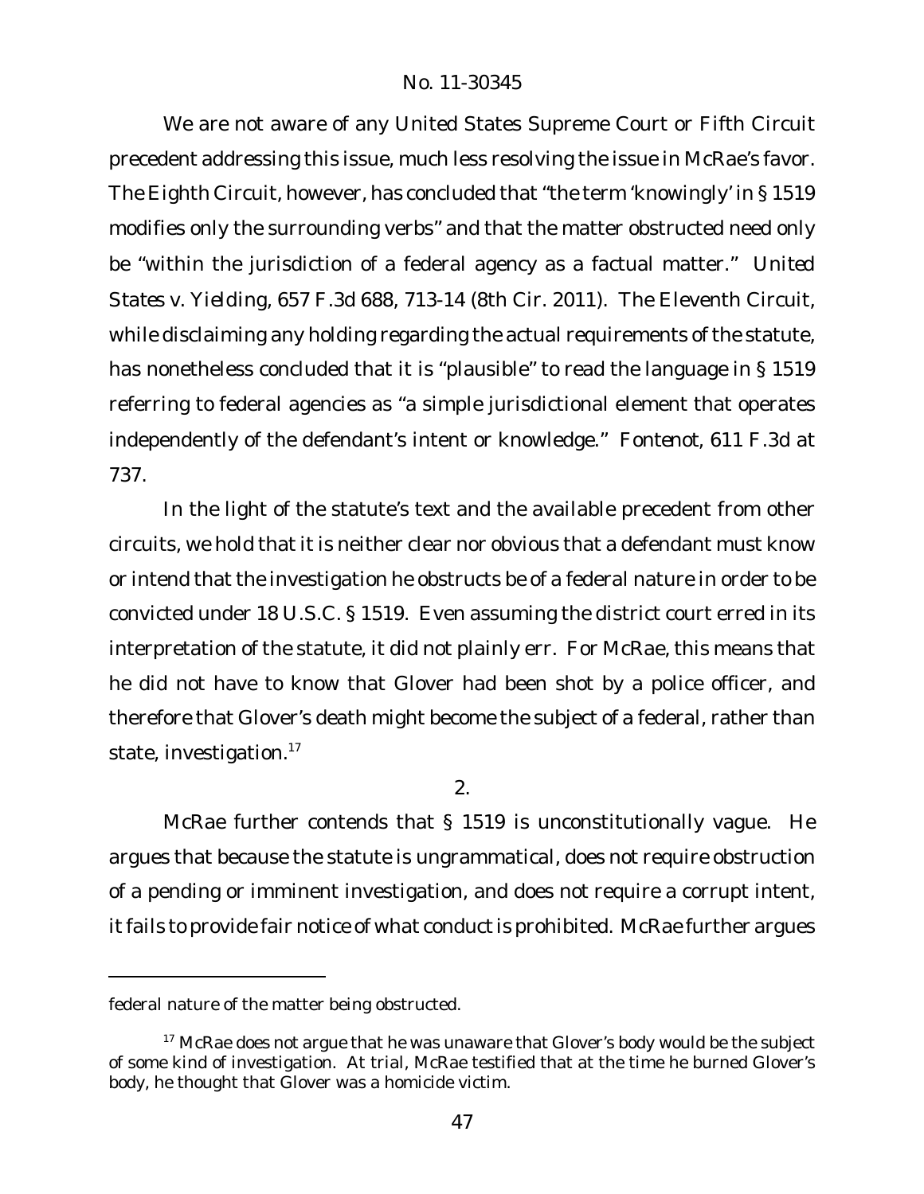We are not aware of any United States Supreme Court or Fifth Circuit precedent addressing this issue, much less resolving the issue in McRae's favor. The Eighth Circuit, however, has concluded that "the term 'knowingly' in § 1519 modifies only the surrounding verbs" and that the matter obstructed need only be "within the jurisdiction of a federal agency as a factual matter." *United States v. Yielding*, 657 F.3d 688, 713-14 (8th Cir. 2011). The Eleventh Circuit, while disclaiming any holding regarding the actual requirements of the statute, has nonetheless concluded that it is "plausible" to read the language in § 1519 referring to federal agencies as "a simple jurisdictional element that operates independently of the defendant's intent or knowledge." *Fontenot*, 611 F.3d at 737.

In the light of the statute's text and the available precedent from other circuits, we hold that it is neither clear nor obvious that a defendant must know or intend that the investigation he obstructs be of a federal nature in order to be convicted under 18 U.S.C. § 1519. Even assuming the district court erred in its interpretation of the statute, it did not plainly err. For McRae, this means that he did not have to know that Glover had been shot by a police officer, and therefore that Glover's death might become the subject of a federal, rather than state, investigation.[17]

2.

McRae further contends that § 1519 is unconstitutionally vague. He argues that because the statute is ungrammatical, does not require obstruction of a pending or imminent investigation, and does not require a corrupt intent, it fails to provide fair notice of what conduct is prohibited. McRae further argues

---

federal nature of the matter being obstructed.

[17] McRae does not argue that he was unaware that Glover's body would be the subject of some kind of investigation. At trial, McRae testified that at the time he burned Glover's body, he thought that Glover was a homicide victim.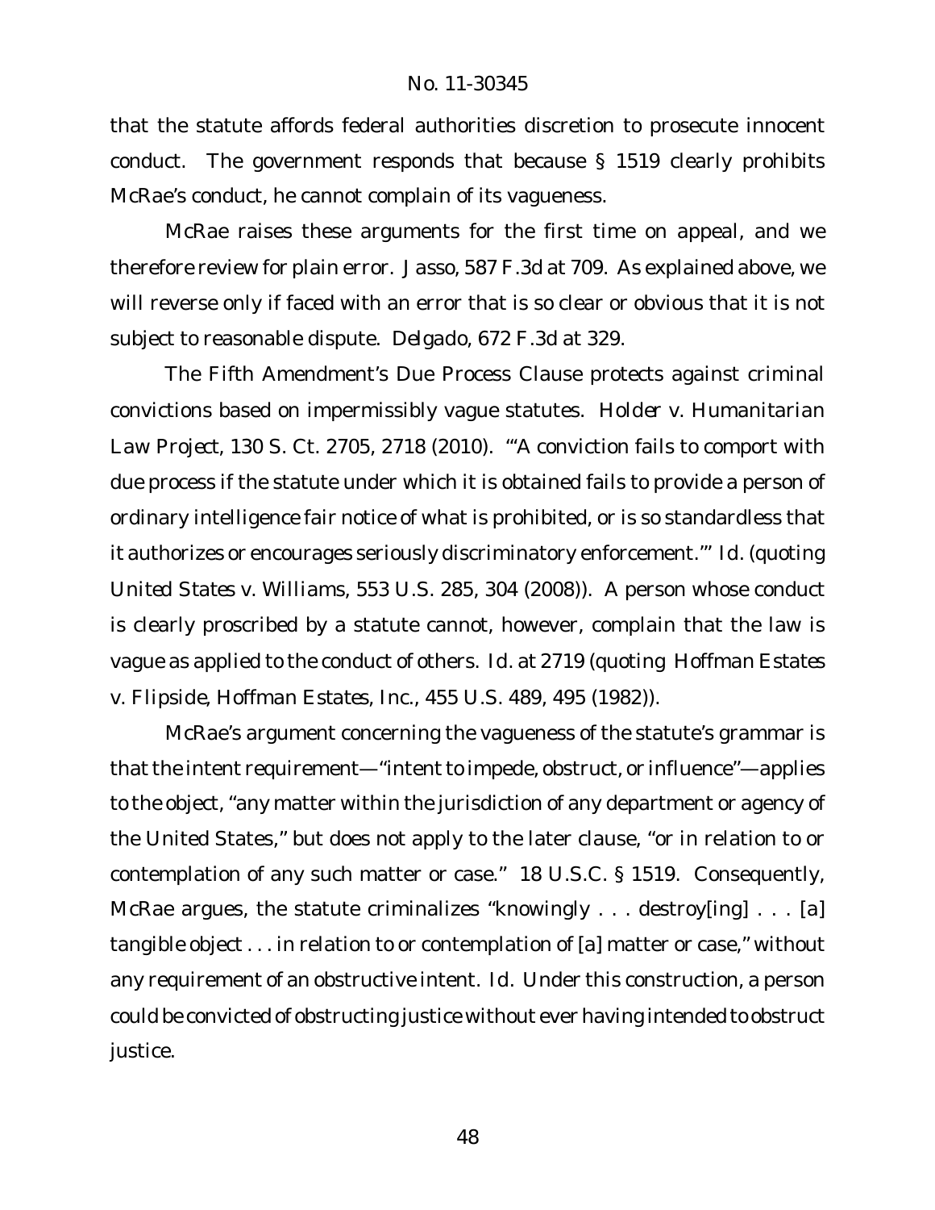that the statute affords federal authorities discretion to prosecute innocent conduct. The government responds that because § 1519 clearly prohibits McRae's conduct, he cannot complain of its vagueness.

McRae raises these arguments for the first time on appeal, and we therefore review for plain error. *Jasso*, 587 F.3d at 709. As explained above, we will reverse only if faced with an error that is so clear or obvious that it is not subject to reasonable dispute. *Delgado*, 672 F.3d at 329.

The Fifth Amendment's Due Process Clause protects against criminal convictions based on impermissibly vague statutes. *Holder v. Humanitarian Law Project*, 130 S. Ct. 2705, 2718 (2010). "'A conviction fails to comport with due process if the statute under which it is obtained fails to provide a person of ordinary intelligence fair notice of what is prohibited, or is so standardless that it authorizes or encourages seriously discriminatory enforcement.'" *Id.* (quoting *United States v. Williams*, 553 U.S. 285, 304 (2008)). A person whose conduct is clearly proscribed by a statute cannot, however, complain that the law is vague as applied to the conduct of others. *Id.* at 2719 (quoting *Hoffman Estates v. Flipside, Hoffman Estates, Inc.*, 455 U.S. 489, 495 (1982)).

McRae's argument concerning the vagueness of the statute's grammar is that the intent requirement—"intent to impede, obstruct, or influence"—applies to the object, "any matter within the jurisdiction of any department or agency of the United States," but does not apply to the later clause, "or in relation to or contemplation of any such matter or case." 18 U.S.C. § 1519. Consequently, McRae argues, the statute criminalizes "knowingly . . . destroy[ing] . . . [a] tangible object . . . in relation to or contemplation of [a] matter or case," without any requirement of an obstructive intent. *Id.* Under this construction, a person could be convicted of obstructing justice without ever having intended to obstruct justice.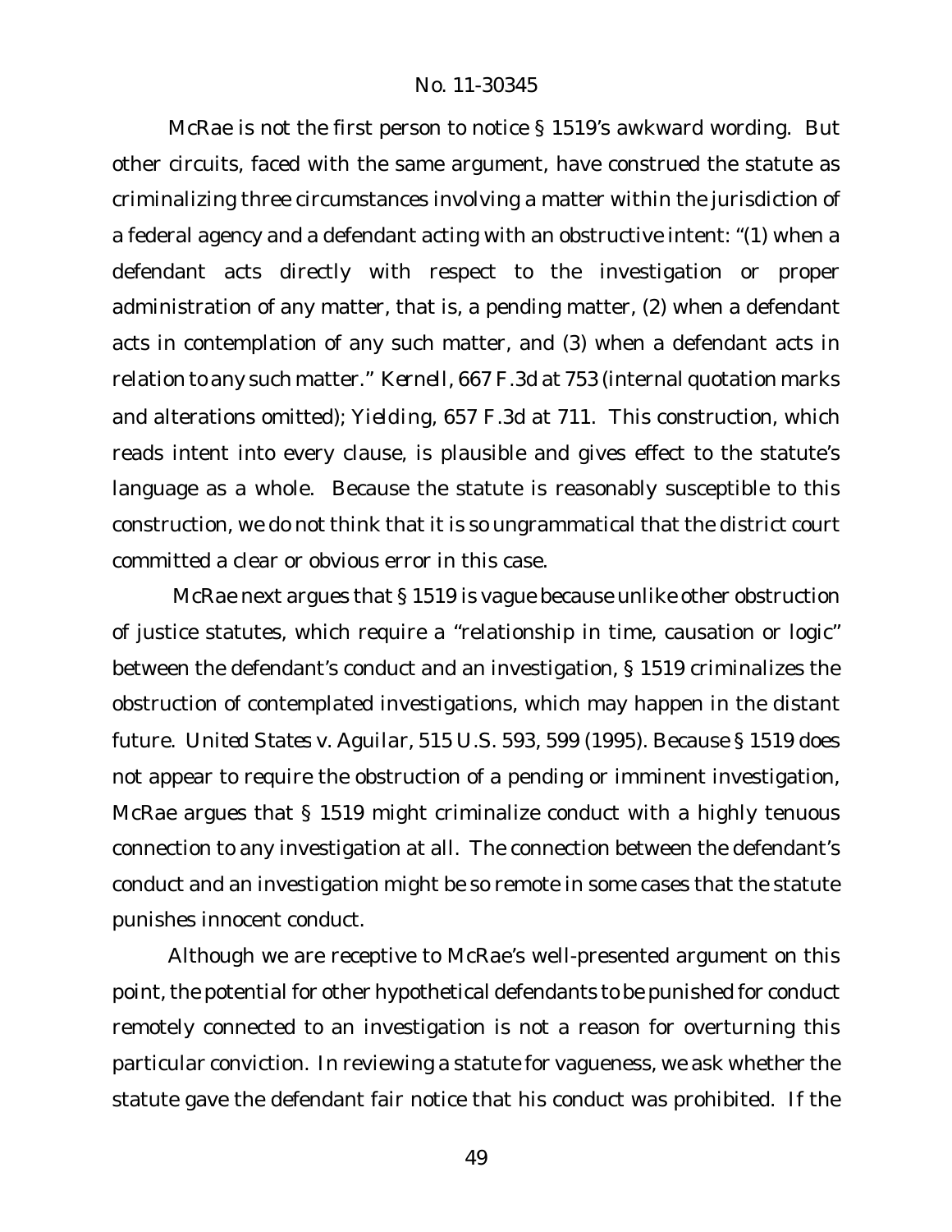McRae is not the first person to notice § 1519's awkward wording. But other circuits, faced with the same argument, have construed the statute as criminalizing three circumstances involving a matter within the jurisdiction of a federal agency and a defendant acting with an obstructive intent: "(1) when a defendant acts directly with respect to the investigation or proper administration of any matter, that is, a pending matter, (2) when a defendant acts in contemplation of any such matter, and (3) when a defendant acts in relation to any such matter." *Kernell*, 667 F.3d at 753 (internal quotation marks and alterations omitted); *Yielding*, 657 F.3d at 711. This construction, which reads intent into every clause, is plausible and gives effect to the statute's language as a whole. Because the statute is reasonably susceptible to this construction, we do not think that it is so ungrammatical that the district court committed a clear or obvious error in this case.

McRae next argues that § 1519 is vague because unlike other obstruction of justice statutes, which require a "relationship in time, causation or logic" between the defendant's conduct and an investigation, § 1519 criminalizes the obstruction of contemplated investigations, which may happen in the distant future. *United States v. Aguilar*, 515 U.S. 593, 599 (1995). Because § 1519 does not appear to require the obstruction of a pending or imminent investigation, McRae argues that § 1519 might criminalize conduct with a highly tenuous connection to any investigation at all. The connection between the defendant's conduct and an investigation might be so remote in some cases that the statute punishes innocent conduct.

Although we are receptive to McRae's well-presented argument on this point, the potential for other hypothetical defendants to be punished for conduct remotely connected to an investigation is not a reason for overturning this particular conviction. In reviewing a statute for vagueness, we ask whether the statute gave the defendant fair notice that his conduct was prohibited. If the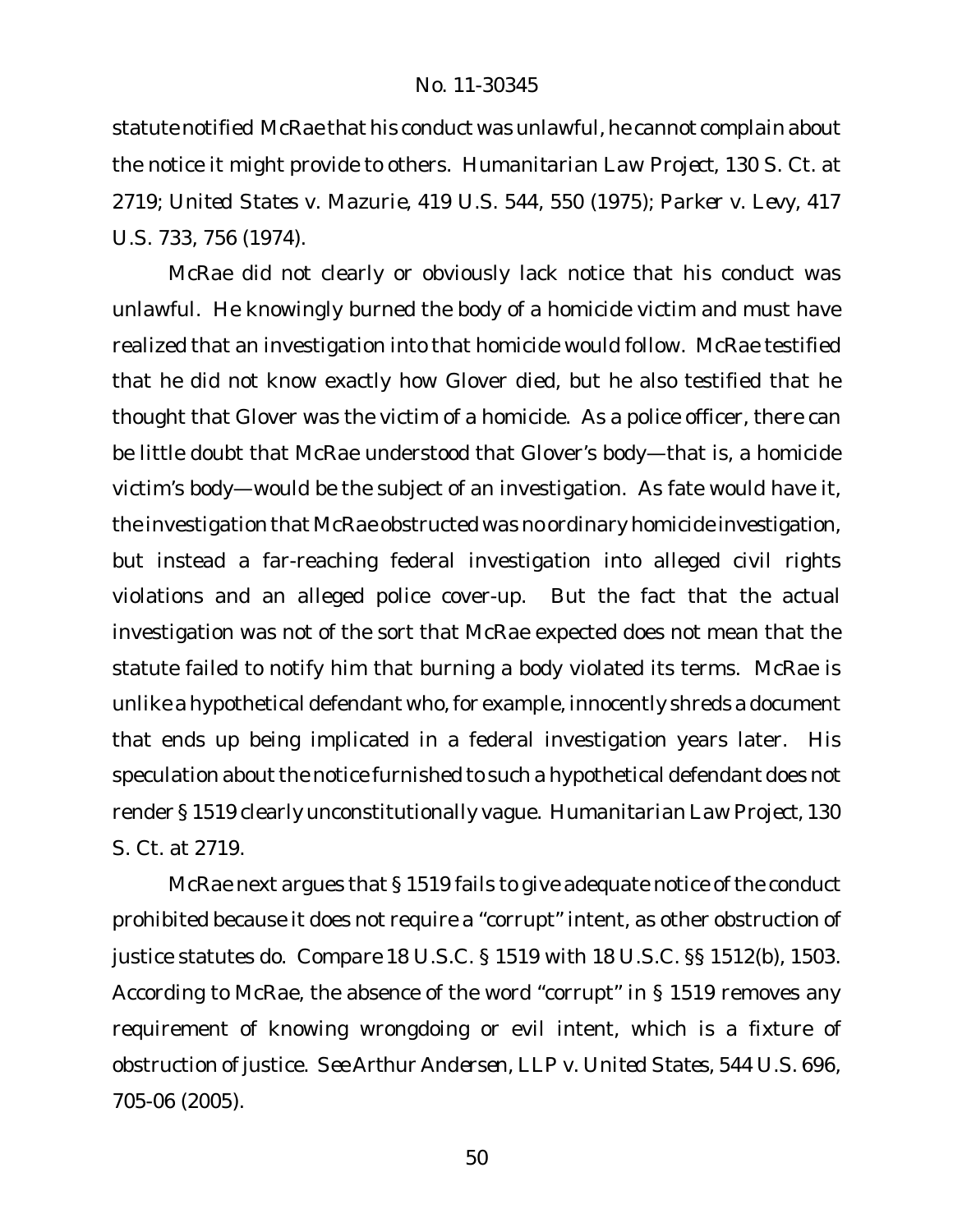statute notified McRae that his conduct was unlawful, he cannot complain about the notice it might provide to others. *Humanitarian Law Project*, 130 S. Ct. at 2719; *United States v. Mazurie*, 419 U.S. 544, 550 (1975); *Parker v. Levy*, 417 U.S. 733, 756 (1974).

McRae did not clearly or obviously lack notice that his conduct was unlawful. He knowingly burned the body of a homicide victim and must have realized that an investigation into that homicide would follow. McRae testified that he did not know exactly how Glover died, but he also testified that he thought that Glover was the victim of a homicide. As a police officer, there can be little doubt that McRae understood that Glover's body—that is, a homicide victim's body—would be the subject of an investigation. As fate would have it, the investigation that McRae obstructed was no ordinary homicide investigation, but instead a far-reaching federal investigation into alleged civil rights violations and an alleged police cover-up. But the fact that the actual investigation was not of the sort that McRae expected does not mean that the statute failed to notify him that burning a body violated its terms. McRae is unlike a hypothetical defendant who, for example, innocently shreds a document that ends up being implicated in a federal investigation years later. His speculation about the notice furnished to such a hypothetical defendant does not render § 1519 clearly unconstitutionally vague. *Humanitarian Law Project*, 130 S. Ct. at 2719.

McRae next argues that § 1519 fails to give adequate notice of the conduct prohibited because it does not require a "corrupt" intent, as other obstruction of justice statutes do. *Compare* 18 U.S.C. § 1519 *with* 18 U.S.C. §§ 1512(b), 1503. According to McRae, the absence of the word "corrupt" in § 1519 removes any requirement of knowing wrongdoing or evil intent, which is a fixture of obstruction of justice. *See Arthur Andersen, LLP v. United States*, 544 U.S. 696, 705-06 (2005).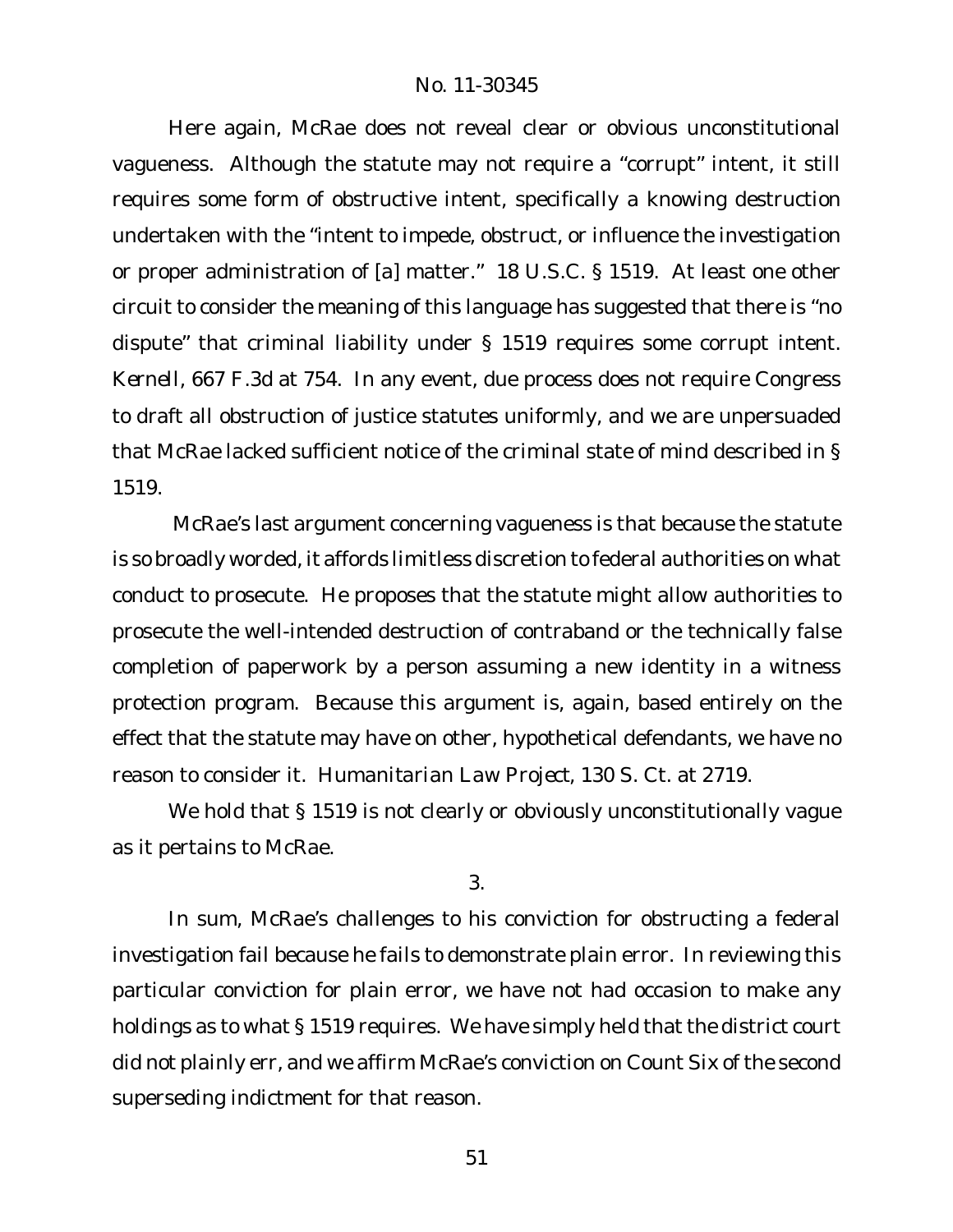Here again, McRae does not reveal clear or obvious unconstitutional vagueness. Although the statute may not require a "corrupt" intent, it still requires some form of obstructive intent, specifically a knowing destruction undertaken with the "intent to impede, obstruct, or influence the investigation or proper administration of [a] matter." 18 U.S.C. § 1519. At least one other circuit to consider the meaning of this language has suggested that there is "no dispute" that criminal liability under § 1519 requires some corrupt intent. *Kernell*, 667 F.3d at 754. In any event, due process does not require Congress to draft all obstruction of justice statutes uniformly, and we are unpersuaded that McRae lacked sufficient notice of the criminal state of mind described in § 1519.

McRae's last argument concerning vagueness is that because the statute is so broadly worded, it affords limitless discretion to federal authorities on what conduct to prosecute. He proposes that the statute might allow authorities to prosecute the well-intended destruction of contraband or the technically false completion of paperwork by a person assuming a new identity in a witness protection program. Because this argument is, again, based entirely on the effect that the statute may have on other, hypothetical defendants, we have no reason to consider it. *Humanitarian Law Project*, 130 S. Ct. at 2719.

We hold that § 1519 is not clearly or obviously unconstitutionally vague as it pertains to McRae.

3.

In sum, McRae's challenges to his conviction for obstructing a federal investigation fail because he fails to demonstrate plain error. In reviewing this particular conviction for plain error, we have not had occasion to make any holdings as to what § 1519 requires. We have simply held that the district court did not plainly err, and we affirm McRae's conviction on Count Six of the second superseding indictment for that reason.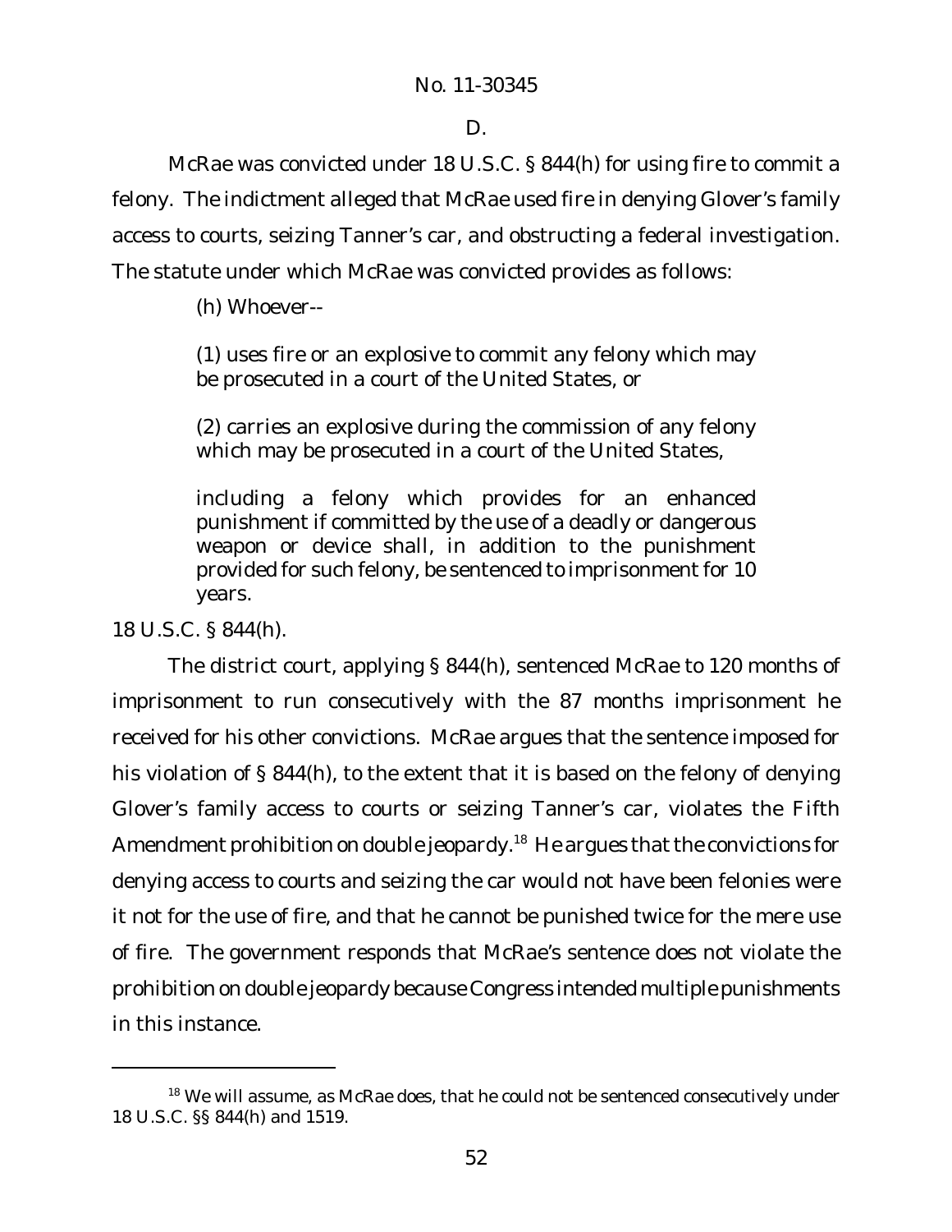D.

McRae was convicted under 18 U.S.C. § 844(h) for using fire to commit a felony. The indictment alleged that McRae used fire in denying Glover's family access to courts, seizing Tanner's car, and obstructing a federal investigation. The statute under which McRae was convicted provides as follows:

> (h) Whoever--
>
> (1) uses fire or an explosive to commit any felony which may be prosecuted in a court of the United States, or
>
> (2) carries an explosive during the commission of any felony which may be prosecuted in a court of the United States,
>
> including a felony which provides for an enhanced punishment if committed by the use of a deadly or dangerous weapon or device shall, in addition to the punishment provided for such felony, be sentenced to imprisonment for 10 years.

18 U.S.C. § 844(h).

The district court, applying § 844(h), sentenced McRae to 120 months of imprisonment to run consecutively with the 87 months imprisonment he received for his other convictions. McRae argues that the sentence imposed for his violation of § 844(h), to the extent that it is based on the felony of denying Glover's family access to courts or seizing Tanner's car, violates the Fifth Amendment prohibition on double jeopardy.[18] He argues that the convictions for denying access to courts and seizing the car would not have been felonies were it not for the use of fire, and that he cannot be punished twice for the mere use of fire. The government responds that McRae's sentence does not violate the prohibition on double jeopardy because Congress intended multiple punishments in this instance.

---

[18] We will assume, as McRae does, that he could not be sentenced consecutively under 18 U.S.C. §§ 844(h) and 1519.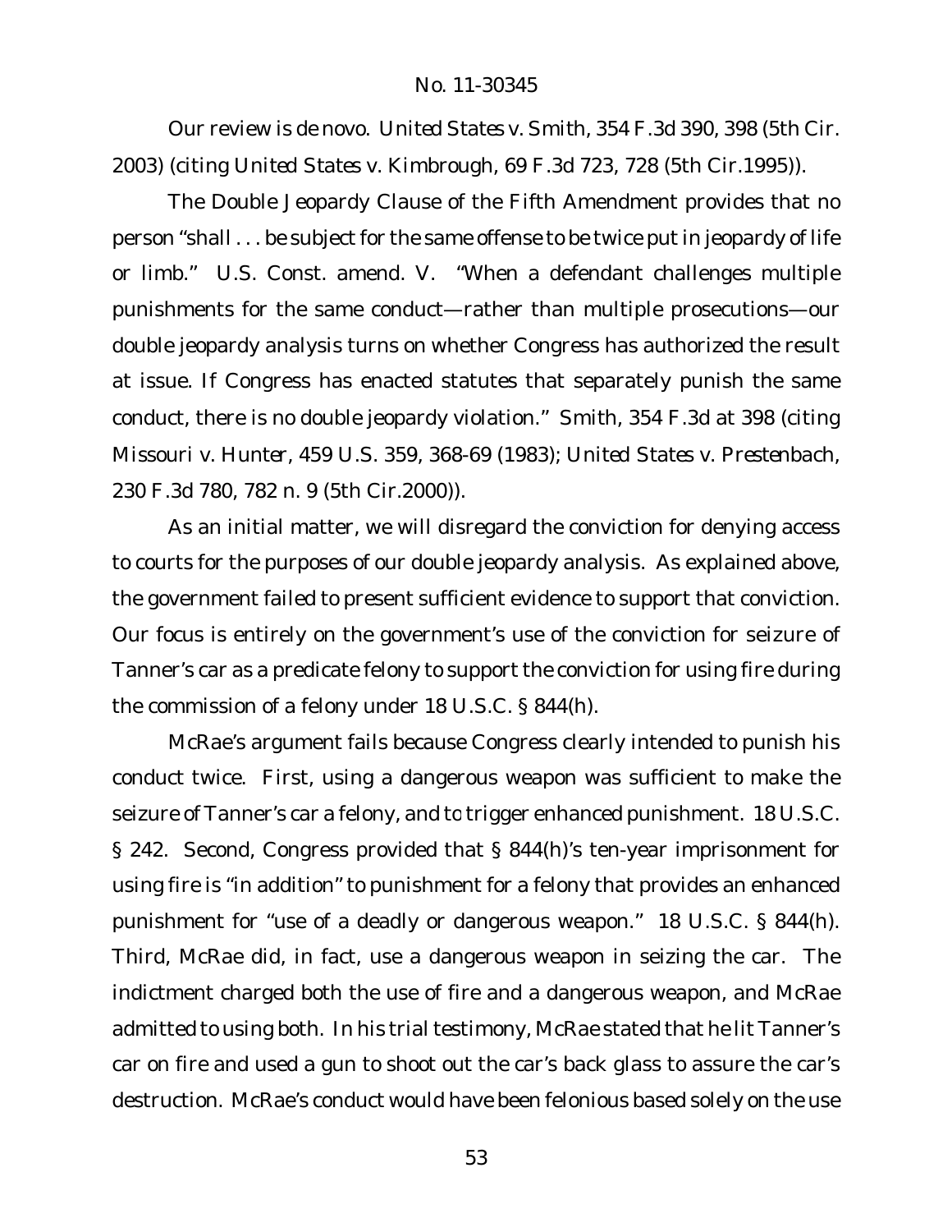Our review is *de novo*. *United States v. Smith*, 354 F.3d 390, 398 (5th Cir. 2003) (citing *United States v. Kimbrough*, 69 F.3d 723, 728 (5th Cir.1995)).

The Double Jeopardy Clause of the Fifth Amendment provides that no person "shall . . . be subject for the same offense to be twice put in jeopardy of life or limb." U.S. Const. amend. V. "When a defendant challenges multiple punishments for the same conduct—rather than multiple prosecutions—our double jeopardy analysis turns on whether Congress has authorized the result at issue. If Congress has enacted statutes that separately punish the same conduct, there is no double jeopardy violation." *Smith*, 354 F.3d at 398 (citing *Missouri v. Hunter*, 459 U.S. 359, 368-69 (1983); *United States v. Prestenbach*, 230 F.3d 780, 782 n. 9 (5th Cir.2000)).

As an initial matter, we will disregard the conviction for denying access to courts for the purposes of our double jeopardy analysis. As explained above, the government failed to present sufficient evidence to support that conviction. Our focus is entirely on the government's use of the conviction for seizure of Tanner's car as a predicate felony to support the conviction for using fire during the commission of a felony under 18 U.S.C. § 844(h).

McRae's argument fails because Congress clearly intended to punish his conduct twice. First, using a dangerous weapon was sufficient to make the seizure of Tanner's car a felony, and to trigger enhanced punishment. 18 U.S.C. § 242. Second, Congress provided that § 844(h)'s ten-year imprisonment for using fire is "in addition" to punishment for a felony that provides an enhanced punishment for "use of a deadly or dangerous weapon." 18 U.S.C. § 844(h). Third, McRae did, in fact, use a dangerous weapon in seizing the car. The indictment charged both the use of fire and a dangerous weapon, and McRae admitted to using both. In his trial testimony, McRae stated that he lit Tanner's car on fire and used a gun to shoot out the car's back glass to assure the car's destruction. McRae's conduct would have been felonious based solely on the use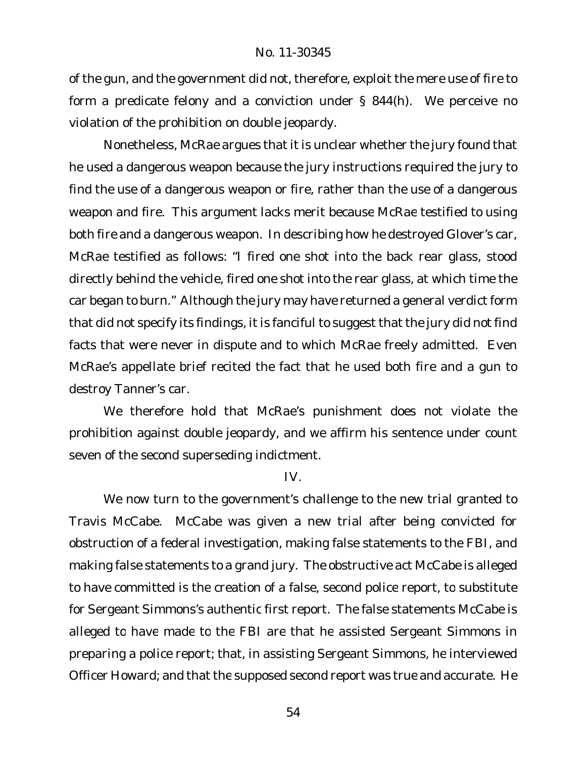of the gun, and the government did not, therefore, exploit the mere use of fire to form a predicate felony and a conviction under § 844(h). We perceive no violation of the prohibition on double jeopardy.

Nonetheless, McRae argues that it is unclear whether the jury found that he used a dangerous weapon because the jury instructions required the jury to find the use of a dangerous weapon or fire, rather than the use of a dangerous weapon and fire. This argument lacks merit because McRae testified to using both fire and a dangerous weapon. In describing how he destroyed Glover's car, McRae testified as follows: "I fired one shot into the back rear glass, stood directly behind the vehicle, fired one shot into the rear glass, at which time the car began to burn." Although the jury may have returned a general verdict form that did not specify its findings, it is fanciful to suggest that the jury did not find facts that were never in dispute and to which McRae freely admitted. Even McRae's appellate brief recited the fact that he used both fire and a gun to destroy Tanner's car.

We therefore hold that McRae's punishment does not violate the prohibition against double jeopardy, and we affirm his sentence under count seven of the second superseding indictment.

## IV.

We now turn to the government's challenge to the new trial granted to Travis McCabe. McCabe was given a new trial after being convicted for obstruction of a federal investigation, making false statements to the FBI, and making false statements to a grand jury. The obstructive act McCabe is alleged to have committed is the creation of a false, second police report, to substitute for Sergeant Simmons's authentic first report. The false statements McCabe is alleged to have made to the FBI are that he assisted Sergeant Simmons in preparing a police report; that, in assisting Sergeant Simmons, he interviewed Officer Howard; and that the supposed second report was true and accurate. He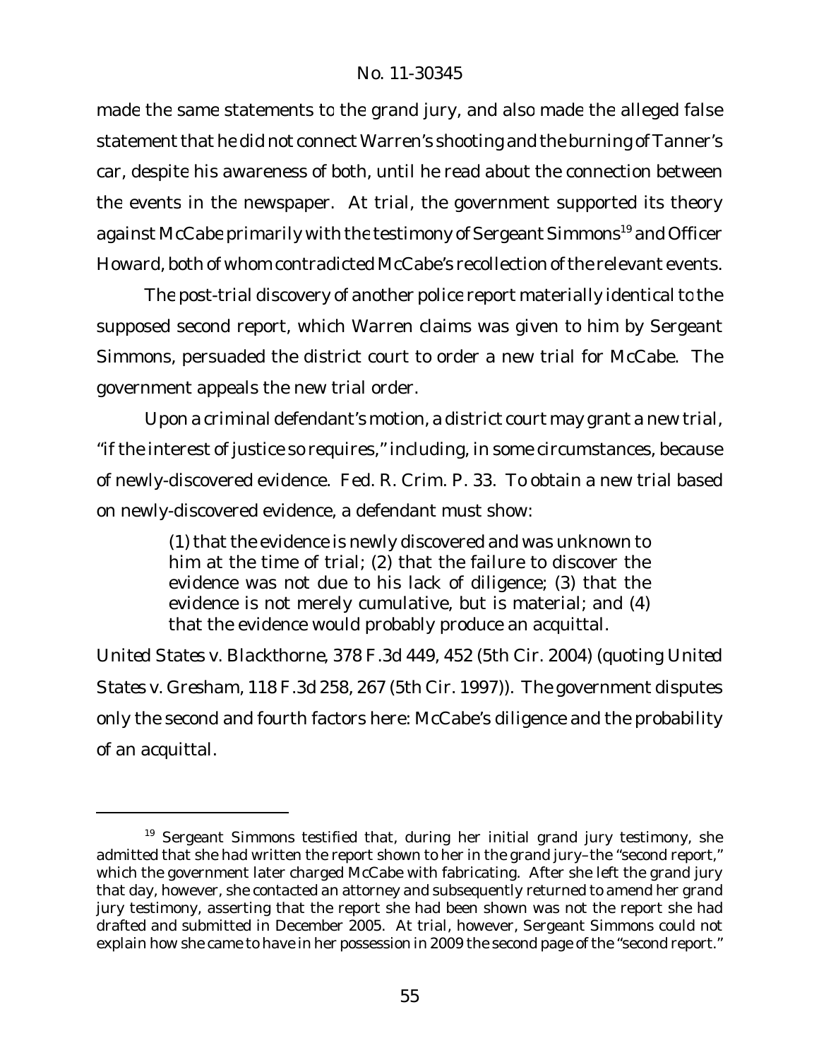made the same statements to the grand jury, and also made the alleged false statement that he did not connect Warren's shooting and the burning of Tanner's car, despite his awareness of both, until he read about the connection between the events in the newspaper. At trial, the government supported its theory against McCabe primarily with the testimony of Sergeant Simmons[19] and Officer Howard, both of whom contradicted McCabe's recollection of the relevant events.

The post-trial discovery of another police report materially identical to the supposed second report, which Warren claims was given to him by Sergeant Simmons, persuaded the district court to order a new trial for McCabe. The government appeals the new trial order.

Upon a criminal defendant's motion, a district court may grant a new trial, "if the interest of justice so requires," including, in some circumstances, because of newly-discovered evidence. Fed. R. Crim. P. 33. To obtain a new trial based on newly-discovered evidence, a defendant must show:

> (1) that the evidence is newly discovered and was unknown to him at the time of trial; (2) that the failure to discover the evidence was not due to his lack of diligence; (3) that the evidence is not merely cumulative, but is material; and (4) that the evidence would probably produce an acquittal.

*United States v. Blackthorne*, 378 F.3d 449, 452 (5th Cir. 2004) (quoting *United States v. Gresham*, 118 F.3d 258, 267 (5th Cir. 1997)). The government disputes only the second and fourth factors here: McCabe's diligence and the probability of an acquittal.

---

[19] Sergeant Simmons testified that, during her initial grand jury testimony, she admitted that she had written the report shown to her in the grand jury–the "second report," which the government later charged McCabe with fabricating. After she left the grand jury that day, however, she contacted an attorney and subsequently returned to amend her grand jury testimony, asserting that the report she had been shown was not the report she had drafted and submitted in December 2005. At trial, however, Sergeant Simmons could not explain how she came to have in her possession in 2009 the second page of the "second report."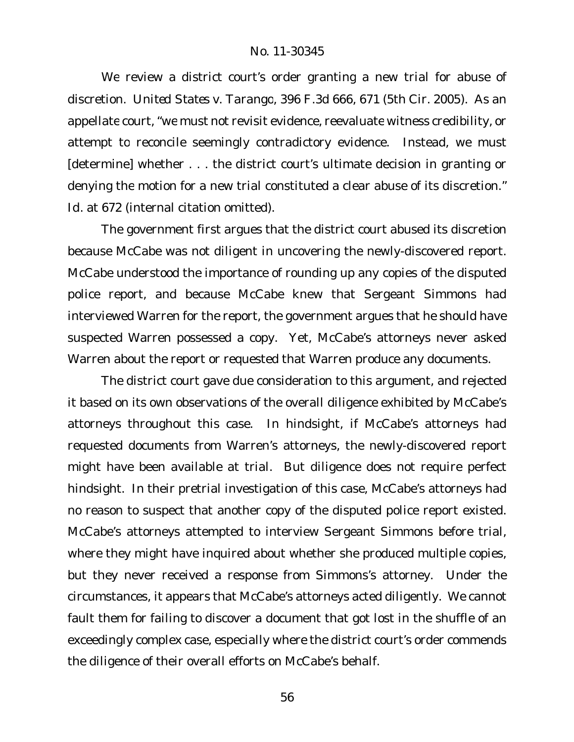We review a district court's order granting a new trial for abuse of discretion. *United States v. Tarango*, 396 F.3d 666, 671 (5th Cir. 2005). As an appellate court, "we must not revisit evidence, reevaluate witness credibility, or attempt to reconcile seemingly contradictory evidence. Instead, we must [determine] whether . . . the district court's ultimate decision in granting or denying the motion for a new trial constituted a clear abuse of its discretion." *Id.* at 672 (internal citation omitted).

The government first argues that the district court abused its discretion because McCabe was not diligent in uncovering the newly-discovered report. McCabe understood the importance of rounding up any copies of the disputed police report, and because McCabe knew that Sergeant Simmons had interviewed Warren for the report, the government argues that he should have suspected Warren possessed a copy. Yet, McCabe's attorneys never asked Warren about the report or requested that Warren produce any documents.

The district court gave due consideration to this argument, and rejected it based on its own observations of the overall diligence exhibited by McCabe's attorneys throughout this case. In hindsight, if McCabe's attorneys had requested documents from Warren's attorneys, the newly-discovered report might have been available at trial. But diligence does not require perfect hindsight. In their pretrial investigation of this case, McCabe's attorneys had no reason to suspect that another copy of the disputed police report existed. McCabe's attorneys attempted to interview Sergeant Simmons before trial, where they might have inquired about whether she produced multiple copies, but they never received a response from Simmons's attorney. Under the circumstances, it appears that McCabe's attorneys acted diligently. We cannot fault them for failing to discover a document that got lost in the shuffle of an exceedingly complex case, especially where the district court's order commends the diligence of their overall efforts on McCabe's behalf.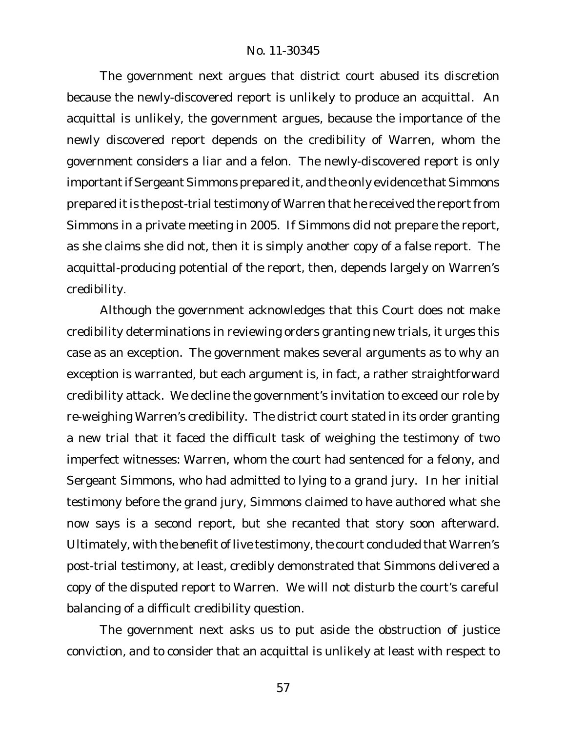The government next argues that district court abused its discretion because the newly-discovered report is unlikely to produce an acquittal. An acquittal is unlikely, the government argues, because the importance of the newly discovered report depends on the credibility of Warren, whom the government considers a liar and a felon. The newly-discovered report is only important if Sergeant Simmons prepared it, and the only evidence that Simmons prepared it is the post-trial testimony of Warren that he received the report from Simmons in a private meeting in 2005. If Simmons did not prepare the report, as she claims she did not, then it is simply another copy of a false report. The acquittal-producing potential of the report, then, depends largely on Warren's credibility.

Although the government acknowledges that this Court does not make credibility determinations in reviewing orders granting new trials, it urges this case as an exception. The government makes several arguments as to why an exception is warranted, but each argument is, in fact, a rather straightforward credibility attack. We decline the government's invitation to exceed our role by re-weighing Warren's credibility. The district court stated in its order granting a new trial that it faced the difficult task of weighing the testimony of two imperfect witnesses: Warren, whom the court had sentenced for a felony, and Sergeant Simmons, who had admitted to lying to a grand jury. In her initial testimony before the grand jury, Simmons claimed to have authored what she now says is a second report, but she recanted that story soon afterward. Ultimately, with the benefit of live testimony, the court concluded that Warren's post-trial testimony, at least, credibly demonstrated that Simmons delivered a copy of the disputed report to Warren. We will not disturb the court's careful balancing of a difficult credibility question.

The government next asks us to put aside the obstruction of justice conviction, and to consider that an acquittal is unlikely at least with respect to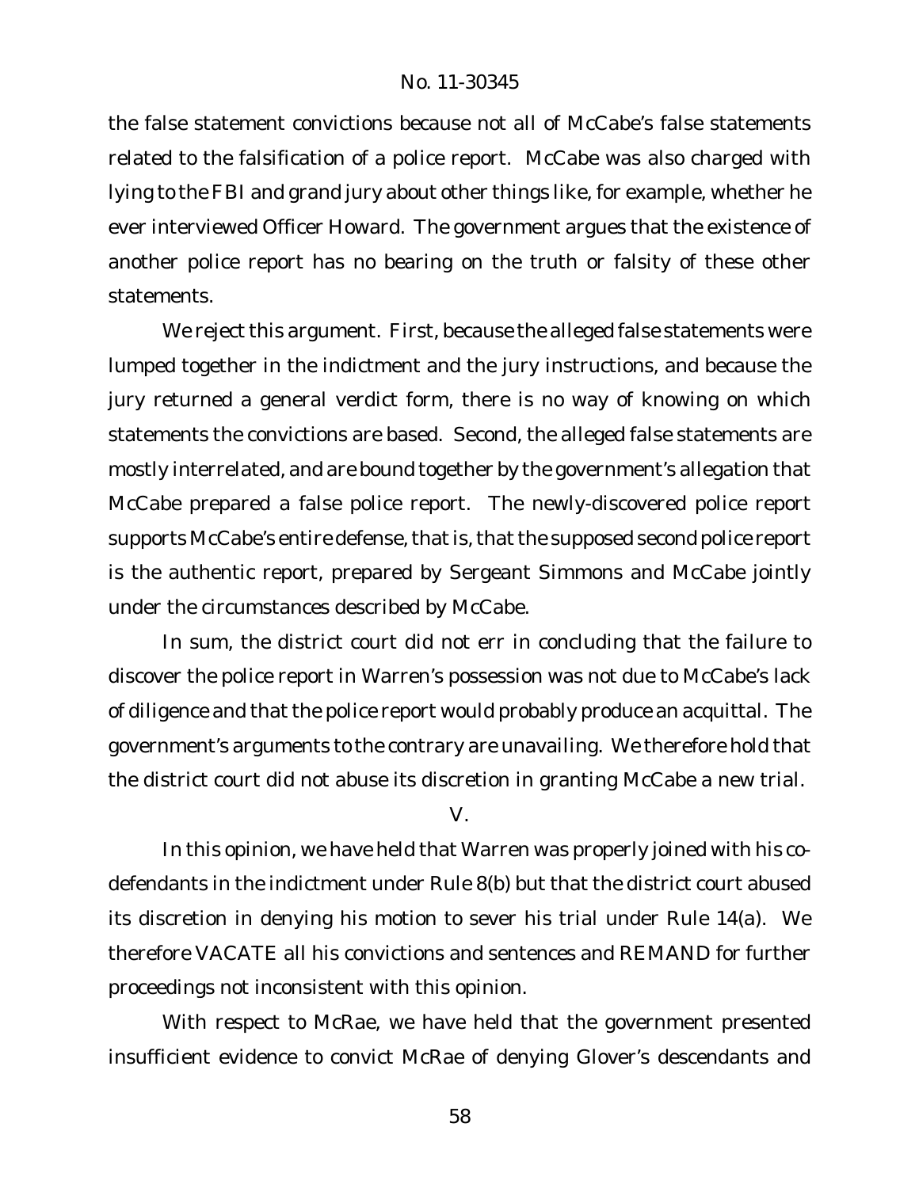the false statement convictions because not all of McCabe's false statements related to the falsification of a police report. McCabe was also charged with lying to the FBI and grand jury about other things like, for example, whether he ever interviewed Officer Howard. The government argues that the existence of another police report has no bearing on the truth or falsity of these other statements.

We reject this argument. First, because the alleged false statements were lumped together in the indictment and the jury instructions, and because the jury returned a general verdict form, there is no way of knowing on which statements the convictions are based. Second, the alleged false statements are mostly interrelated, and are bound together by the government's allegation that McCabe prepared a false police report. The newly-discovered police report supports McCabe's entire defense, that is, that the supposed second police report is the authentic report, prepared by Sergeant Simmons and McCabe jointly under the circumstances described by McCabe.

In sum, the district court did not err in concluding that the failure to discover the police report in Warren's possession was not due to McCabe's lack of diligence and that the police report would probably produce an acquittal. The government's arguments to the contrary are unavailing. We therefore hold that the district court did not abuse its discretion in granting McCabe a new trial.

## V.

In this opinion, we have held that Warren was properly joined with his co-defendants in the indictment under Rule 8(b) but that the district court abused its discretion in denying his motion to sever his trial under Rule 14(a). We therefore VACATE all his convictions and sentences and REMAND for further proceedings not inconsistent with this opinion.

With respect to McRae, we have held that the government presented insufficient evidence to convict McRae of denying Glover's descendants and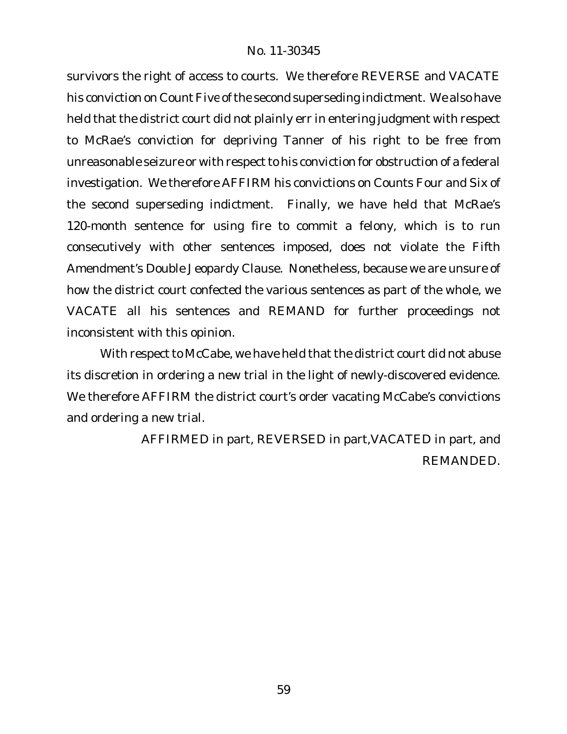survivors the right of access to courts. We therefore REVERSE and VACATE his conviction on Count Five of the second superseding indictment. We also have held that the district court did not plainly err in entering judgment with respect to McRae's conviction for depriving Tanner of his right to be free from unreasonable seizure or with respect to his conviction for obstruction of a federal investigation. We therefore AFFIRM his convictions on Counts Four and Six of the second superseding indictment. Finally, we have held that McRae's 120-month sentence for using fire to commit a felony, which is to run consecutively with other sentences imposed, does not violate the Fifth Amendment's Double Jeopardy Clause. Nonetheless, because we are unsure of how the district court confected the various sentences as part of the whole, we VACATE all his sentences and REMAND for further proceedings not inconsistent with this opinion.

With respect to McCabe, we have held that the district court did not abuse its discretion in ordering a new trial in the light of newly-discovered evidence. We therefore AFFIRM the district court's order vacating McCabe's convictions and ordering a new trial.

AFFIRMED in part, REVERSED in part,VACATED in part, and REMANDED.